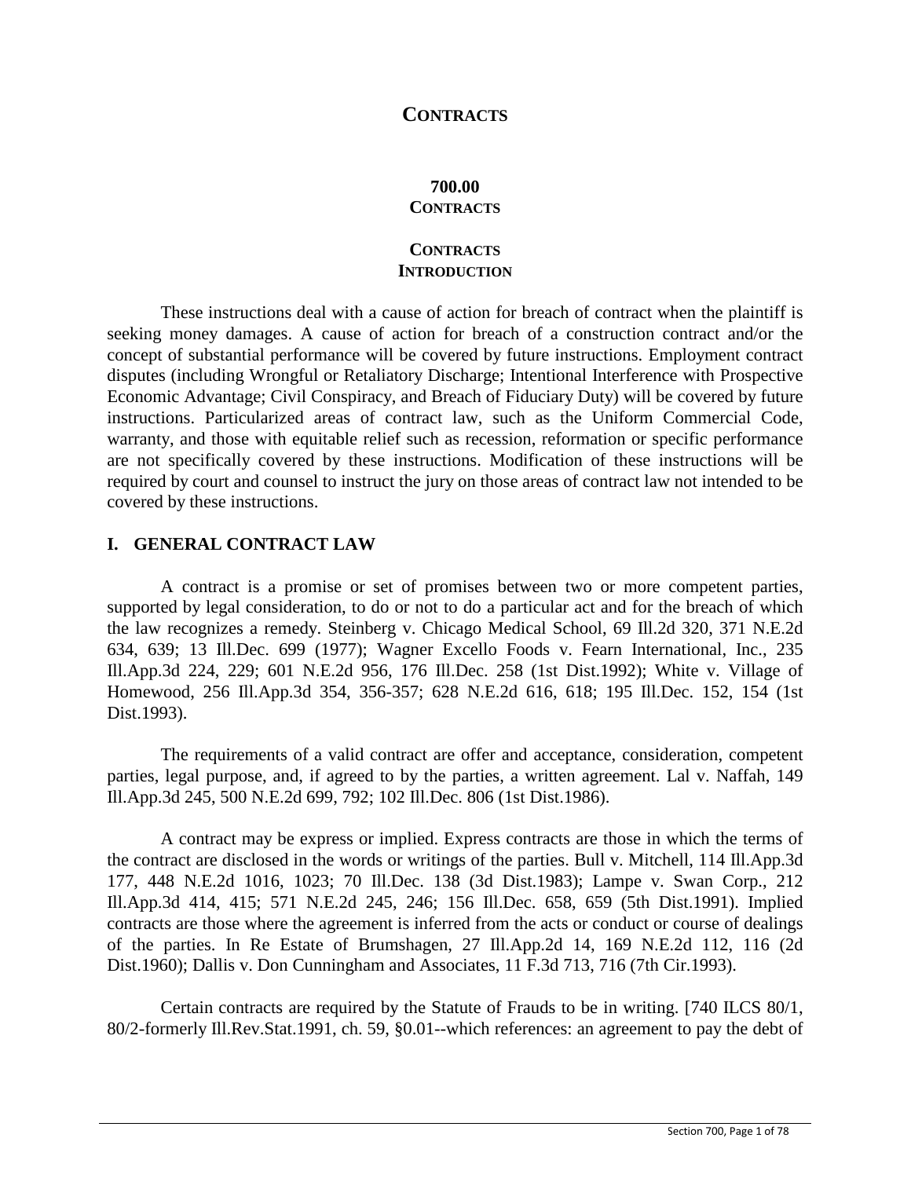# CONTRACTS

## 700.00
## CONTRACTS

### CONTRACTS
### INTRODUCTION

These instructions deal with a cause of action for breach of contract when the plaintiff is seeking money damages. A cause of action for breach of a construction contract and/or the concept of substantial performance will be covered by future instructions. Employment contract disputes (including Wrongful or Retaliatory Discharge; Intentional Interference with Prospective Economic Advantage; Civil Conspiracy, and Breach of Fiduciary Duty) will be covered by future instructions. Particularized areas of contract law, such as the Uniform Commercial Code, warranty, and those with equitable relief such as recession, reformation or specific performance are not specifically covered by these instructions. Modification of these instructions will be required by court and counsel to instruct the jury on those areas of contract law not intended to be covered by these instructions.

## I. GENERAL CONTRACT LAW

A contract is a promise or set of promises between two or more competent parties, supported by legal consideration, to do or not to do a particular act and for the breach of which the law recognizes a remedy. Steinberg v. Chicago Medical School, 69 Ill.2d 320, 371 N.E.2d 634, 639; 13 Ill.Dec. 699 (1977); Wagner Excello Foods v. Fearn International, Inc., 235 Ill.App.3d 224, 229; 601 N.E.2d 956, 176 Ill.Dec. 258 (1st Dist.1992); White v. Village of Homewood, 256 Ill.App.3d 354, 356-357; 628 N.E.2d 616, 618; 195 Ill.Dec. 152, 154 (1st Dist.1993).

The requirements of a valid contract are offer and acceptance, consideration, competent parties, legal purpose, and, if agreed to by the parties, a written agreement. Lal v. Naffah, 149 Ill.App.3d 245, 500 N.E.2d 699, 792; 102 Ill.Dec. 806 (1st Dist.1986).

A contract may be express or implied. Express contracts are those in which the terms of the contract are disclosed in the words or writings of the parties. Bull v. Mitchell, 114 Ill.App.3d 177, 448 N.E.2d 1016, 1023; 70 Ill.Dec. 138 (3d Dist.1983); Lampe v. Swan Corp., 212 Ill.App.3d 414, 415; 571 N.E.2d 245, 246; 156 Ill.Dec. 658, 659 (5th Dist.1991). Implied contracts are those where the agreement is inferred from the acts or conduct or course of dealings of the parties. In Re Estate of Brumshagen, 27 Ill.App.2d 14, 169 N.E.2d 112, 116 (2d Dist.1960); Dallis v. Don Cunningham and Associates, 11 F.3d 713, 716 (7th Cir.1993).

Certain contracts are required by the Statute of Frauds to be in writing. [740 ILCS 80/1, 80/2-formerly Ill.Rev.Stat.1991, ch. 59, §0.01--which references: an agreement to pay the debt of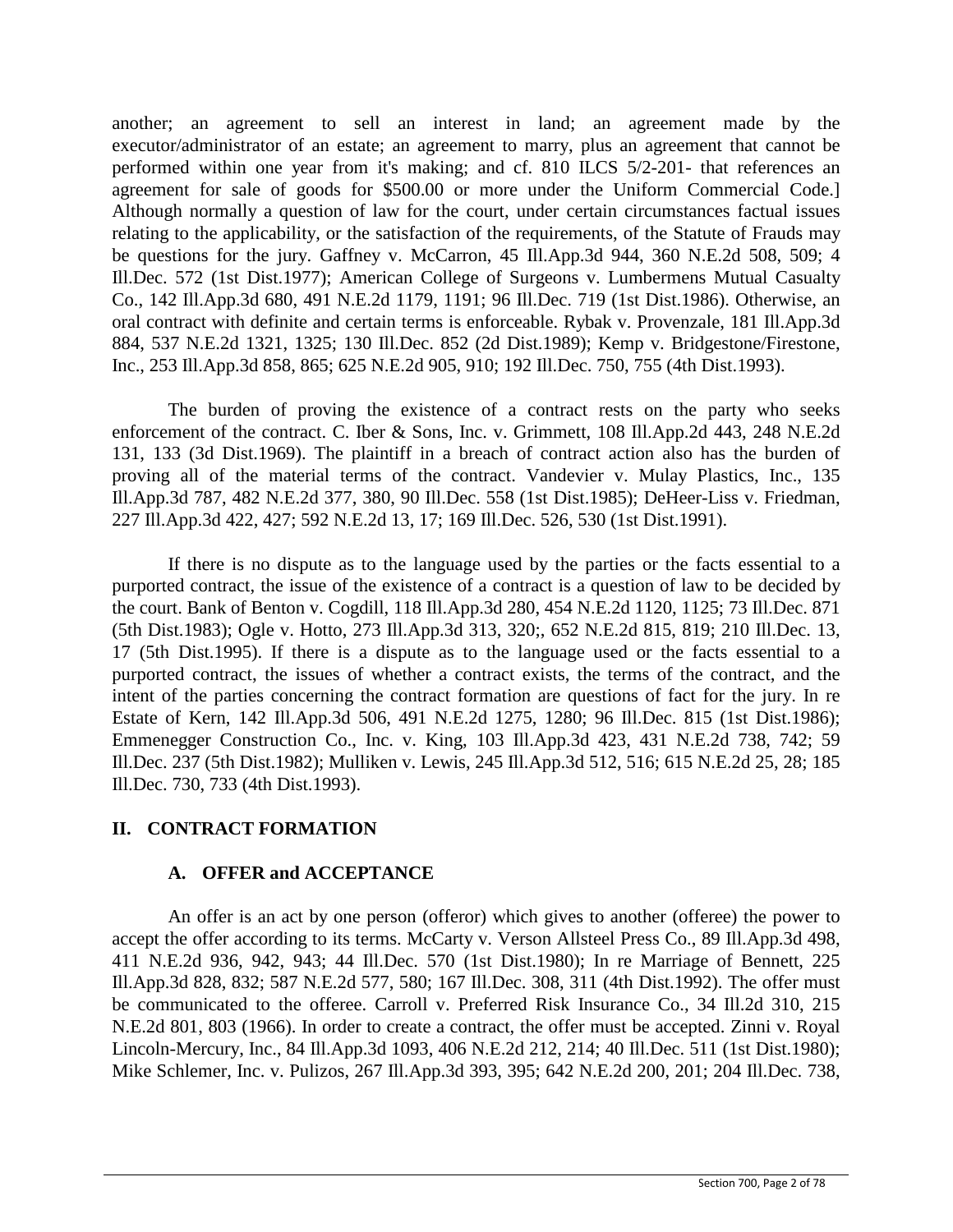another; an agreement to sell an interest in land; an agreement made by the executor/administrator of an estate; an agreement to marry, plus an agreement that cannot be performed within one year from it's making; and cf. 810 ILCS 5/2-201- that references an agreement for sale of goods for $500.00 or more under the Uniform Commercial Code.] Although normally a question of law for the court, under certain circumstances factual issues relating to the applicability, or the satisfaction of the requirements, of the Statute of Frauds may be questions for the jury. Gaffney v. McCarron, 45 Ill.App.3d 944, 360 N.E.2d 508, 509; 4 Ill.Dec. 572 (1st Dist.1977); American College of Surgeons v. Lumbermens Mutual Casualty Co., 142 Ill.App.3d 680, 491 N.E.2d 1179, 1191; 96 Ill.Dec. 719 (1st Dist.1986). Otherwise, an oral contract with definite and certain terms is enforceable. Rybak v. Provenzale, 181 Ill.App.3d 884, 537 N.E.2d 1321, 1325; 130 Ill.Dec. 852 (2d Dist.1989); Kemp v. Bridgestone/Firestone, Inc., 253 Ill.App.3d 858, 865; 625 N.E.2d 905, 910; 192 Ill.Dec. 750, 755 (4th Dist.1993).

The burden of proving the existence of a contract rests on the party who seeks enforcement of the contract. C. Iber & Sons, Inc. v. Grimmett, 108 Ill.App.2d 443, 248 N.E.2d 131, 133 (3d Dist.1969). The plaintiff in a breach of contract action also has the burden of proving all of the material terms of the contract. Vandevier v. Mulay Plastics, Inc., 135 Ill.App.3d 787, 482 N.E.2d 377, 380, 90 Ill.Dec. 558 (1st Dist.1985); DeHeer-Liss v. Friedman, 227 Ill.App.3d 422, 427; 592 N.E.2d 13, 17; 169 Ill.Dec. 526, 530 (1st Dist.1991).

If there is no dispute as to the language used by the parties or the facts essential to a purported contract, the issue of the existence of a contract is a question of law to be decided by the court. Bank of Benton v. Cogdill, 118 Ill.App.3d 280, 454 N.E.2d 1120, 1125; 73 Ill.Dec. 871 (5th Dist.1983); Ogle v. Hotto, 273 Ill.App.3d 313, 320;, 652 N.E.2d 815, 819; 210 Ill.Dec. 13, 17 (5th Dist.1995). If there is a dispute as to the language used or the facts essential to a purported contract, the issues of whether a contract exists, the terms of the contract, and the intent of the parties concerning the contract formation are questions of fact for the jury. In re Estate of Kern, 142 Ill.App.3d 506, 491 N.E.2d 1275, 1280; 96 Ill.Dec. 815 (1st Dist.1986); Emmenegger Construction Co., Inc. v. King, 103 Ill.App.3d 423, 431 N.E.2d 738, 742; 59 Ill.Dec. 237 (5th Dist.1982); Mulliken v. Lewis, 245 Ill.App.3d 512, 516; 615 N.E.2d 25, 28; 185 Ill.Dec. 730, 733 (4th Dist.1993).

## II. CONTRACT FORMATION

### A. OFFER and ACCEPTANCE

An offer is an act by one person (offeror) which gives to another (offeree) the power to accept the offer according to its terms. McCarty v. Verson Allsteel Press Co., 89 Ill.App.3d 498, 411 N.E.2d 936, 942, 943; 44 Ill.Dec. 570 (1st Dist.1980); In re Marriage of Bennett, 225 Ill.App.3d 828, 832; 587 N.E.2d 577, 580; 167 Ill.Dec. 308, 311 (4th Dist.1992). The offer must be communicated to the offeree. Carroll v. Preferred Risk Insurance Co., 34 Ill.2d 310, 215 N.E.2d 801, 803 (1966). In order to create a contract, the offer must be accepted. Zinni v. Royal Lincoln-Mercury, Inc., 84 Ill.App.3d 1093, 406 N.E.2d 212, 214; 40 Ill.Dec. 511 (1st Dist.1980); Mike Schlemer, Inc. v. Pulizos, 267 Ill.App.3d 393, 395; 642 N.E.2d 200, 201; 204 Ill.Dec. 738,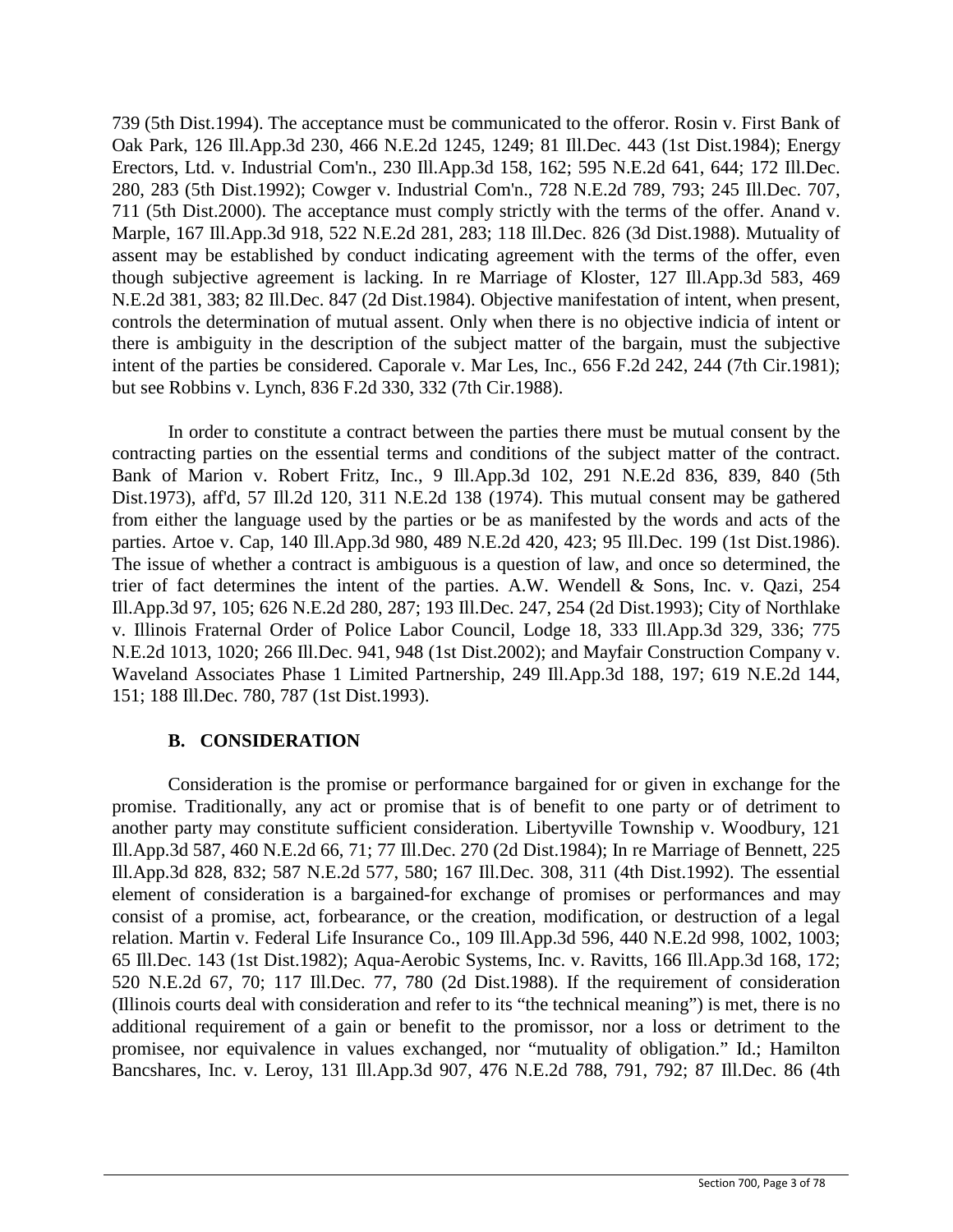739 (5th Dist.1994). The acceptance must be communicated to the offeror. Rosin v. First Bank of Oak Park, 126 Ill.App.3d 230, 466 N.E.2d 1245, 1249; 81 Ill.Dec. 443 (1st Dist.1984); Energy Erectors, Ltd. v. Industrial Com'n., 230 Ill.App.3d 158, 162; 595 N.E.2d 641, 644; 172 Ill.Dec. 280, 283 (5th Dist.1992); Cowger v. Industrial Com'n., 728 N.E.2d 789, 793; 245 Ill.Dec. 707, 711 (5th Dist.2000). The acceptance must comply strictly with the terms of the offer. Anand v. Marple, 167 Ill.App.3d 918, 522 N.E.2d 281, 283; 118 Ill.Dec. 826 (3d Dist.1988). Mutuality of assent may be established by conduct indicating agreement with the terms of the offer, even though subjective agreement is lacking. In re Marriage of Kloster, 127 Ill.App.3d 583, 469 N.E.2d 381, 383; 82 Ill.Dec. 847 (2d Dist.1984). Objective manifestation of intent, when present, controls the determination of mutual assent. Only when there is no objective indicia of intent or there is ambiguity in the description of the subject matter of the bargain, must the subjective intent of the parties be considered. Caporale v. Mar Les, Inc., 656 F.2d 242, 244 (7th Cir.1981); but see Robbins v. Lynch, 836 F.2d 330, 332 (7th Cir.1988).

In order to constitute a contract between the parties there must be mutual consent by the contracting parties on the essential terms and conditions of the subject matter of the contract. Bank of Marion v. Robert Fritz, Inc., 9 Ill.App.3d 102, 291 N.E.2d 836, 839, 840 (5th Dist.1973), aff'd, 57 Ill.2d 120, 311 N.E.2d 138 (1974). This mutual consent may be gathered from either the language used by the parties or be as manifested by the words and acts of the parties. Artoe v. Cap, 140 Ill.App.3d 980, 489 N.E.2d 420, 423; 95 Ill.Dec. 199 (1st Dist.1986). The issue of whether a contract is ambiguous is a question of law, and once so determined, the trier of fact determines the intent of the parties. A.W. Wendell & Sons, Inc. v. Qazi, 254 Ill.App.3d 97, 105; 626 N.E.2d 280, 287; 193 Ill.Dec. 247, 254 (2d Dist.1993); City of Northlake v. Illinois Fraternal Order of Police Labor Council, Lodge 18, 333 Ill.App.3d 329, 336; 775 N.E.2d 1013, 1020; 266 Ill.Dec. 941, 948 (1st Dist.2002); and Mayfair Construction Company v. Waveland Associates Phase 1 Limited Partnership, 249 Ill.App.3d 188, 197; 619 N.E.2d 144, 151; 188 Ill.Dec. 780, 787 (1st Dist.1993).

### B. CONSIDERATION

Consideration is the promise or performance bargained for or given in exchange for the promise. Traditionally, any act or promise that is of benefit to one party or of detriment to another party may constitute sufficient consideration. Libertyville Township v. Woodbury, 121 Ill.App.3d 587, 460 N.E.2d 66, 71; 77 Ill.Dec. 270 (2d Dist.1984); In re Marriage of Bennett, 225 Ill.App.3d 828, 832; 587 N.E.2d 577, 580; 167 Ill.Dec. 308, 311 (4th Dist.1992). The essential element of consideration is a bargained-for exchange of promises or performances and may consist of a promise, act, forbearance, or the creation, modification, or destruction of a legal relation. Martin v. Federal Life Insurance Co., 109 Ill.App.3d 596, 440 N.E.2d 998, 1002, 1003; 65 Ill.Dec. 143 (1st Dist.1982); Aqua-Aerobic Systems, Inc. v. Ravitts, 166 Ill.App.3d 168, 172; 520 N.E.2d 67, 70; 117 Ill.Dec. 77, 780 (2d Dist.1988). If the requirement of consideration (Illinois courts deal with consideration and refer to its "the technical meaning") is met, there is no additional requirement of a gain or benefit to the promissor, nor a loss or detriment to the promisee, nor equivalence in values exchanged, nor "mutuality of obligation." Id.; Hamilton Bancshares, Inc. v. Leroy, 131 Ill.App.3d 907, 476 N.E.2d 788, 791, 792; 87 Ill.Dec. 86 (4th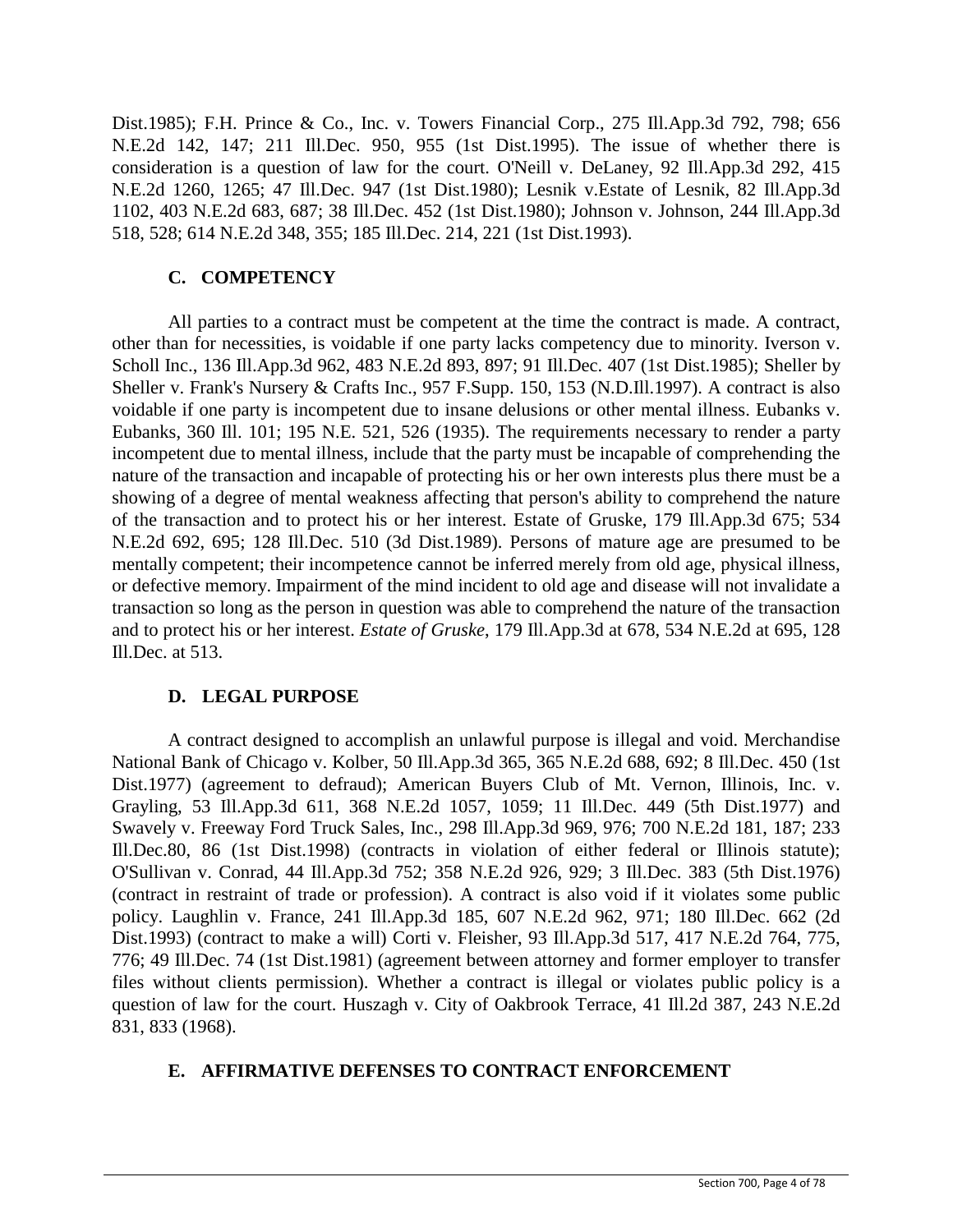Dist.1985); F.H. Prince & Co., Inc. v. Towers Financial Corp., 275 Ill.App.3d 792, 798; 656 N.E.2d 142, 147; 211 Ill.Dec. 950, 955 (1st Dist.1995). The issue of whether there is consideration is a question of law for the court. O'Neill v. DeLaney, 92 Ill.App.3d 292, 415 N.E.2d 1260, 1265; 47 Ill.Dec. 947 (1st Dist.1980); Lesnik v.Estate of Lesnik, 82 Ill.App.3d 1102, 403 N.E.2d 683, 687; 38 Ill.Dec. 452 (1st Dist.1980); Johnson v. Johnson, 244 Ill.App.3d 518, 528; 614 N.E.2d 348, 355; 185 Ill.Dec. 214, 221 (1st Dist.1993).

### C. COMPETENCY

All parties to a contract must be competent at the time the contract is made. A contract, other than for necessities, is voidable if one party lacks competency due to minority. Iverson v. Scholl Inc., 136 Ill.App.3d 962, 483 N.E.2d 893, 897; 91 Ill.Dec. 407 (1st Dist.1985); Sheller by Sheller v. Frank's Nursery & Crafts Inc., 957 F.Supp. 150, 153 (N.D.Ill.1997). A contract is also voidable if one party is incompetent due to insane delusions or other mental illness. Eubanks v. Eubanks, 360 Ill. 101; 195 N.E. 521, 526 (1935). The requirements necessary to render a party incompetent due to mental illness, include that the party must be incapable of comprehending the nature of the transaction and incapable of protecting his or her own interests plus there must be a showing of a degree of mental weakness affecting that person's ability to comprehend the nature of the transaction and to protect his or her interest. Estate of Gruske, 179 Ill.App.3d 675; 534 N.E.2d 692, 695; 128 Ill.Dec. 510 (3d Dist.1989). Persons of mature age are presumed to be mentally competent; their incompetence cannot be inferred merely from old age, physical illness, or defective memory. Impairment of the mind incident to old age and disease will not invalidate a transaction so long as the person in question was able to comprehend the nature of the transaction and to protect his or her interest. *Estate of Gruske*, 179 Ill.App.3d at 678, 534 N.E.2d at 695, 128 Ill.Dec. at 513.

### D. LEGAL PURPOSE

A contract designed to accomplish an unlawful purpose is illegal and void. Merchandise National Bank of Chicago v. Kolber, 50 Ill.App.3d 365, 365 N.E.2d 688, 692; 8 Ill.Dec. 450 (1st Dist.1977) (agreement to defraud); American Buyers Club of Mt. Vernon, Illinois, Inc. v. Grayling, 53 Ill.App.3d 611, 368 N.E.2d 1057, 1059; 11 Ill.Dec. 449 (5th Dist.1977) and Swavely v. Freeway Ford Truck Sales, Inc., 298 Ill.App.3d 969, 976; 700 N.E.2d 181, 187; 233 Ill.Dec.80, 86 (1st Dist.1998) (contracts in violation of either federal or Illinois statute); O'Sullivan v. Conrad, 44 Ill.App.3d 752; 358 N.E.2d 926, 929; 3 Ill.Dec. 383 (5th Dist.1976) (contract in restraint of trade or profession). A contract is also void if it violates some public policy. Laughlin v. France, 241 Ill.App.3d 185, 607 N.E.2d 962, 971; 180 Ill.Dec. 662 (2d Dist.1993) (contract to make a will) Corti v. Fleisher, 93 Ill.App.3d 517, 417 N.E.2d 764, 775, 776; 49 Ill.Dec. 74 (1st Dist.1981) (agreement between attorney and former employer to transfer files without clients permission). Whether a contract is illegal or violates public policy is a question of law for the court. Huszagh v. City of Oakbrook Terrace, 41 Ill.2d 387, 243 N.E.2d 831, 833 (1968).

### E. AFFIRMATIVE DEFENSES TO CONTRACT ENFORCEMENT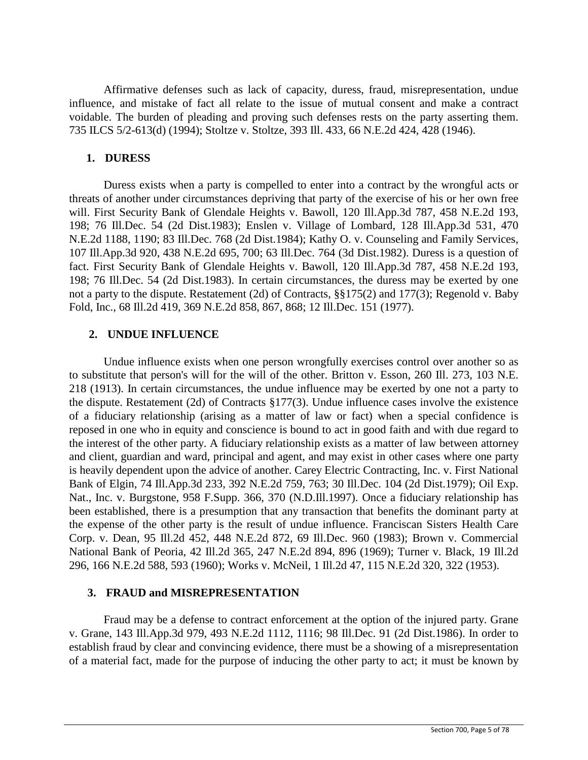Affirmative defenses such as lack of capacity, duress, fraud, misrepresentation, undue influence, and mistake of fact all relate to the issue of mutual consent and make a contract voidable. The burden of pleading and proving such defenses rests on the party asserting them. 735 ILCS 5/2-613(d) (1994); Stoltze v. Stoltze, 393 Ill. 433, 66 N.E.2d 424, 428 (1946).

### 1. DURESS

Duress exists when a party is compelled to enter into a contract by the wrongful acts or threats of another under circumstances depriving that party of the exercise of his or her own free will. First Security Bank of Glendale Heights v. Bawoll, 120 Ill.App.3d 787, 458 N.E.2d 193, 198; 76 Ill.Dec. 54 (2d Dist.1983); Enslen v. Village of Lombard, 128 Ill.App.3d 531, 470 N.E.2d 1188, 1190; 83 Ill.Dec. 768 (2d Dist.1984); Kathy O. v. Counseling and Family Services, 107 Ill.App.3d 920, 438 N.E.2d 695, 700; 63 Ill.Dec. 764 (3d Dist.1982). Duress is a question of fact. First Security Bank of Glendale Heights v. Bawoll, 120 Ill.App.3d 787, 458 N.E.2d 193, 198; 76 Ill.Dec. 54 (2d Dist.1983). In certain circumstances, the duress may be exerted by one not a party to the dispute. Restatement (2d) of Contracts, §§175(2) and 177(3); Regenold v. Baby Fold, Inc., 68 Ill.2d 419, 369 N.E.2d 858, 867, 868; 12 Ill.Dec. 151 (1977).

### 2. UNDUE INFLUENCE

Undue influence exists when one person wrongfully exercises control over another so as to substitute that person's will for the will of the other. Britton v. Esson, 260 Ill. 273, 103 N.E. 218 (1913). In certain circumstances, the undue influence may be exerted by one not a party to the dispute. Restatement (2d) of Contracts §177(3). Undue influence cases involve the existence of a fiduciary relationship (arising as a matter of law or fact) when a special confidence is reposed in one who in equity and conscience is bound to act in good faith and with due regard to the interest of the other party. A fiduciary relationship exists as a matter of law between attorney and client, guardian and ward, principal and agent, and may exist in other cases where one party is heavily dependent upon the advice of another. Carey Electric Contracting, Inc. v. First National Bank of Elgin, 74 Ill.App.3d 233, 392 N.E.2d 759, 763; 30 Ill.Dec. 104 (2d Dist.1979); Oil Exp. Nat., Inc. v. Burgstone, 958 F.Supp. 366, 370 (N.D.Ill.1997). Once a fiduciary relationship has been established, there is a presumption that any transaction that benefits the dominant party at the expense of the other party is the result of undue influence. Franciscan Sisters Health Care Corp. v. Dean, 95 Ill.2d 452, 448 N.E.2d 872, 69 Ill.Dec. 960 (1983); Brown v. Commercial National Bank of Peoria, 42 Ill.2d 365, 247 N.E.2d 894, 896 (1969); Turner v. Black, 19 Ill.2d 296, 166 N.E.2d 588, 593 (1960); Works v. McNeil, 1 Ill.2d 47, 115 N.E.2d 320, 322 (1953).

### 3. FRAUD and MISREPRESENTATION

Fraud may be a defense to contract enforcement at the option of the injured party. Grane v. Grane, 143 Ill.App.3d 979, 493 N.E.2d 1112, 1116; 98 Ill.Dec. 91 (2d Dist.1986). In order to establish fraud by clear and convincing evidence, there must be a showing of a misrepresentation of a material fact, made for the purpose of inducing the other party to act; it must be known by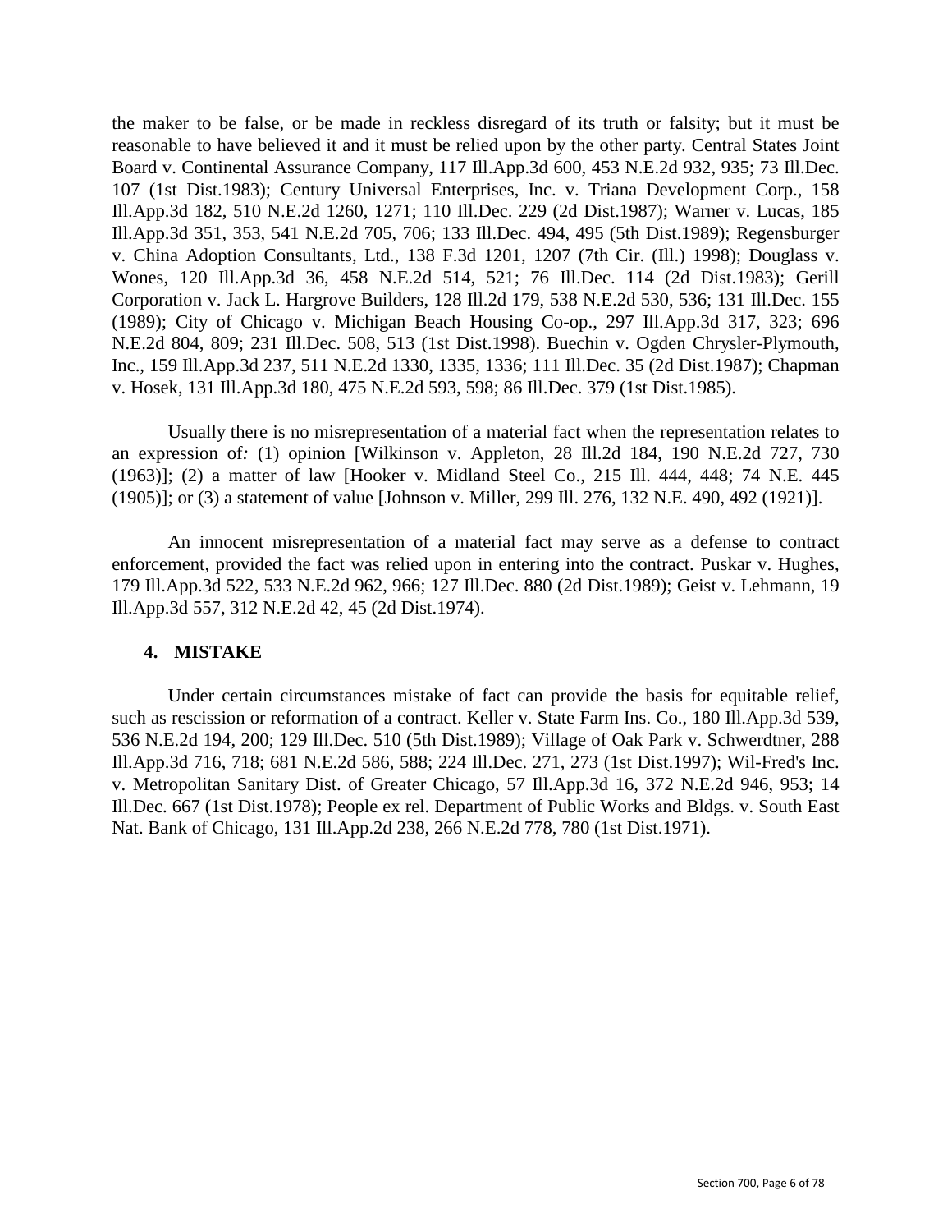the maker to be false, or be made in reckless disregard of its truth or falsity; but it must be reasonable to have believed it and it must be relied upon by the other party. Central States Joint Board v. Continental Assurance Company, 117 Ill.App.3d 600, 453 N.E.2d 932, 935; 73 Ill.Dec. 107 (1st Dist.1983); Century Universal Enterprises, Inc. v. Triana Development Corp., 158 Ill.App.3d 182, 510 N.E.2d 1260, 1271; 110 Ill.Dec. 229 (2d Dist.1987); Warner v. Lucas, 185 Ill.App.3d 351, 353, 541 N.E.2d 705, 706; 133 Ill.Dec. 494, 495 (5th Dist.1989); Regensburger v. China Adoption Consultants, Ltd., 138 F.3d 1201, 1207 (7th Cir. (Ill.) 1998); Douglass v. Wones, 120 Ill.App.3d 36, 458 N.E.2d 514, 521; 76 Ill.Dec. 114 (2d Dist.1983); Gerill Corporation v. Jack L. Hargrove Builders, 128 Ill.2d 179, 538 N.E.2d 530, 536; 131 Ill.Dec. 155 (1989); City of Chicago v. Michigan Beach Housing Co-op., 297 Ill.App.3d 317, 323; 696 N.E.2d 804, 809; 231 Ill.Dec. 508, 513 (1st Dist.1998). Buechin v. Ogden Chrysler-Plymouth, Inc., 159 Ill.App.3d 237, 511 N.E.2d 1330, 1335, 1336; 111 Ill.Dec. 35 (2d Dist.1987); Chapman v. Hosek, 131 Ill.App.3d 180, 475 N.E.2d 593, 598; 86 Ill.Dec. 379 (1st Dist.1985).

Usually there is no misrepresentation of a material fact when the representation relates to an expression of*:* (1) opinion [Wilkinson v. Appleton, 28 Ill.2d 184, 190 N.E.2d 727, 730 (1963)]; (2) a matter of law [Hooker v. Midland Steel Co., 215 Ill. 444, 448; 74 N.E. 445 (1905)]; or (3) a statement of value [Johnson v. Miller, 299 Ill. 276, 132 N.E. 490, 492 (1921)].

An innocent misrepresentation of a material fact may serve as a defense to contract enforcement, provided the fact was relied upon in entering into the contract. Puskar v. Hughes, 179 Ill.App.3d 522, 533 N.E.2d 962, 966; 127 Ill.Dec. 880 (2d Dist.1989); Geist v. Lehmann, 19 Ill.App.3d 557, 312 N.E.2d 42, 45 (2d Dist.1974).

### 4. MISTAKE

Under certain circumstances mistake of fact can provide the basis for equitable relief, such as rescission or reformation of a contract. Keller v. State Farm Ins. Co., 180 Ill.App.3d 539, 536 N.E.2d 194, 200; 129 Ill.Dec. 510 (5th Dist.1989); Village of Oak Park v. Schwerdtner, 288 Ill.App.3d 716, 718; 681 N.E.2d 586, 588; 224 Ill.Dec. 271, 273 (1st Dist.1997); Wil-Fred's Inc. v. Metropolitan Sanitary Dist. of Greater Chicago, 57 Ill.App.3d 16, 372 N.E.2d 946, 953; 14 Ill.Dec. 667 (1st Dist.1978); People ex rel. Department of Public Works and Bldgs. v. South East Nat. Bank of Chicago, 131 Ill.App.2d 238, 266 N.E.2d 778, 780 (1st Dist.1971).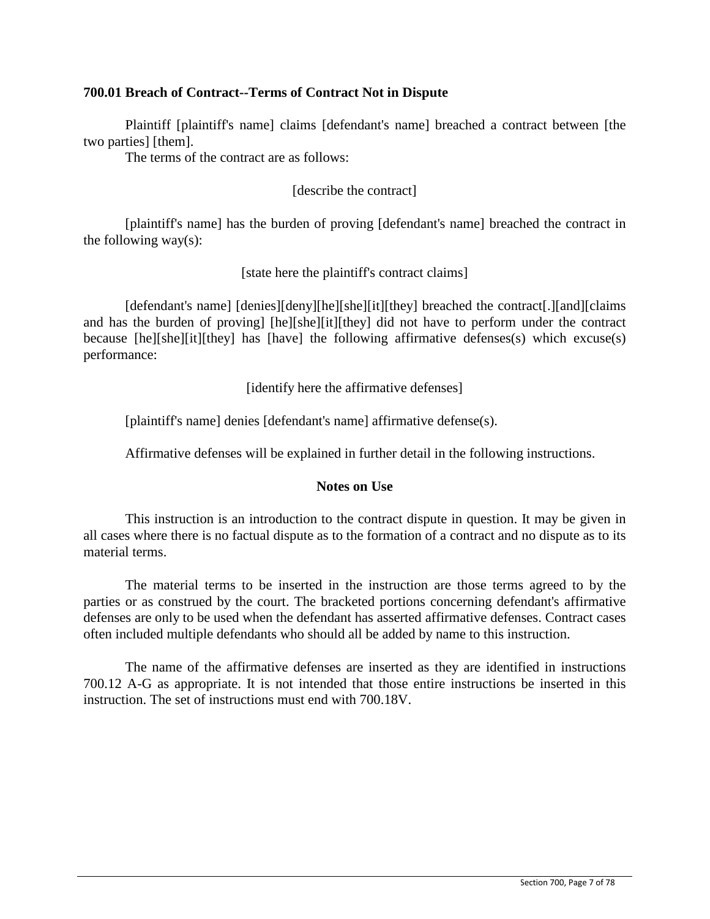**700.01 Breach of Contract--Terms of Contract Not in Dispute**

Plaintiff [plaintiff's name] claims [defendant's name] breached a contract between [the two parties] [them].

The terms of the contract are as follows:

[describe the contract]

[plaintiff's name] has the burden of proving [defendant's name] breached the contract in the following way(s):

[state here the plaintiff's contract claims]

[defendant's name] [denies][deny][he][she][it][they] breached the contract[.][and][claims and has the burden of proving] [he][she][it][they] did not have to perform under the contract because [he][she][it][they] has [have] the following affirmative defenses(s) which excuse(s) performance:

[identify here the affirmative defenses]

[plaintiff's name] denies [defendant's name] affirmative defense(s).

Affirmative defenses will be explained in further detail in the following instructions.

**Notes on Use**

This instruction is an introduction to the contract dispute in question. It may be given in all cases where there is no factual dispute as to the formation of a contract and no dispute as to its material terms.

The material terms to be inserted in the instruction are those terms agreed to by the parties or as construed by the court. The bracketed portions concerning defendant's affirmative defenses are only to be used when the defendant has asserted affirmative defenses. Contract cases often included multiple defendants who should all be added by name to this instruction.

The name of the affirmative defenses are inserted as they are identified in instructions 700.12 A-G as appropriate. It is not intended that those entire instructions be inserted in this instruction. The set of instructions must end with 700.18V.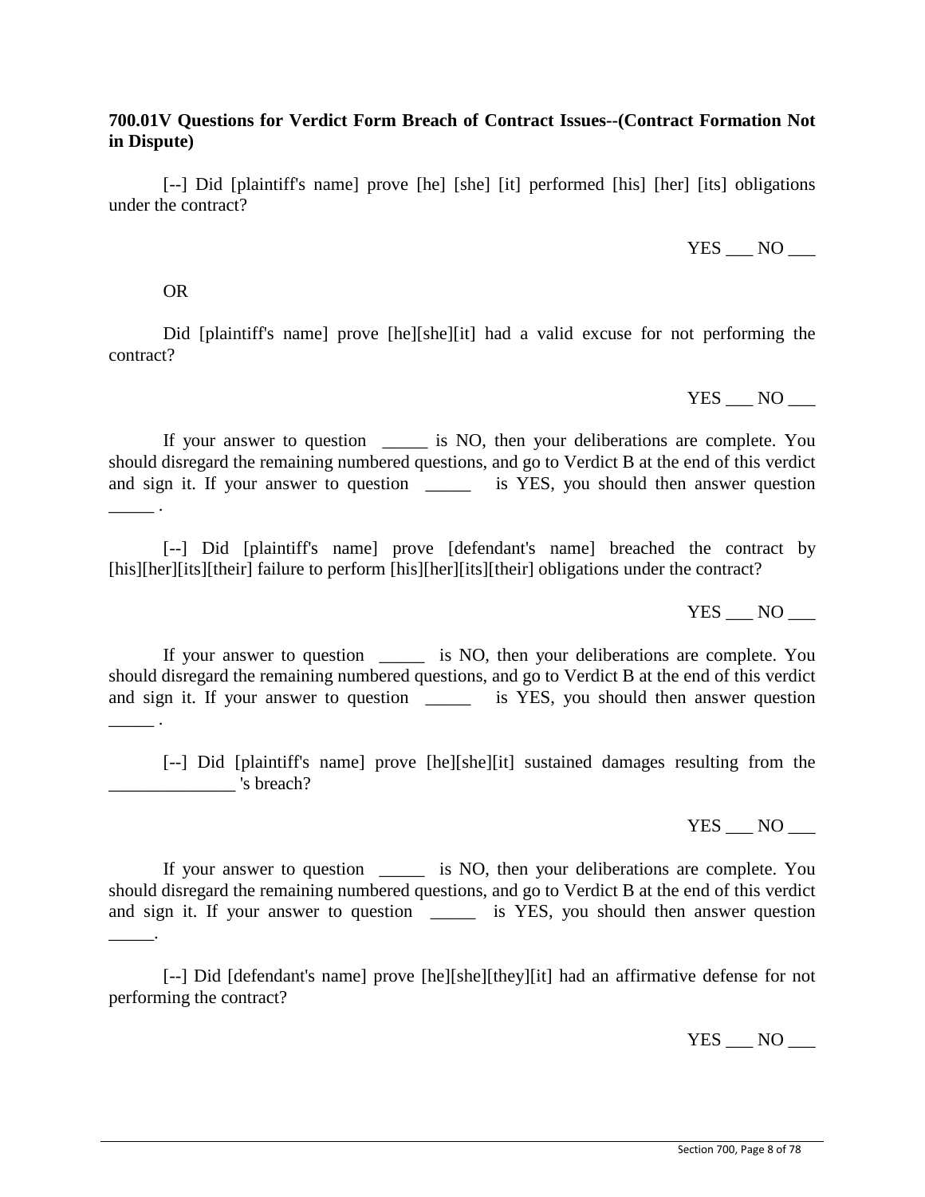**700.01V Questions for Verdict Form Breach of Contract Issues--(Contract Formation Not in Dispute)**

[--] Did [plaintiff's name] prove [he] [she] [it] performed [his] [her] [its] obligations under the contract?

YES ___ NO ___

OR

Did [plaintiff's name] prove [he][she][it] had a valid excuse for not performing the contract?

YES ___ NO ___

If your answer to question _____ is NO, then your deliberations are complete. You should disregard the remaining numbered questions, and go to Verdict B at the end of this verdict and sign it. If your answer to question _____ is YES, you should then answer question _____ .

[--] Did [plaintiff's name] prove [defendant's name] breached the contract by [his][her][its][their] failure to perform [his][her][its][their] obligations under the contract?

YES ___ NO ___

If your answer to question _____ is NO, then your deliberations are complete. You should disregard the remaining numbered questions, and go to Verdict B at the end of this verdict and sign it. If your answer to question _____ is YES, you should then answer question _____ .

[--] Did [plaintiff's name] prove [he][she][it] sustained damages resulting from the ______________ 's breach?

YES ___ NO ___

If your answer to question _____ is NO, then your deliberations are complete. You should disregard the remaining numbered questions, and go to Verdict B at the end of this verdict and sign it. If your answer to question _____ is YES, you should then answer question _____.

[--] Did [defendant's name] prove [he][she][they][it] had an affirmative defense for not performing the contract?

YES ___ NO ___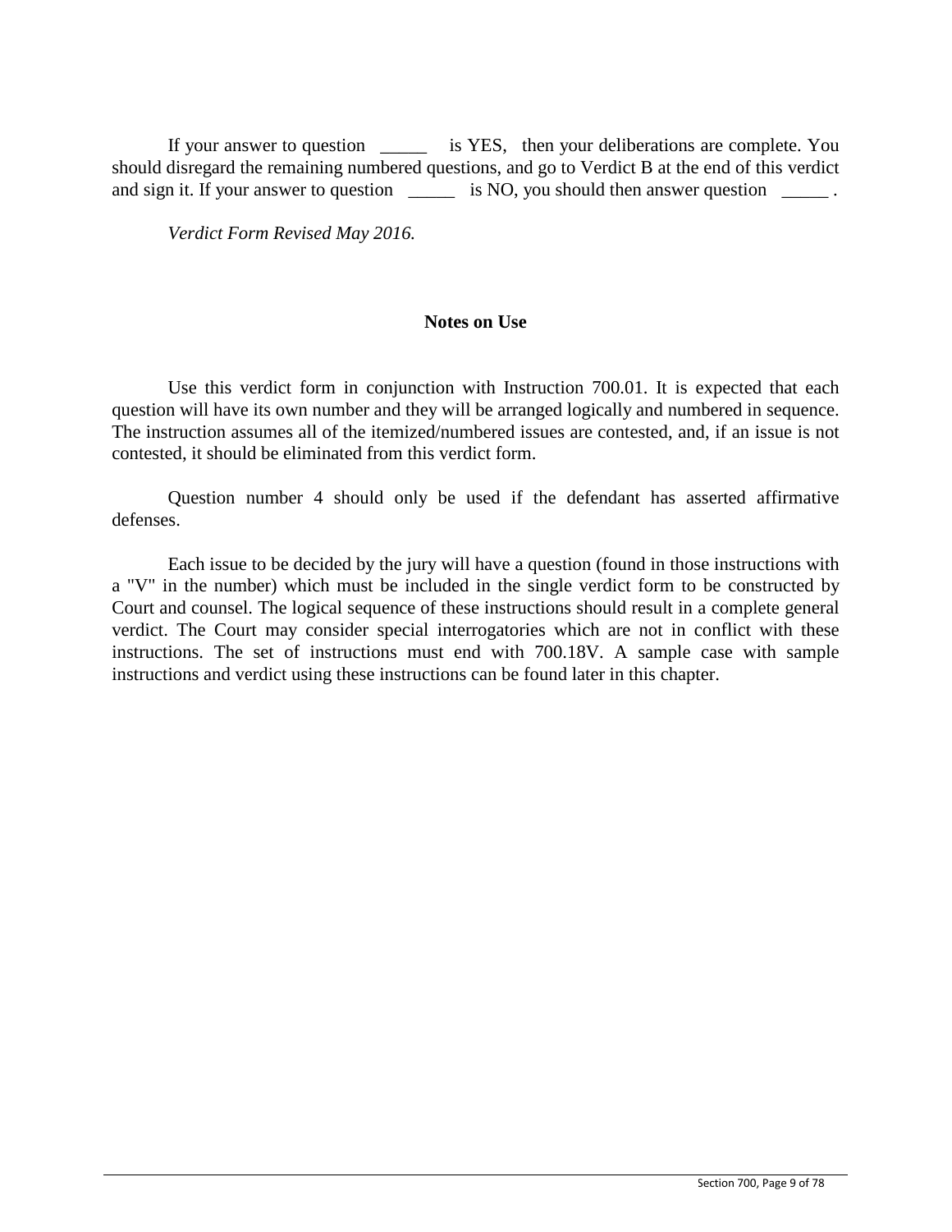If your answer to question _____ is YES, then your deliberations are complete. You should disregard the remaining numbered questions, and go to Verdict B at the end of this verdict and sign it. If your answer to question _____ is NO, you should then answer question _____ .

*Verdict Form Revised May 2016.*

## Notes on Use

Use this verdict form in conjunction with Instruction 700.01. It is expected that each question will have its own number and they will be arranged logically and numbered in sequence. The instruction assumes all of the itemized/numbered issues are contested, and, if an issue is not contested, it should be eliminated from this verdict form.

Question number 4 should only be used if the defendant has asserted affirmative defenses.

Each issue to be decided by the jury will have a question (found in those instructions with a "V" in the number) which must be included in the single verdict form to be constructed by Court and counsel. The logical sequence of these instructions should result in a complete general verdict. The Court may consider special interrogatories which are not in conflict with these instructions. The set of instructions must end with 700.18V. A sample case with sample instructions and verdict using these instructions can be found later in this chapter.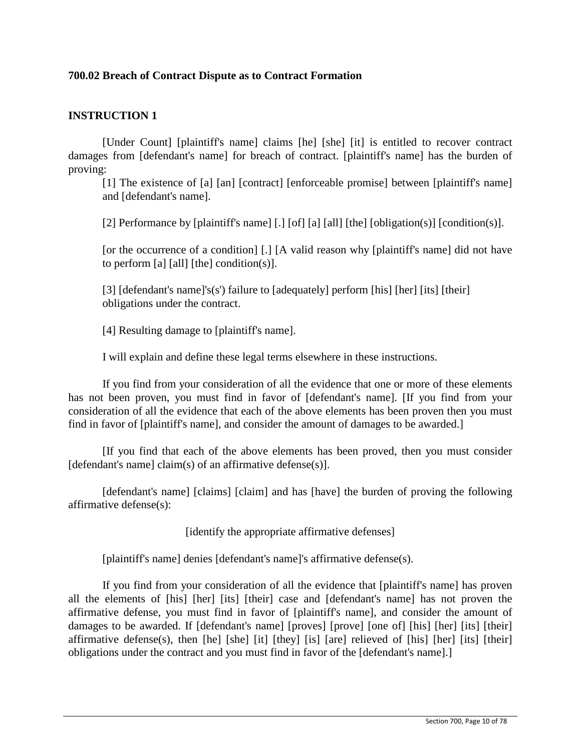**700.02 Breach of Contract Dispute as to Contract Formation**

**INSTRUCTION 1**

[Under Count] [plaintiff's name] claims [he] [she] [it] is entitled to recover contract damages from [defendant's name] for breach of contract. [plaintiff's name] has the burden of proving:

[1] The existence of [a] [an] [contract] [enforceable promise] between [plaintiff's name] and [defendant's name].

[2] Performance by [plaintiff's name] [.] [of] [a] [all] [the] [obligation(s)] [condition(s)].

[or the occurrence of a condition] [.] [A valid reason why [plaintiff's name] did not have to perform [a] [all] [the] condition(s)].

[3] [defendant's name]'s(s') failure to [adequately] perform [his] [her] [its] [their] obligations under the contract.

[4] Resulting damage to [plaintiff's name].

I will explain and define these legal terms elsewhere in these instructions.

If you find from your consideration of all the evidence that one or more of these elements has not been proven, you must find in favor of [defendant's name]. [If you find from your consideration of all the evidence that each of the above elements has been proven then you must find in favor of [plaintiff's name], and consider the amount of damages to be awarded.]

[If you find that each of the above elements has been proved, then you must consider [defendant's name] claim(s) of an affirmative defense(s)].

[defendant's name] [claims] [claim] and has [have] the burden of proving the following affirmative defense(s):

[identify the appropriate affirmative defenses]

[plaintiff's name] denies [defendant's name]'s affirmative defense(s).

If you find from your consideration of all the evidence that [plaintiff's name] has proven all the elements of [his] [her] [its] [their] case and [defendant's name] has not proven the affirmative defense, you must find in favor of [plaintiff's name], and consider the amount of damages to be awarded. If [defendant's name] [proves] [prove] [one of] [his] [her] [its] [their] affirmative defense(s), then [he] [she] [it] [they] [is] [are] relieved of [his] [her] [its] [their] obligations under the contract and you must find in favor of the [defendant's name].]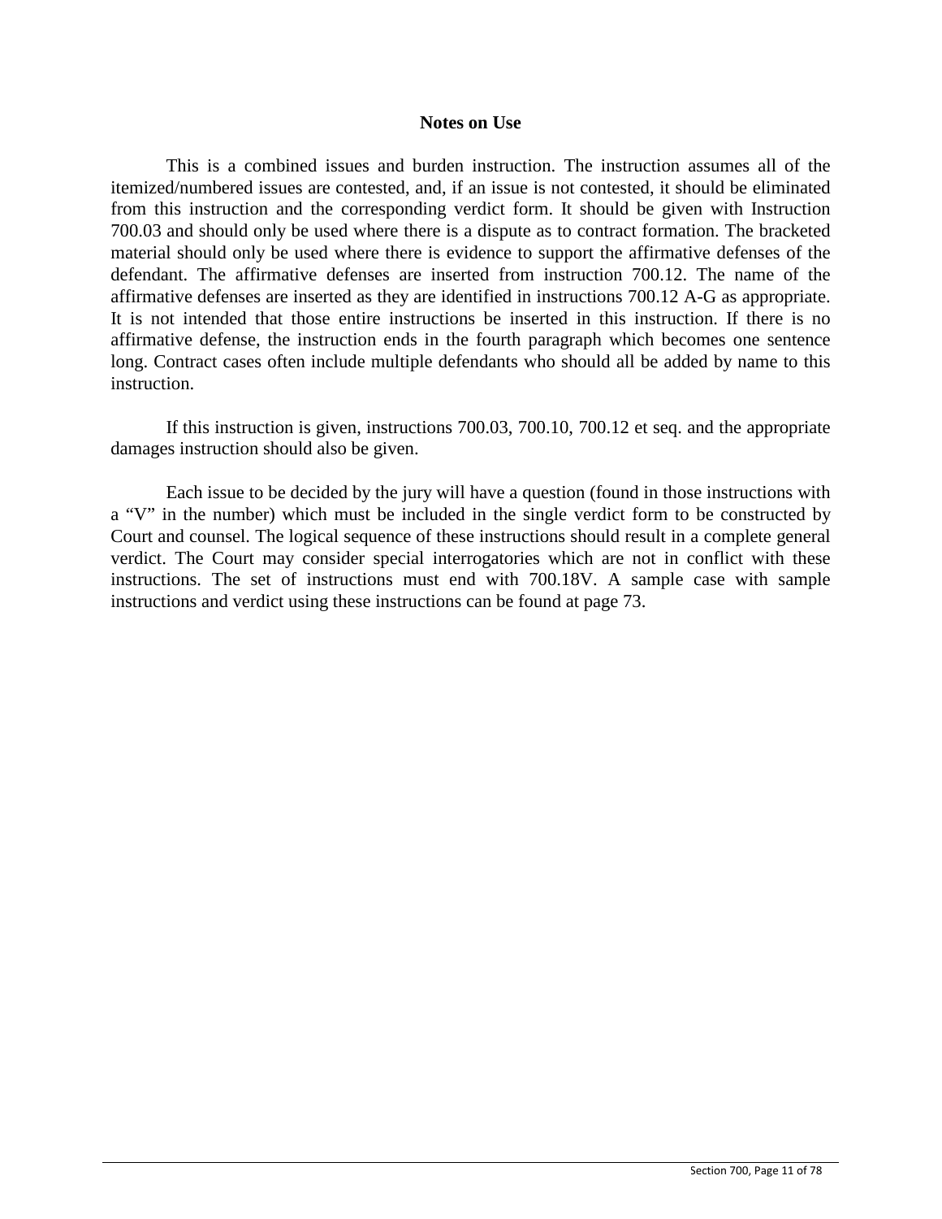**Notes on Use**

This is a combined issues and burden instruction. The instruction assumes all of the itemized/numbered issues are contested, and, if an issue is not contested, it should be eliminated from this instruction and the corresponding verdict form. It should be given with Instruction 700.03 and should only be used where there is a dispute as to contract formation. The bracketed material should only be used where there is evidence to support the affirmative defenses of the defendant. The affirmative defenses are inserted from instruction 700.12. The name of the affirmative defenses are inserted as they are identified in instructions 700.12 A-G as appropriate. It is not intended that those entire instructions be inserted in this instruction. If there is no affirmative defense, the instruction ends in the fourth paragraph which becomes one sentence long. Contract cases often include multiple defendants who should all be added by name to this instruction.

If this instruction is given, instructions 700.03, 700.10, 700.12 et seq. and the appropriate damages instruction should also be given.

Each issue to be decided by the jury will have a question (found in those instructions with a "V" in the number) which must be included in the single verdict form to be constructed by Court and counsel. The logical sequence of these instructions should result in a complete general verdict. The Court may consider special interrogatories which are not in conflict with these instructions. The set of instructions must end with 700.18V. A sample case with sample instructions and verdict using these instructions can be found at page 73.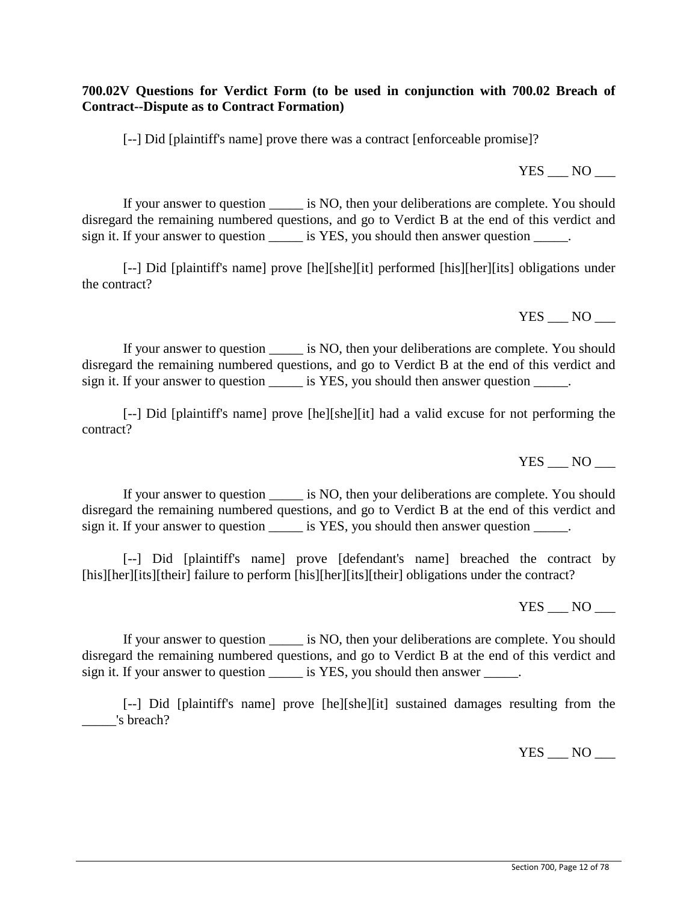**700.02V Questions for Verdict Form (to be used in conjunction with 700.02 Breach of Contract--Dispute as to Contract Formation)**

[--] Did [plaintiff's name] prove there was a contract [enforceable promise]?

YES ___ NO ___

If your answer to question _____ is NO, then your deliberations are complete. You should disregard the remaining numbered questions, and go to Verdict B at the end of this verdict and sign it. If your answer to question _____ is YES, you should then answer question _____.

[--] Did [plaintiff's name] prove [he][she][it] performed [his][her][its] obligations under the contract?

YES ___ NO ___

If your answer to question _____ is NO, then your deliberations are complete. You should disregard the remaining numbered questions, and go to Verdict B at the end of this verdict and sign it. If your answer to question _____ is YES, you should then answer question _____.

[--] Did [plaintiff's name] prove [he][she][it] had a valid excuse for not performing the contract?

YES ___ NO ___

If your answer to question _____ is NO, then your deliberations are complete. You should disregard the remaining numbered questions, and go to Verdict B at the end of this verdict and sign it. If your answer to question _____ is YES, you should then answer question _____.

[--] Did [plaintiff's name] prove [defendant's name] breached the contract by [his][her][its][their] failure to perform [his][her][its][their] obligations under the contract?

YES ___ NO ___

If your answer to question _____ is NO, then your deliberations are complete. You should disregard the remaining numbered questions, and go to Verdict B at the end of this verdict and sign it. If your answer to question _____ is YES, you should then answer _____.

[--] Did [plaintiff's name] prove [he][she][it] sustained damages resulting from the _____'s breach?

YES ___ NO ___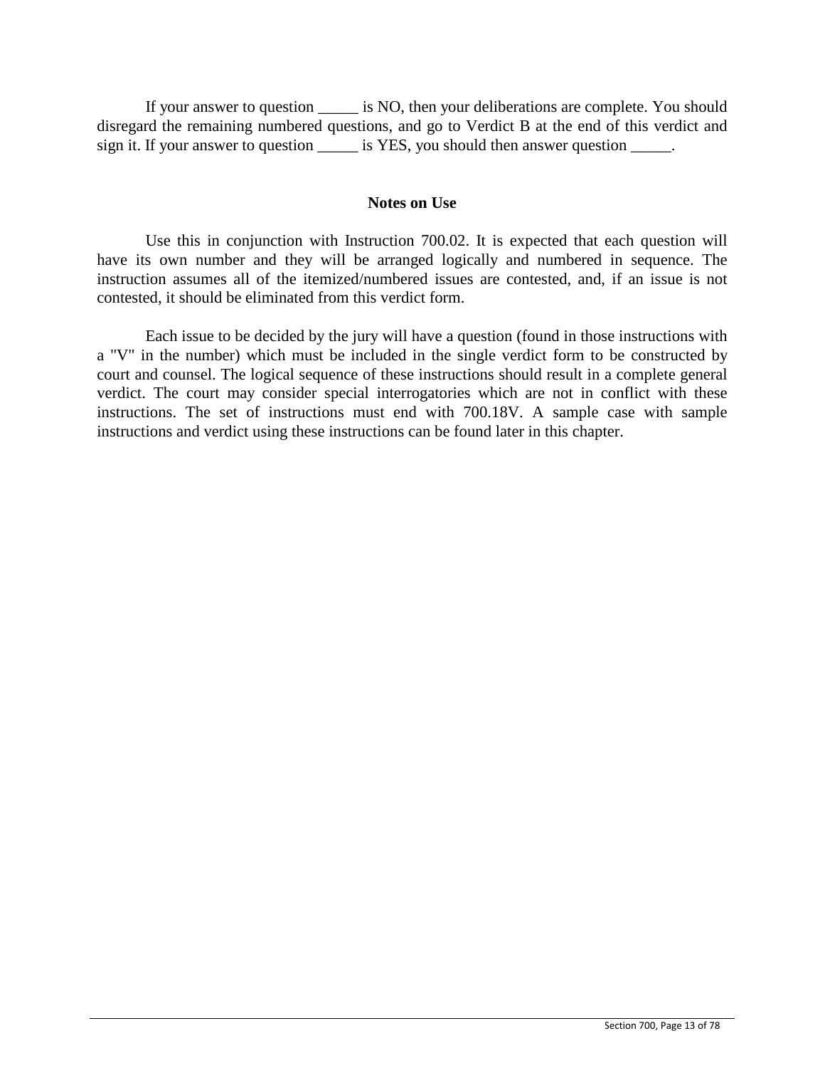If your answer to question _____ is NO, then your deliberations are complete. You should disregard the remaining numbered questions, and go to Verdict B at the end of this verdict and sign it. If your answer to question _____ is YES, you should then answer question _____.

**Notes on Use**

Use this in conjunction with Instruction 700.02. It is expected that each question will have its own number and they will be arranged logically and numbered in sequence. The instruction assumes all of the itemized/numbered issues are contested, and, if an issue is not contested, it should be eliminated from this verdict form.

Each issue to be decided by the jury will have a question (found in those instructions with a "V" in the number) which must be included in the single verdict form to be constructed by court and counsel. The logical sequence of these instructions should result in a complete general verdict. The court may consider special interrogatories which are not in conflict with these instructions. The set of instructions must end with 700.18V. A sample case with sample instructions and verdict using these instructions can be found later in this chapter.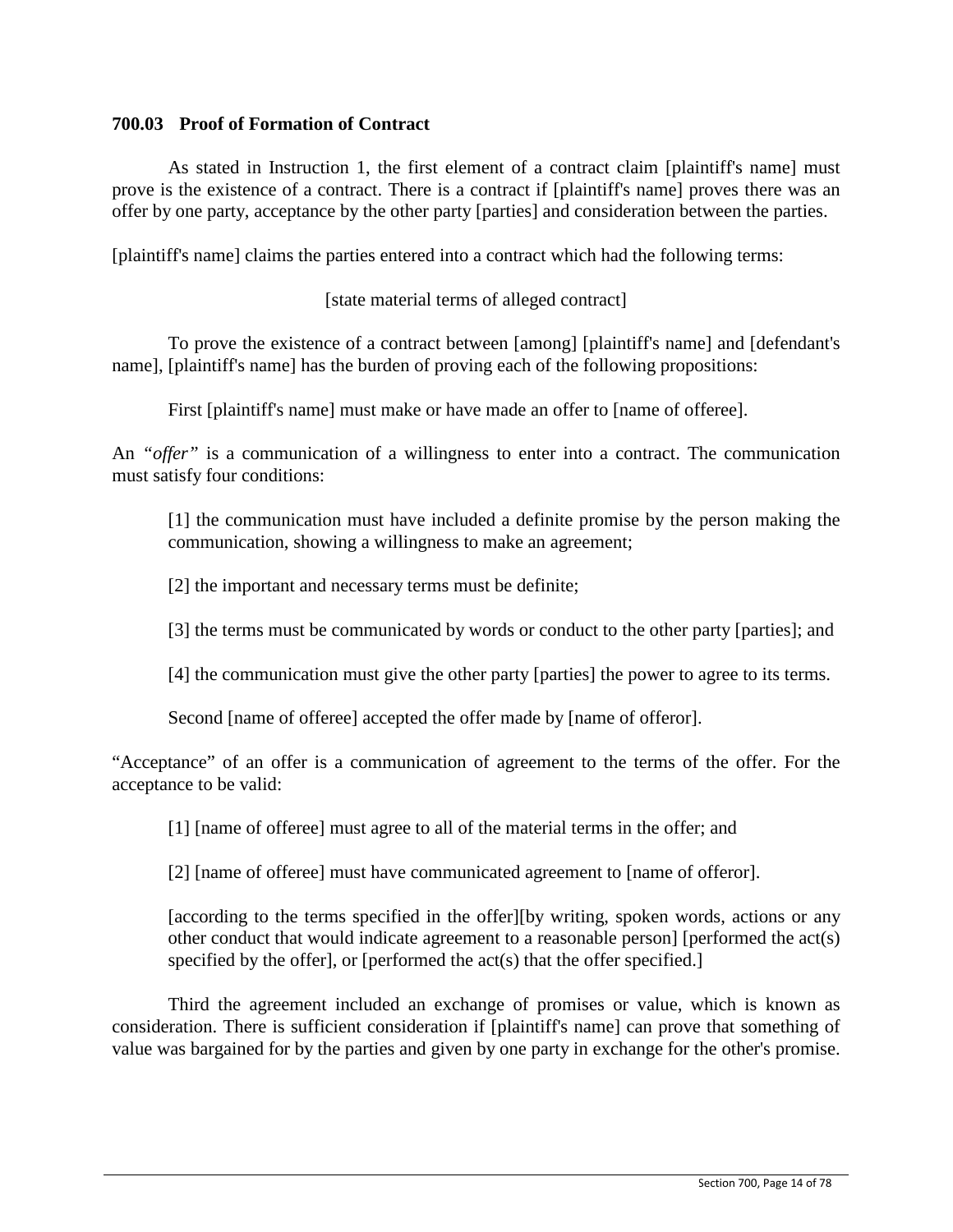### 700.03 Proof of Formation of Contract

As stated in Instruction 1, the first element of a contract claim [plaintiff's name] must prove is the existence of a contract. There is a contract if [plaintiff's name] proves there was an offer by one party, acceptance by the other party [parties] and consideration between the parties.

[plaintiff's name] claims the parties entered into a contract which had the following terms:

[state material terms of alleged contract]

To prove the existence of a contract between [among] [plaintiff's name] and [defendant's name], [plaintiff's name] has the burden of proving each of the following propositions:

First [plaintiff's name] must make or have made an offer to [name of offeree].

An *"offer"* is a communication of a willingness to enter into a contract. The communication must satisfy four conditions:

> [1] the communication must have included a definite promise by the person making the communication, showing a willingness to make an agreement;
>
> [2] the important and necessary terms must be definite;
>
> [3] the terms must be communicated by words or conduct to the other party [parties]; and
>
> [4] the communication must give the other party [parties] the power to agree to its terms.

Second [name of offeree] accepted the offer made by [name of offeror].

"Acceptance" of an offer is a communication of agreement to the terms of the offer. For the acceptance to be valid:

> [1] [name of offeree] must agree to all of the material terms in the offer; and
>
> [2] [name of offeree] must have communicated agreement to [name of offeror].
>
> [according to the terms specified in the offer][by writing, spoken words, actions or any other conduct that would indicate agreement to a reasonable person] [performed the act(s) specified by the offer], or [performed the act(s) that the offer specified.]

Third the agreement included an exchange of promises or value, which is known as consideration. There is sufficient consideration if [plaintiff's name] can prove that something of value was bargained for by the parties and given by one party in exchange for the other's promise.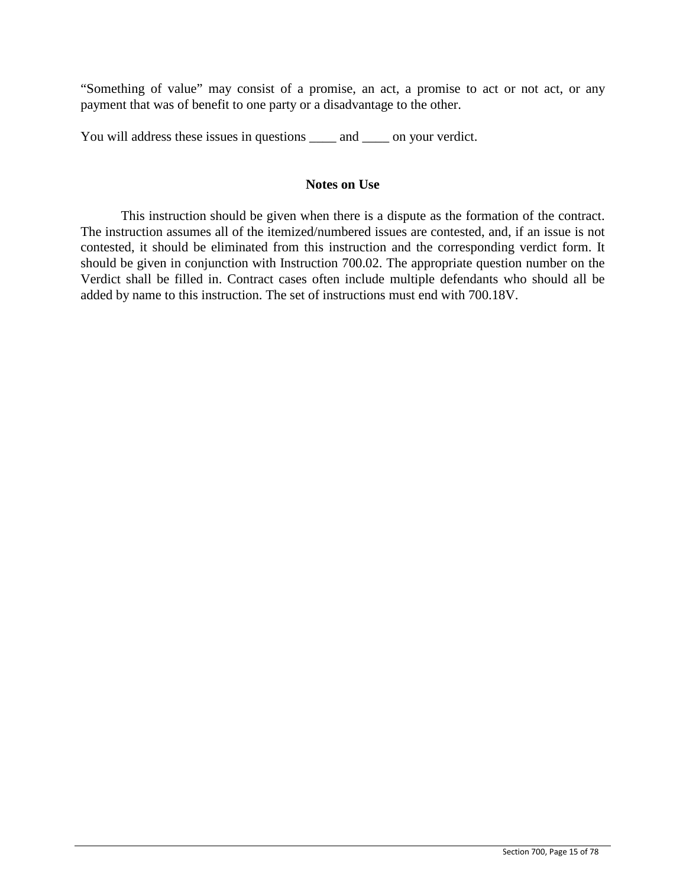“Something of value” may consist of a promise, an act, a promise to act or not act, or any payment that was of benefit to one party or a disadvantage to the other.

You will address these issues in questions ____ and ____ on your verdict.

**Notes on Use**

This instruction should be given when there is a dispute as the formation of the contract. The instruction assumes all of the itemized/numbered issues are contested, and, if an issue is not contested, it should be eliminated from this instruction and the corresponding verdict form. It should be given in conjunction with Instruction 700.02. The appropriate question number on the Verdict shall be filled in. Contract cases often include multiple defendants who should all be added by name to this instruction. The set of instructions must end with 700.18V.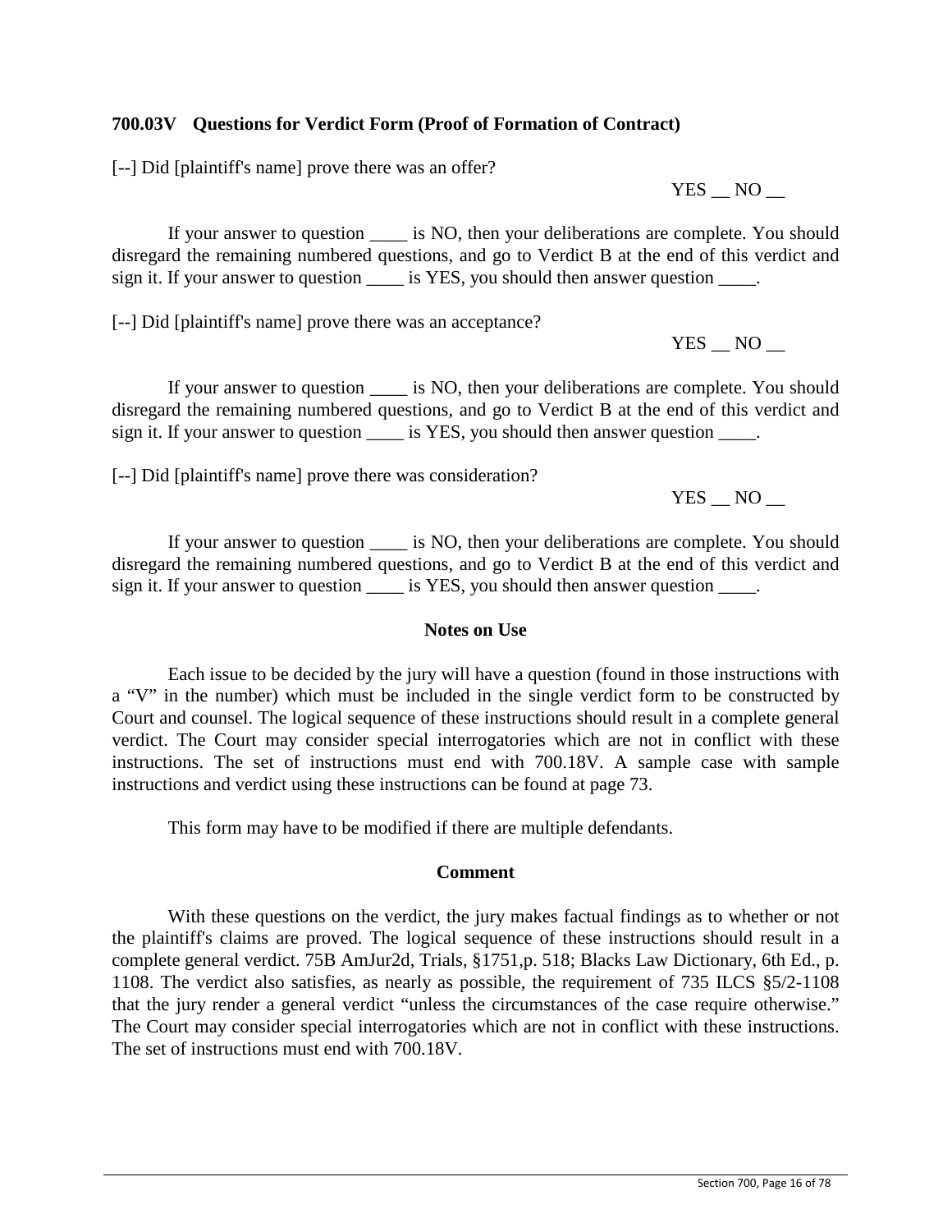### 700.03V Questions for Verdict Form (Proof of Formation of Contract)

[--] Did [plaintiff's name] prove there was an offer?

YES __ NO __

If your answer to question ____ is NO, then your deliberations are complete. You should disregard the remaining numbered questions, and go to Verdict B at the end of this verdict and sign it. If your answer to question ____ is YES, you should then answer question ____.

[--] Did [plaintiff's name] prove there was an acceptance?

YES __ NO __

If your answer to question ____ is NO, then your deliberations are complete. You should disregard the remaining numbered questions, and go to Verdict B at the end of this verdict and sign it. If your answer to question ____ is YES, you should then answer question ____.

[--] Did [plaintiff's name] prove there was consideration?

YES __ NO __

If your answer to question ____ is NO, then your deliberations are complete. You should disregard the remaining numbered questions, and go to Verdict B at the end of this verdict and sign it. If your answer to question ____ is YES, you should then answer question ____.

**Notes on Use**

Each issue to be decided by the jury will have a question (found in those instructions with a "V" in the number) which must be included in the single verdict form to be constructed by Court and counsel. The logical sequence of these instructions should result in a complete general verdict. The Court may consider special interrogatories which are not in conflict with these instructions. The set of instructions must end with 700.18V. A sample case with sample instructions and verdict using these instructions can be found at page 73.

This form may have to be modified if there are multiple defendants.

**Comment**

With these questions on the verdict, the jury makes factual findings as to whether or not the plaintiff's claims are proved. The logical sequence of these instructions should result in a complete general verdict. 75B AmJur2d, Trials, §1751,p. 518; Blacks Law Dictionary, 6th Ed., p. 1108. The verdict also satisfies, as nearly as possible, the requirement of 735 ILCS §5/2-1108 that the jury render a general verdict "unless the circumstances of the case require otherwise." The Court may consider special interrogatories which are not in conflict with these instructions. The set of instructions must end with 700.18V.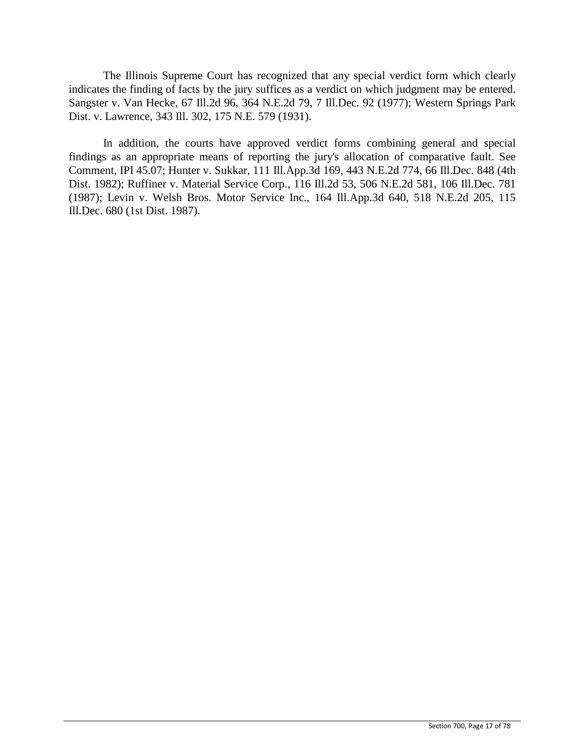The Illinois Supreme Court has recognized that any special verdict form which clearly indicates the finding of facts by the jury suffices as a verdict on which judgment may be entered. Sangster v. Van Hecke, 67 Ill.2d 96, 364 N.E.2d 79, 7 Ill.Dec. 92 (1977); Western Springs Park Dist. v. Lawrence, 343 Ill. 302, 175 N.E. 579 (1931).

In addition, the courts have approved verdict forms combining general and special findings as an appropriate means of reporting the jury's allocation of comparative fault. See Comment, IPI 45.07; Hunter v. Sukkar, 111 Ill.App.3d 169, 443 N.E.2d 774, 66 Ill.Dec. 848 (4th Dist. 1982); Ruffiner v. Material Service Corp., 116 Ill.2d 53, 506 N.E.2d 581, 106 Ill.Dec. 781 (1987); Levin v. Welsh Bros. Motor Service Inc., 164 Ill.App.3d 640, 518 N.E.2d 205, 115 Ill.Dec. 680 (1st Dist. 1987).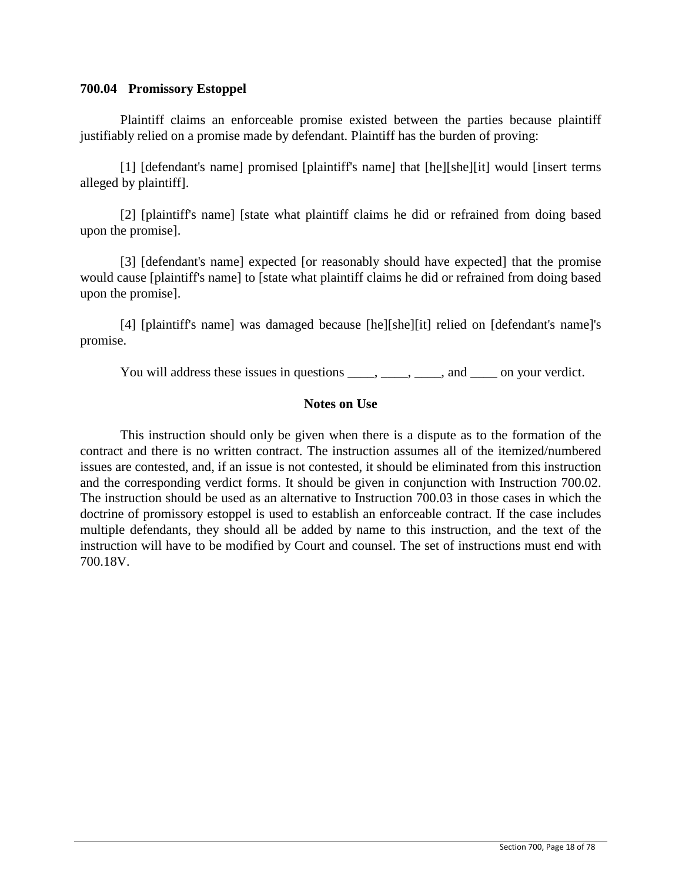### 700.04 Promissory Estoppel

Plaintiff claims an enforceable promise existed between the parties because plaintiff justifiably relied on a promise made by defendant. Plaintiff has the burden of proving:

[1] [defendant's name] promised [plaintiff's name] that [he][she][it] would [insert terms alleged by plaintiff].

[2] [plaintiff's name] [state what plaintiff claims he did or refrained from doing based upon the promise].

[3] [defendant's name] expected [or reasonably should have expected] that the promise would cause [plaintiff's name] to [state what plaintiff claims he did or refrained from doing based upon the promise].

[4] [plaintiff's name] was damaged because [he][she][it] relied on [defendant's name]'s promise.

You will address these issues in questions ____, ____, ____, and ____ on your verdict.

**Notes on Use**

This instruction should only be given when there is a dispute as to the formation of the contract and there is no written contract. The instruction assumes all of the itemized/numbered issues are contested, and, if an issue is not contested, it should be eliminated from this instruction and the corresponding verdict forms. It should be given in conjunction with Instruction 700.02. The instruction should be used as an alternative to Instruction 700.03 in those cases in which the doctrine of promissory estoppel is used to establish an enforceable contract. If the case includes multiple defendants, they should all be added by name to this instruction, and the text of the instruction will have to be modified by Court and counsel. The set of instructions must end with 700.18V.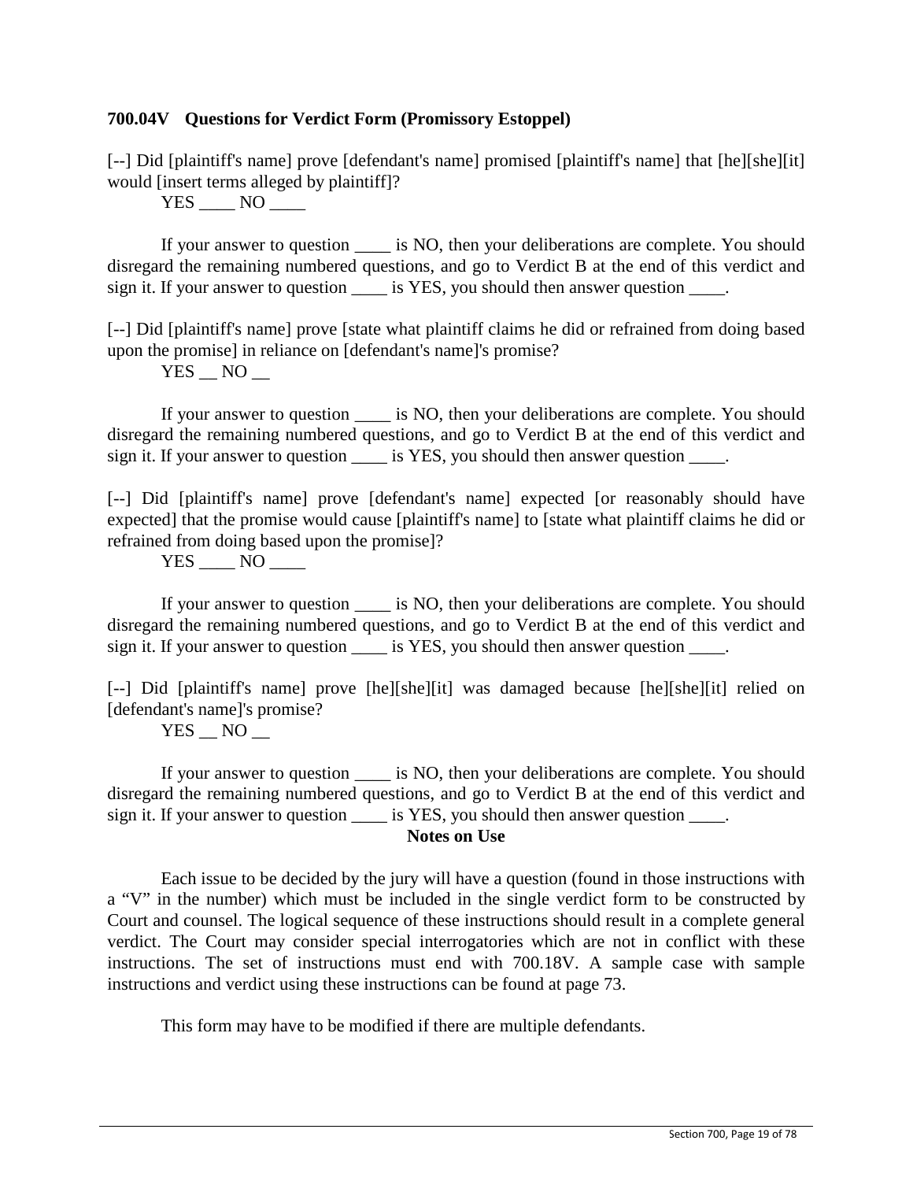### 700.04V Questions for Verdict Form (Promissory Estoppel)

[--] Did [plaintiff's name] prove [defendant's name] promised [plaintiff's name] that [he][she][it] would [insert terms alleged by plaintiff]?

YES ____ NO ____

If your answer to question ____ is NO, then your deliberations are complete. You should disregard the remaining numbered questions, and go to Verdict B at the end of this verdict and sign it. If your answer to question ____ is YES, you should then answer question ____.

[--] Did [plaintiff's name] prove [state what plaintiff claims he did or refrained from doing based upon the promise] in reliance on [defendant's name]'s promise?

YES __ NO __

If your answer to question ____ is NO, then your deliberations are complete. You should disregard the remaining numbered questions, and go to Verdict B at the end of this verdict and sign it. If your answer to question ____ is YES, you should then answer question ____.

[--] Did [plaintiff's name] prove [defendant's name] expected [or reasonably should have expected] that the promise would cause [plaintiff's name] to [state what plaintiff claims he did or refrained from doing based upon the promise]?

YES ____ NO ____

If your answer to question ____ is NO, then your deliberations are complete. You should disregard the remaining numbered questions, and go to Verdict B at the end of this verdict and sign it. If your answer to question ____ is YES, you should then answer question ____.

[--] Did [plaintiff's name] prove [he][she][it] was damaged because [he][she][it] relied on [defendant's name]'s promise?

YES __ NO __

If your answer to question ____ is NO, then your deliberations are complete. You should disregard the remaining numbered questions, and go to Verdict B at the end of this verdict and sign it. If your answer to question ____ is YES, you should then answer question ____.

**Notes on Use**

Each issue to be decided by the jury will have a question (found in those instructions with a "V" in the number) which must be included in the single verdict form to be constructed by Court and counsel. The logical sequence of these instructions should result in a complete general verdict. The Court may consider special interrogatories which are not in conflict with these instructions. The set of instructions must end with 700.18V. A sample case with sample instructions and verdict using these instructions can be found at page 73.

This form may have to be modified if there are multiple defendants.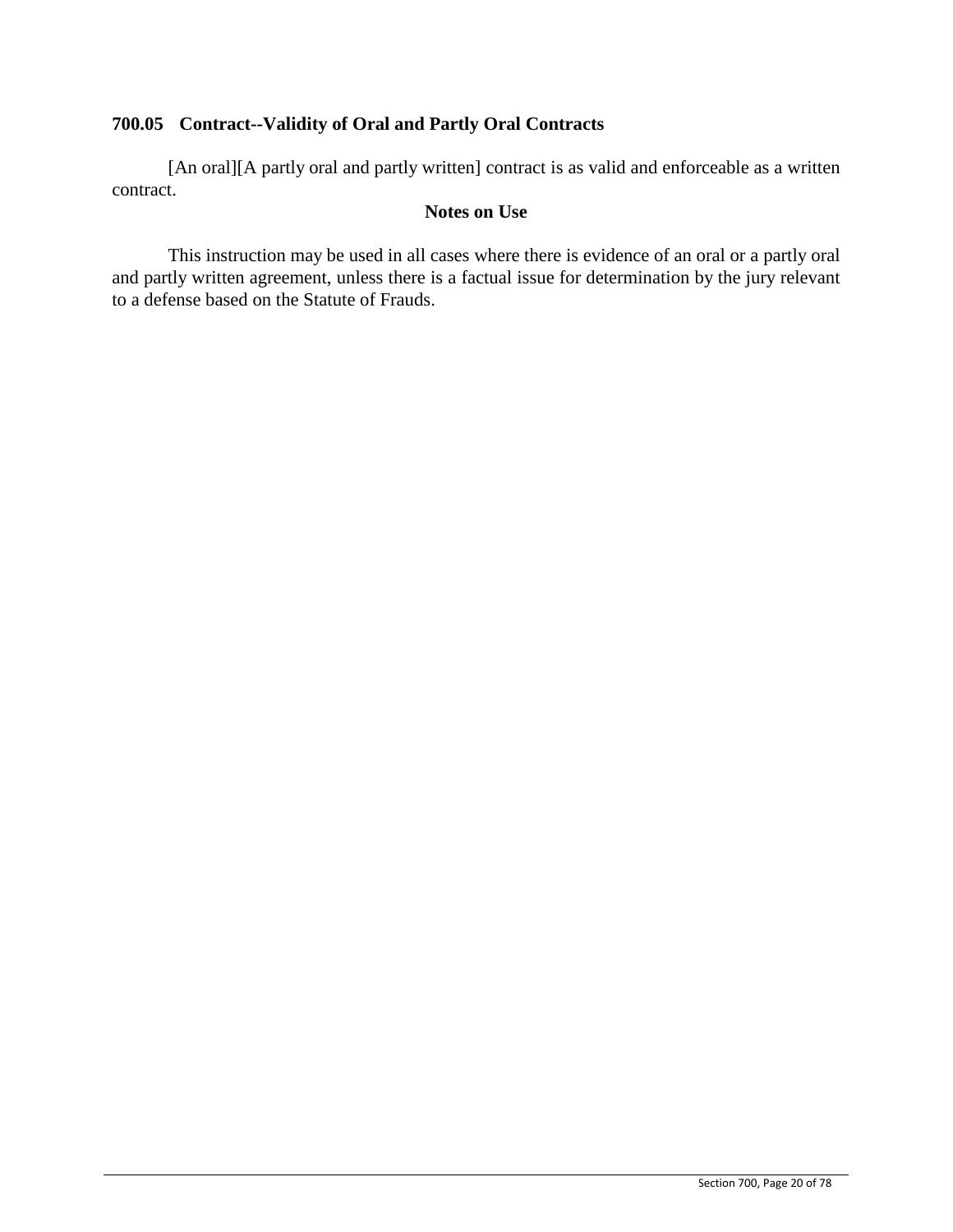### 700.05 Contract--Validity of Oral and Partly Oral Contracts

[An oral][A partly oral and partly written] contract is as valid and enforceable as a written contract.

**Notes on Use**

This instruction may be used in all cases where there is evidence of an oral or a partly oral and partly written agreement, unless there is a factual issue for determination by the jury relevant to a defense based on the Statute of Frauds.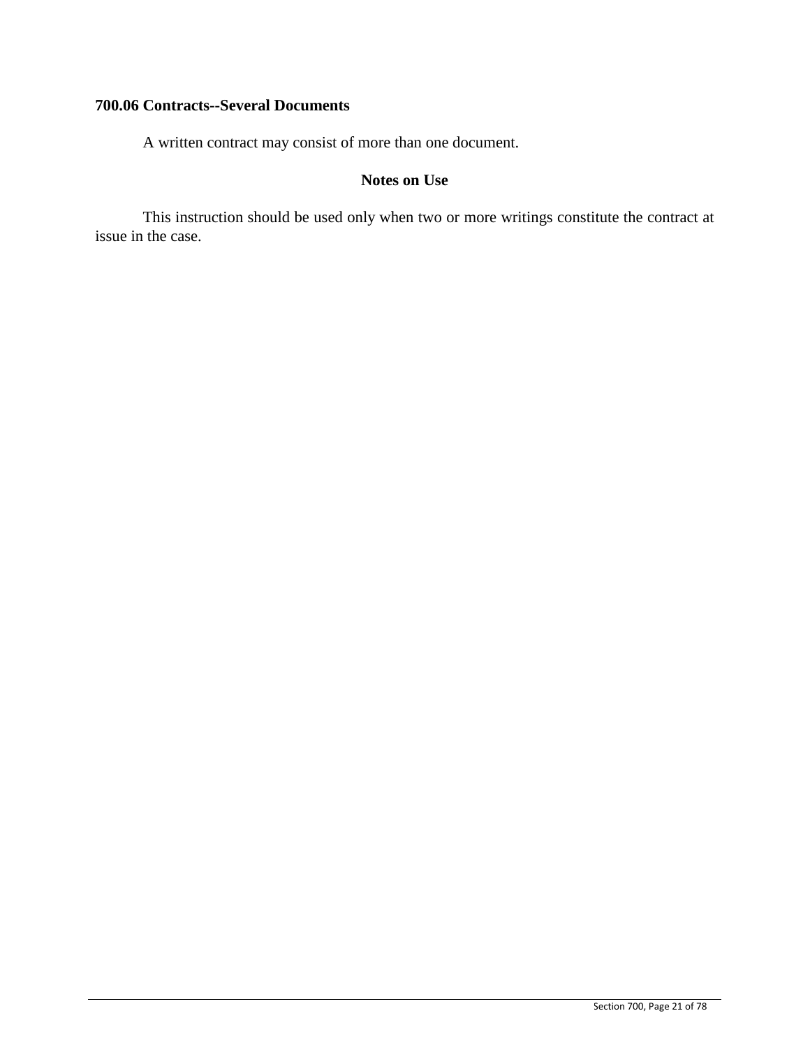### 700.06 Contracts--Several Documents

A written contract may consist of more than one document.

**Notes on Use**

This instruction should be used only when two or more writings constitute the contract at issue in the case.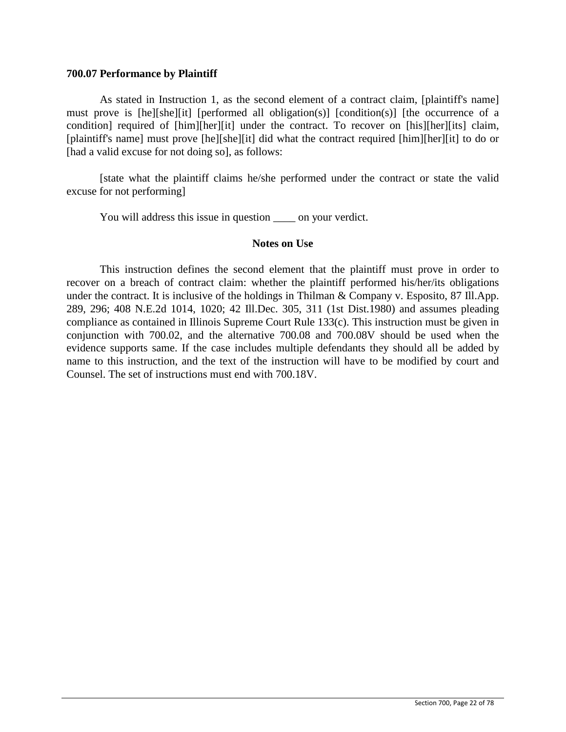**700.07 Performance by Plaintiff**

As stated in Instruction 1, as the second element of a contract claim, [plaintiff's name] must prove is [he][she][it] [performed all obligation(s)] [condition(s)] [the occurrence of a condition] required of [him][her][it] under the contract. To recover on [his][her][its] claim, [plaintiff's name] must prove [he][she][it] did what the contract required [him][her][it] to do or [had a valid excuse for not doing so], as follows:

[state what the plaintiff claims he/she performed under the contract or state the valid excuse for not performing]

You will address this issue in question ____ on your verdict.

**Notes on Use**

This instruction defines the second element that the plaintiff must prove in order to recover on a breach of contract claim: whether the plaintiff performed his/her/its obligations under the contract. It is inclusive of the holdings in Thilman & Company v. Esposito, 87 Ill.App. 289, 296; 408 N.E.2d 1014, 1020; 42 Ill.Dec. 305, 311 (1st Dist.1980) and assumes pleading compliance as contained in Illinois Supreme Court Rule 133(c). This instruction must be given in conjunction with 700.02, and the alternative 700.08 and 700.08V should be used when the evidence supports same. If the case includes multiple defendants they should all be added by name to this instruction, and the text of the instruction will have to be modified by court and Counsel. The set of instructions must end with 700.18V.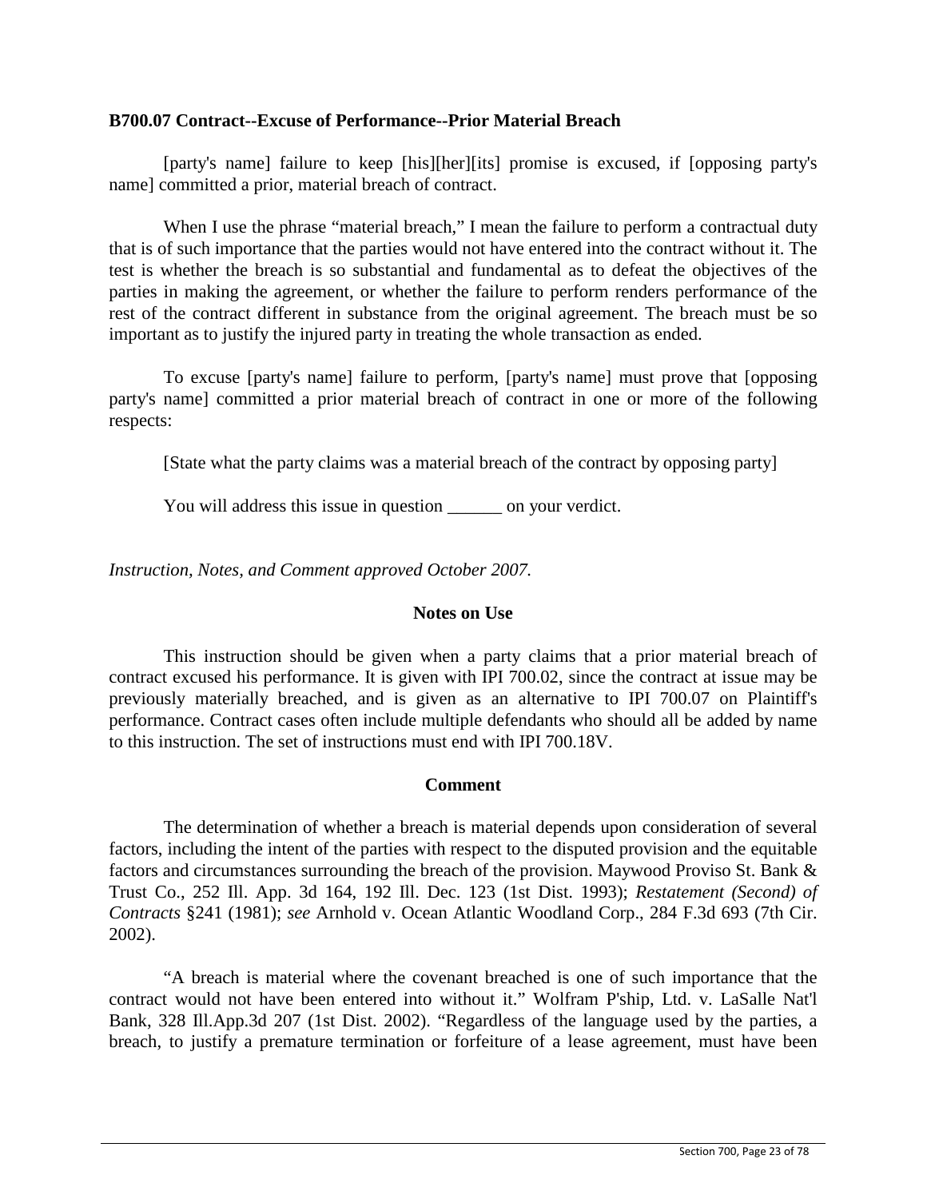**B700.07 Contract--Excuse of Performance--Prior Material Breach**

[party's name] failure to keep [his][her][its] promise is excused, if [opposing party's name] committed a prior, material breach of contract.

When I use the phrase "material breach," I mean the failure to perform a contractual duty that is of such importance that the parties would not have entered into the contract without it. The test is whether the breach is so substantial and fundamental as to defeat the objectives of the parties in making the agreement, or whether the failure to perform renders performance of the rest of the contract different in substance from the original agreement. The breach must be so important as to justify the injured party in treating the whole transaction as ended.

To excuse [party's name] failure to perform, [party's name] must prove that [opposing party's name] committed a prior material breach of contract in one or more of the following respects:

[State what the party claims was a material breach of the contract by opposing party]

You will address this issue in question ______ on your verdict.

*Instruction, Notes, and Comment approved October 2007.*

**Notes on Use**

This instruction should be given when a party claims that a prior material breach of contract excused his performance. It is given with IPI 700.02, since the contract at issue may be previously materially breached, and is given as an alternative to IPI 700.07 on Plaintiff's performance. Contract cases often include multiple defendants who should all be added by name to this instruction. The set of instructions must end with IPI 700.18V.

**Comment**

The determination of whether a breach is material depends upon consideration of several factors, including the intent of the parties with respect to the disputed provision and the equitable factors and circumstances surrounding the breach of the provision. Maywood Proviso St. Bank & Trust Co., 252 Ill. App. 3d 164, 192 Ill. Dec. 123 (1st Dist. 1993); *Restatement (Second) of Contracts* §241 (1981); *see* Arnhold v. Ocean Atlantic Woodland Corp., 284 F.3d 693 (7th Cir. 2002).

"A breach is material where the covenant breached is one of such importance that the contract would not have been entered into without it." Wolfram P'ship, Ltd. v. LaSalle Nat'l Bank, 328 Ill.App.3d 207 (1st Dist. 2002). "Regardless of the language used by the parties, a breach, to justify a premature termination or forfeiture of a lease agreement, must have been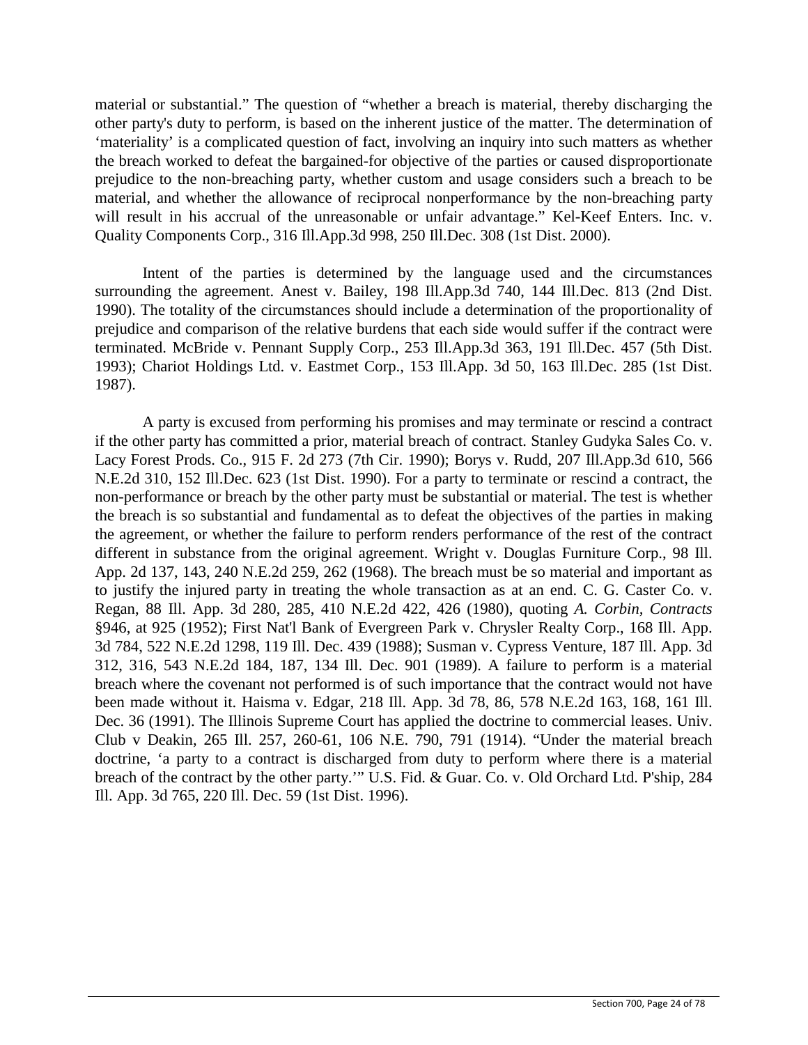material or substantial." The question of "whether a breach is material, thereby discharging the other party's duty to perform, is based on the inherent justice of the matter. The determination of 'materiality' is a complicated question of fact, involving an inquiry into such matters as whether the breach worked to defeat the bargained-for objective of the parties or caused disproportionate prejudice to the non-breaching party, whether custom and usage considers such a breach to be material, and whether the allowance of reciprocal nonperformance by the non-breaching party will result in his accrual of the unreasonable or unfair advantage." Kel-Keef Enters. Inc. v. Quality Components Corp., 316 Ill.App.3d 998, 250 Ill.Dec. 308 (1st Dist. 2000).

Intent of the parties is determined by the language used and the circumstances surrounding the agreement. Anest v. Bailey, 198 Ill.App.3d 740, 144 Ill.Dec. 813 (2nd Dist. 1990). The totality of the circumstances should include a determination of the proportionality of prejudice and comparison of the relative burdens that each side would suffer if the contract were terminated. McBride v. Pennant Supply Corp., 253 Ill.App.3d 363, 191 Ill.Dec. 457 (5th Dist. 1993); Chariot Holdings Ltd. v. Eastmet Corp., 153 Ill.App. 3d 50, 163 Ill.Dec. 285 (1st Dist. 1987).

A party is excused from performing his promises and may terminate or rescind a contract if the other party has committed a prior, material breach of contract. Stanley Gudyka Sales Co. v. Lacy Forest Prods. Co., 915 F. 2d 273 (7th Cir. 1990); Borys v. Rudd, 207 Ill.App.3d 610, 566 N.E.2d 310, 152 Ill.Dec. 623 (1st Dist. 1990). For a party to terminate or rescind a contract, the non-performance or breach by the other party must be substantial or material. The test is whether the breach is so substantial and fundamental as to defeat the objectives of the parties in making the agreement, or whether the failure to perform renders performance of the rest of the contract different in substance from the original agreement. Wright v. Douglas Furniture Corp., 98 Ill. App. 2d 137, 143, 240 N.E.2d 259, 262 (1968). The breach must be so material and important as to justify the injured party in treating the whole transaction as at an end. C. G. Caster Co. v. Regan, 88 Ill. App. 3d 280, 285, 410 N.E.2d 422, 426 (1980), quoting *A. Corbin, Contracts* §946, at 925 (1952); First Nat'l Bank of Evergreen Park v. Chrysler Realty Corp., 168 Ill. App. 3d 784, 522 N.E.2d 1298, 119 Ill. Dec. 439 (1988); Susman v. Cypress Venture, 187 Ill. App. 3d 312, 316, 543 N.E.2d 184, 187, 134 Ill. Dec. 901 (1989). A failure to perform is a material breach where the covenant not performed is of such importance that the contract would not have been made without it. Haisma v. Edgar, 218 Ill. App. 3d 78, 86, 578 N.E.2d 163, 168, 161 Ill. Dec. 36 (1991). The Illinois Supreme Court has applied the doctrine to commercial leases. Univ. Club v Deakin, 265 Ill. 257, 260-61, 106 N.E. 790, 791 (1914). "Under the material breach doctrine, 'a party to a contract is discharged from duty to perform where there is a material breach of the contract by the other party.'" U.S. Fid. & Guar. Co. v. Old Orchard Ltd. P'ship, 284 Ill. App. 3d 765, 220 Ill. Dec. 59 (1st Dist. 1996).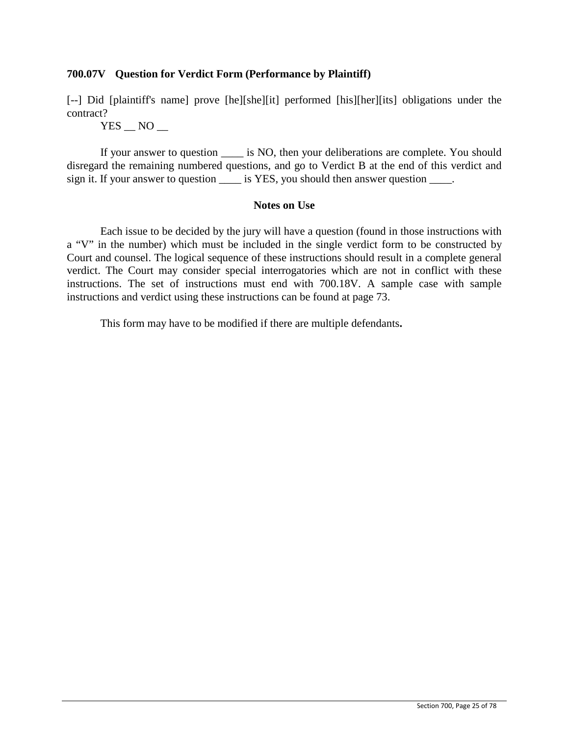### 700.07V Question for Verdict Form (Performance by Plaintiff)

[--] Did [plaintiff's name] prove [he][she][it] performed [his][her][its] obligations under the contract?

YES __ NO __

If your answer to question ____ is NO, then your deliberations are complete. You should disregard the remaining numbered questions, and go to Verdict B at the end of this verdict and sign it. If your answer to question ____ is YES, you should then answer question ____.

**Notes on Use**

Each issue to be decided by the jury will have a question (found in those instructions with a "V" in the number) which must be included in the single verdict form to be constructed by Court and counsel. The logical sequence of these instructions should result in a complete general verdict. The Court may consider special interrogatories which are not in conflict with these instructions. The set of instructions must end with 700.18V. A sample case with sample instructions and verdict using these instructions can be found at page 73.

This form may have to be modified if there are multiple defendants**.**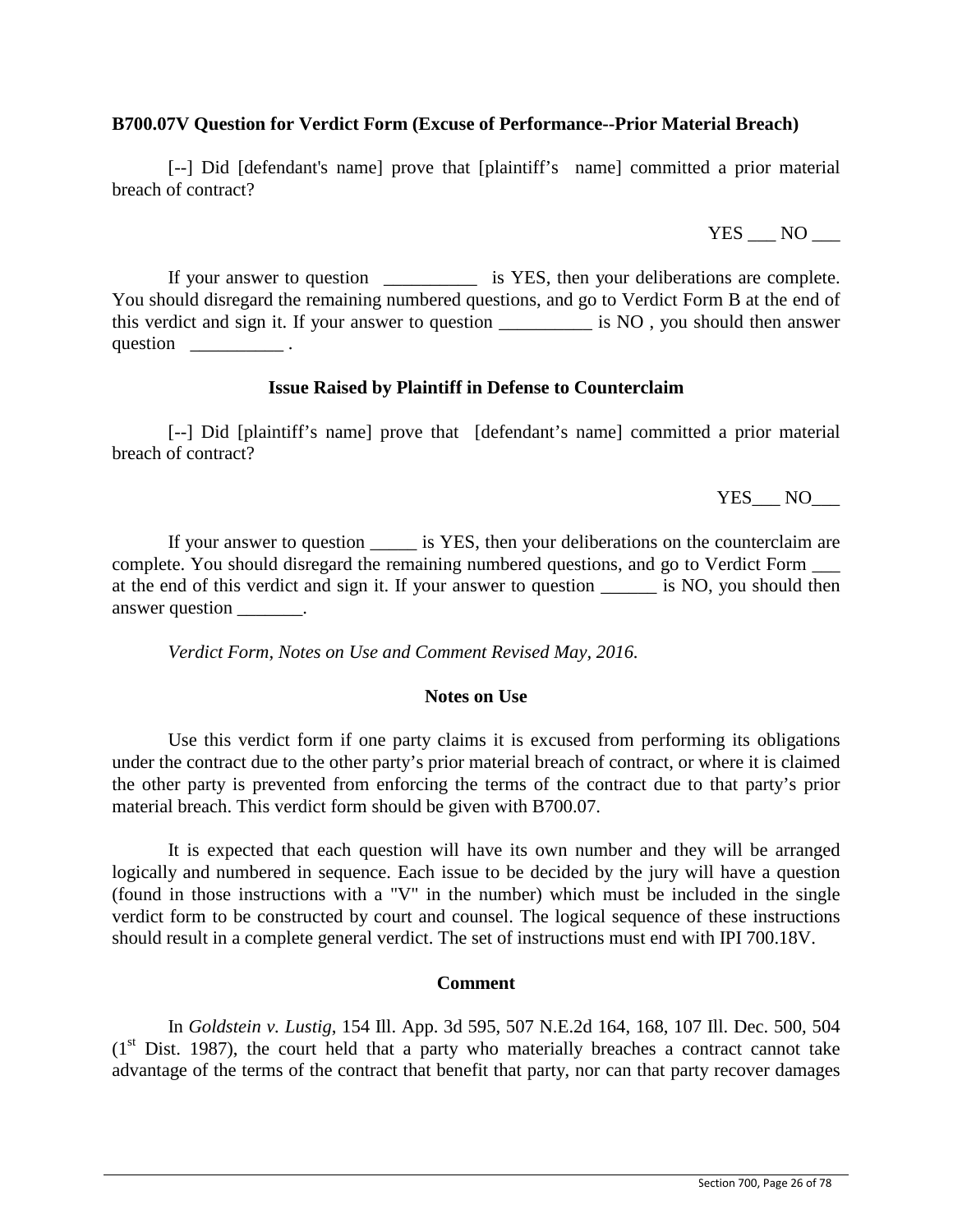**B700.07V Question for Verdict Form (Excuse of Performance--Prior Material Breach)**

[--] Did [defendant's name] prove that [plaintiff's name] committed a prior material breach of contract?

YES ___ NO ___

If your answer to question __________ is YES, then your deliberations are complete. You should disregard the remaining numbered questions, and go to Verdict Form B at the end of this verdict and sign it. If your answer to question __________ is NO , you should then answer question __________ .

**Issue Raised by Plaintiff in Defense to Counterclaim**

[--] Did [plaintiff's name] prove that [defendant's name] committed a prior material breach of contract?

YES___ NO___

If your answer to question _____ is YES, then your deliberations on the counterclaim are complete. You should disregard the remaining numbered questions, and go to Verdict Form ___ at the end of this verdict and sign it. If your answer to question ______ is NO, you should then answer question _______.

*Verdict Form, Notes on Use and Comment Revised May, 2016.*

**Notes on Use**

Use this verdict form if one party claims it is excused from performing its obligations under the contract due to the other party's prior material breach of contract, or where it is claimed the other party is prevented from enforcing the terms of the contract due to that party's prior material breach. This verdict form should be given with B700.07.

It is expected that each question will have its own number and they will be arranged logically and numbered in sequence. Each issue to be decided by the jury will have a question (found in those instructions with a "V" in the number) which must be included in the single verdict form to be constructed by court and counsel. The logical sequence of these instructions should result in a complete general verdict. The set of instructions must end with IPI 700.18V.

**Comment**

In *Goldstein v. Lustig*, 154 Ill. App. 3d 595, 507 N.E.2d 164, 168, 107 Ill. Dec. 500, 504 (1st Dist. 1987), the court held that a party who materially breaches a contract cannot take advantage of the terms of the contract that benefit that party, nor can that party recover damages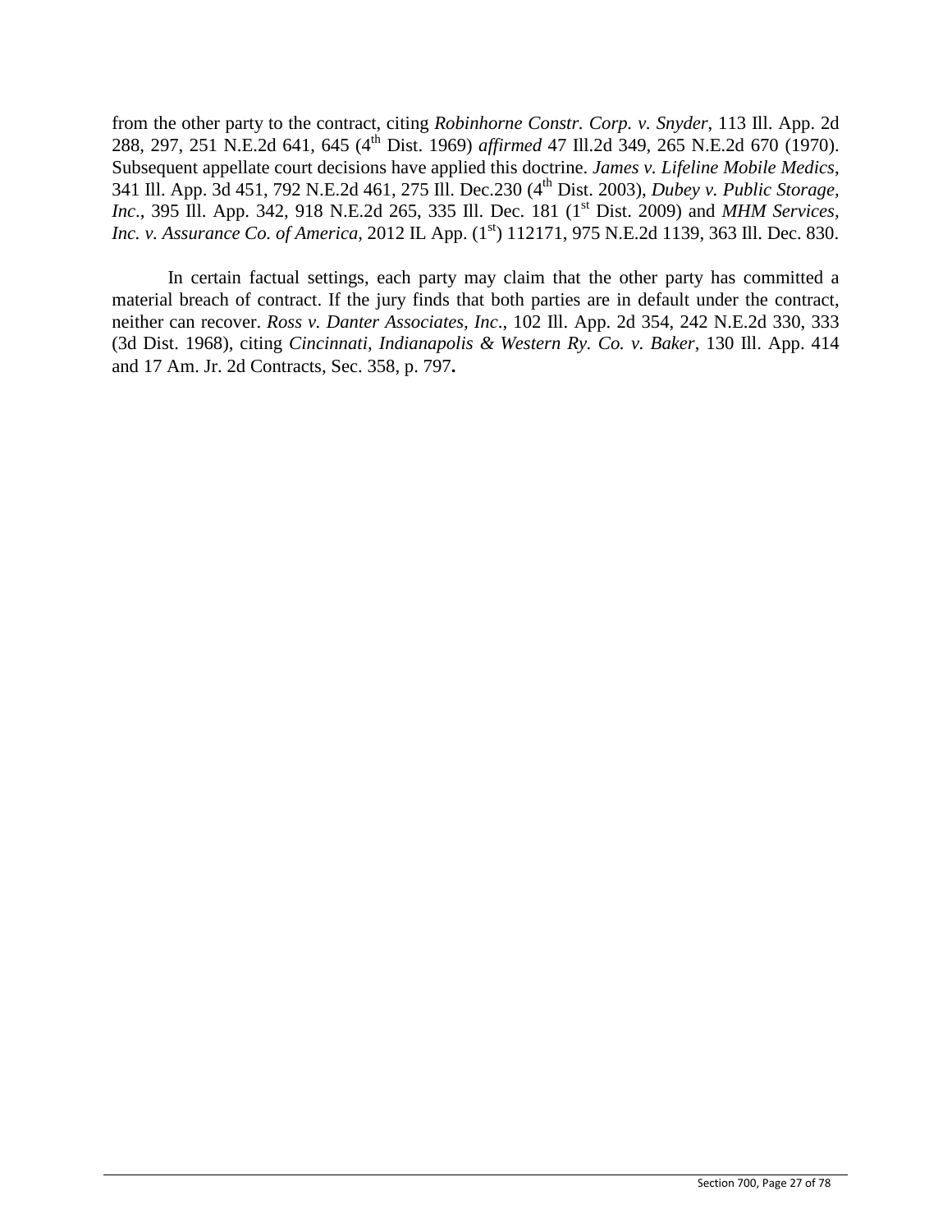from the other party to the contract, citing *Robinhorne Constr. Corp. v. Snyder*, 113 Ill. App. 2d 288, 297, 251 N.E.2d 641, 645 (4th Dist. 1969) *affirmed* 47 Ill.2d 349, 265 N.E.2d 670 (1970). Subsequent appellate court decisions have applied this doctrine. *James v. Lifeline Mobile Medics*, 341 Ill. App. 3d 451, 792 N.E.2d 461, 275 Ill. Dec.230 (4th Dist. 2003), *Dubey v. Public Storage, Inc*., 395 Ill. App. 342, 918 N.E.2d 265, 335 Ill. Dec. 181 (1st Dist. 2009) and *MHM Services, Inc. v. Assurance Co. of America*, 2012 IL App. (1st) 112171, 975 N.E.2d 1139, 363 Ill. Dec. 830.

In certain factual settings, each party may claim that the other party has committed a material breach of contract. If the jury finds that both parties are in default under the contract, neither can recover. *Ross v. Danter Associates, Inc*., 102 Ill. App. 2d 354, 242 N.E.2d 330, 333 (3d Dist. 1968), citing *Cincinnati, Indianapolis & Western Ry. Co. v. Baker*, 130 Ill. App. 414 and 17 Am. Jr. 2d Contracts, Sec. 358, p. 797**.**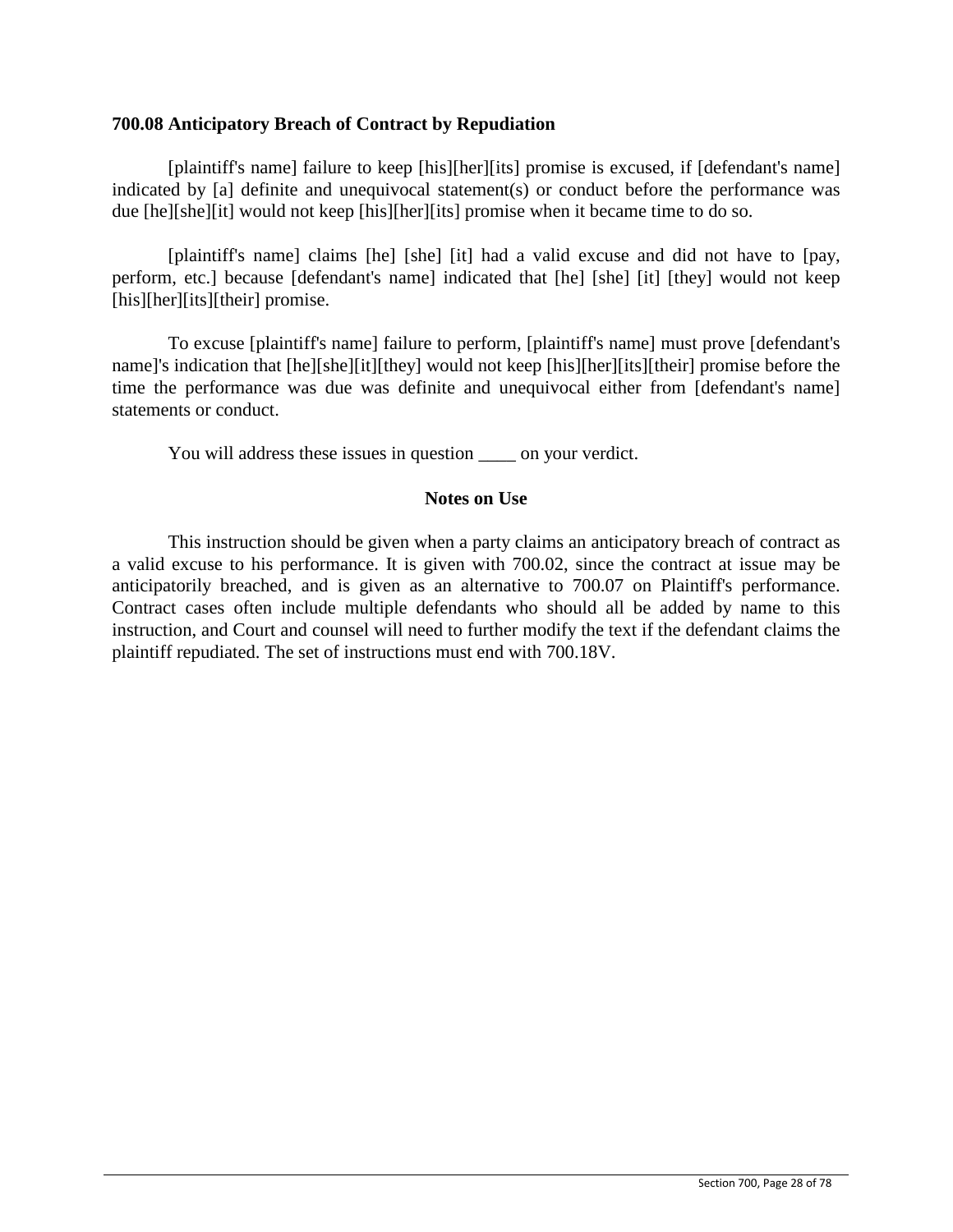**700.08 Anticipatory Breach of Contract by Repudiation**

[plaintiff's name] failure to keep [his][her][its] promise is excused, if [defendant's name] indicated by [a] definite and unequivocal statement(s) or conduct before the performance was due [he][she][it] would not keep [his][her][its] promise when it became time to do so.

[plaintiff's name] claims [he] [she] [it] had a valid excuse and did not have to [pay, perform, etc.] because [defendant's name] indicated that [he] [she] [it] [they] would not keep [his][her][its][their] promise.

To excuse [plaintiff's name] failure to perform, [plaintiff's name] must prove [defendant's name]'s indication that [he][she][it][they] would not keep [his][her][its][their] promise before the time the performance was due was definite and unequivocal either from [defendant's name] statements or conduct.

You will address these issues in question ____ on your verdict.

**Notes on Use**

This instruction should be given when a party claims an anticipatory breach of contract as a valid excuse to his performance. It is given with 700.02, since the contract at issue may be anticipatorily breached, and is given as an alternative to 700.07 on Plaintiff's performance. Contract cases often include multiple defendants who should all be added by name to this instruction, and Court and counsel will need to further modify the text if the defendant claims the plaintiff repudiated. The set of instructions must end with 700.18V.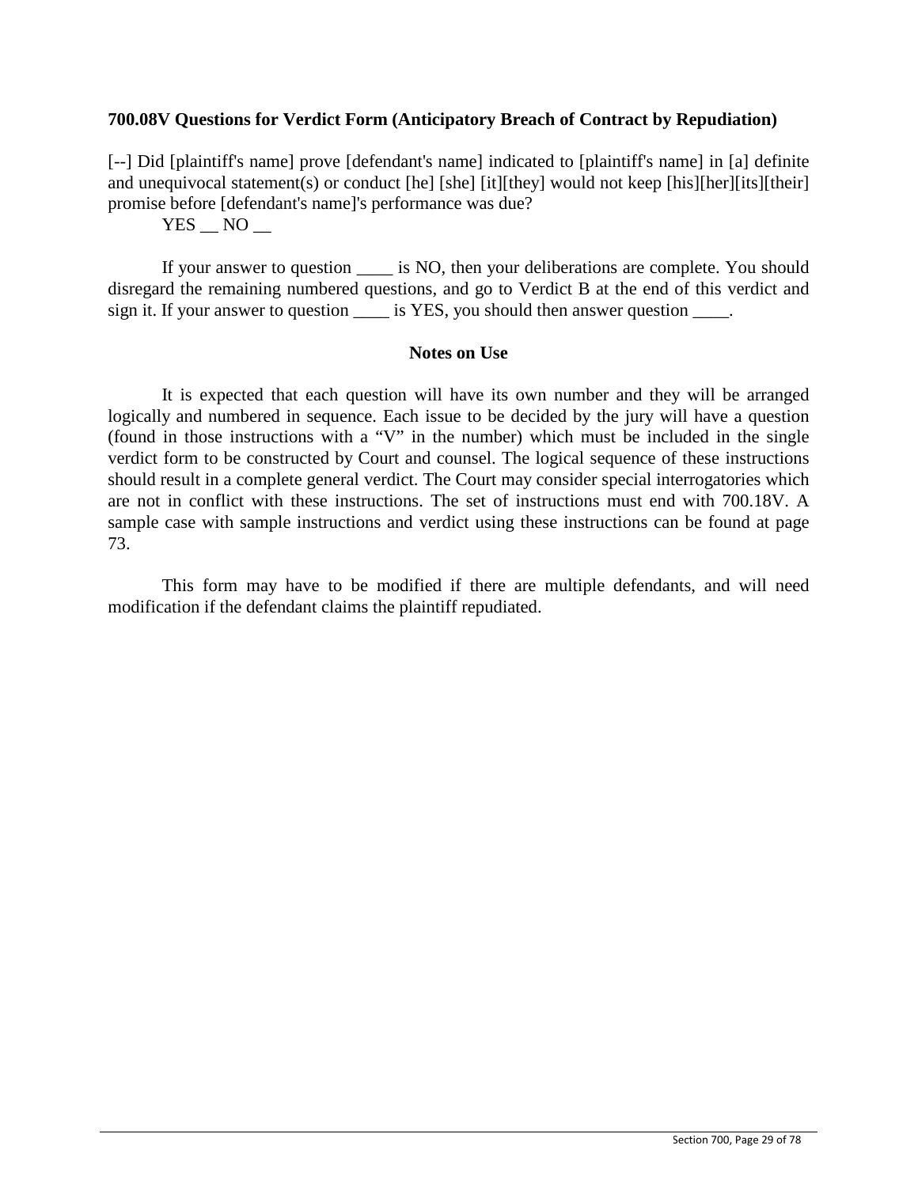**700.08V Questions for Verdict Form (Anticipatory Breach of Contract by Repudiation)**

[--] Did [plaintiff's name] prove [defendant's name] indicated to [plaintiff's name] in [a] definite and unequivocal statement(s) or conduct [he] [she] [it][they] would not keep [his][her][its][their] promise before [defendant's name]'s performance was due?

YES __ NO __

If your answer to question ____ is NO, then your deliberations are complete. You should disregard the remaining numbered questions, and go to Verdict B at the end of this verdict and sign it. If your answer to question ____ is YES, you should then answer question ____.

**Notes on Use**

It is expected that each question will have its own number and they will be arranged logically and numbered in sequence. Each issue to be decided by the jury will have a question (found in those instructions with a "V" in the number) which must be included in the single verdict form to be constructed by Court and counsel. The logical sequence of these instructions should result in a complete general verdict. The Court may consider special interrogatories which are not in conflict with these instructions. The set of instructions must end with 700.18V. A sample case with sample instructions and verdict using these instructions can be found at page 73.

This form may have to be modified if there are multiple defendants, and will need modification if the defendant claims the plaintiff repudiated.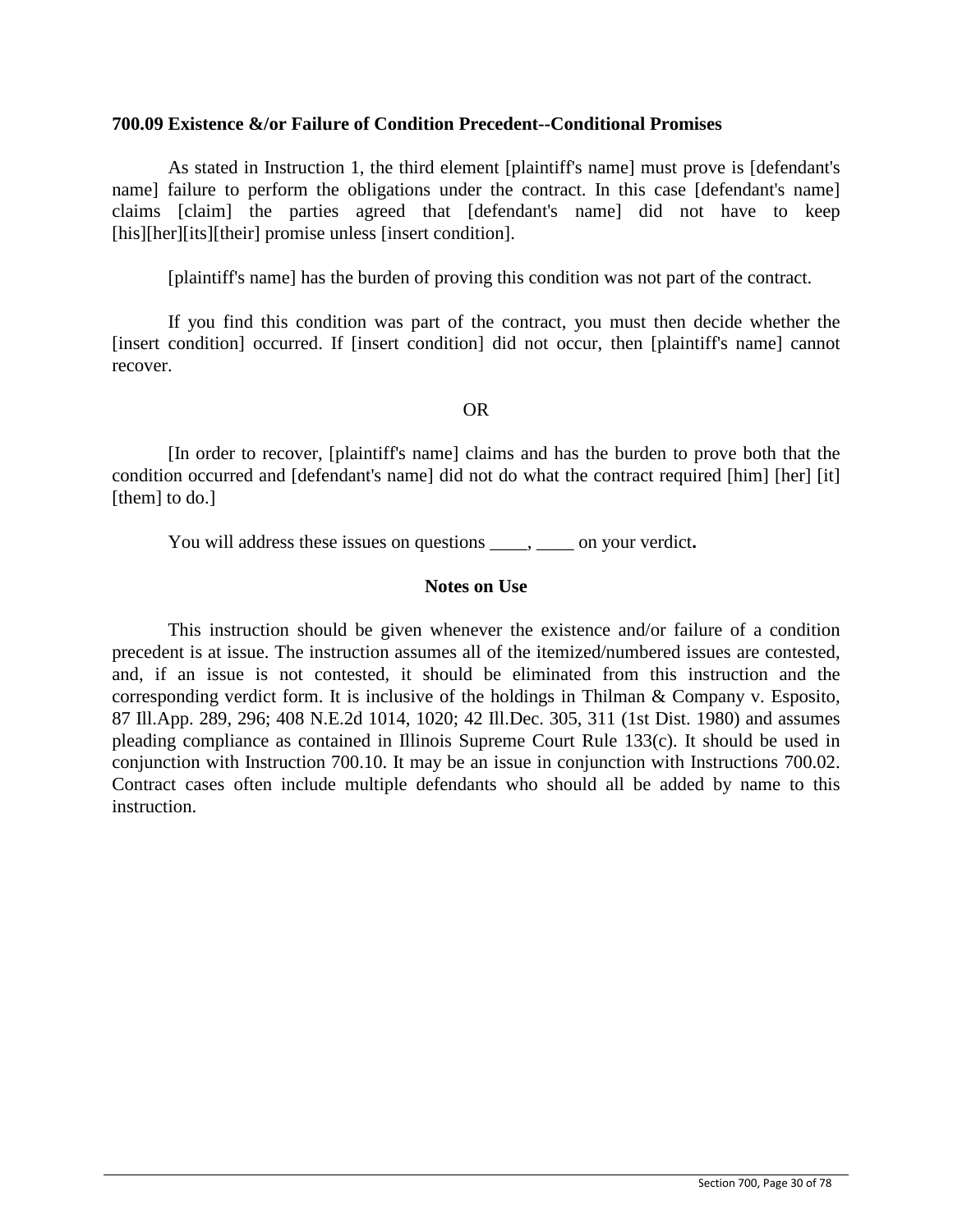**700.09 Existence &/or Failure of Condition Precedent--Conditional Promises**

As stated in Instruction 1, the third element [plaintiff's name] must prove is [defendant's name] failure to perform the obligations under the contract. In this case [defendant's name] claims [claim] the parties agreed that [defendant's name] did not have to keep [his][her][its][their] promise unless [insert condition].

[plaintiff's name] has the burden of proving this condition was not part of the contract.

If you find this condition was part of the contract, you must then decide whether the [insert condition] occurred. If [insert condition] did not occur, then [plaintiff's name] cannot recover.

OR

[In order to recover, [plaintiff's name] claims and has the burden to prove both that the condition occurred and [defendant's name] did not do what the contract required [him] [her] [it] [them] to do.]

You will address these issues on questions ____, ____ on your verdict**.**

**Notes on Use**

This instruction should be given whenever the existence and/or failure of a condition precedent is at issue. The instruction assumes all of the itemized/numbered issues are contested, and, if an issue is not contested, it should be eliminated from this instruction and the corresponding verdict form. It is inclusive of the holdings in Thilman & Company v. Esposito, 87 Ill.App. 289, 296; 408 N.E.2d 1014, 1020; 42 Ill.Dec. 305, 311 (1st Dist. 1980) and assumes pleading compliance as contained in Illinois Supreme Court Rule 133(c). It should be used in conjunction with Instruction 700.10. It may be an issue in conjunction with Instructions 700.02. Contract cases often include multiple defendants who should all be added by name to this instruction.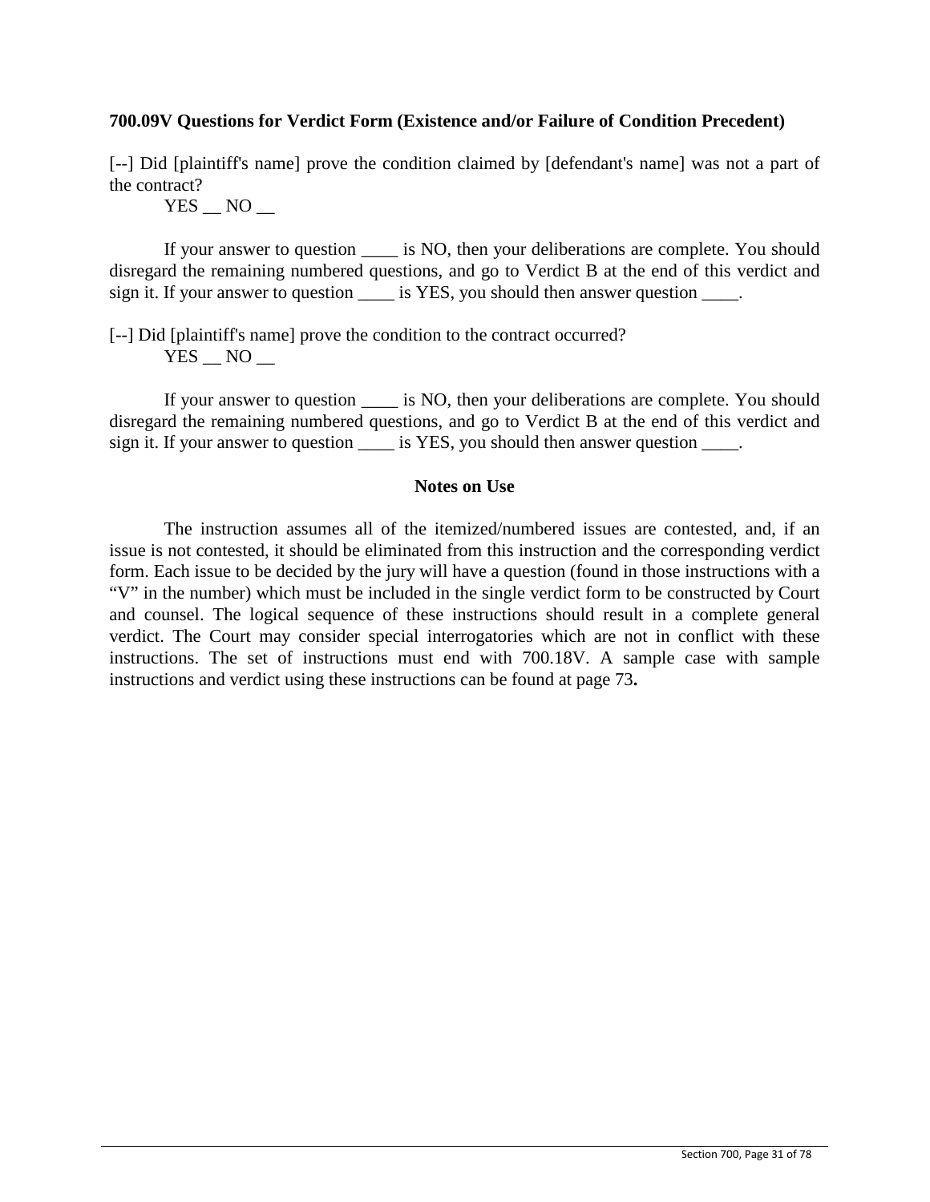**700.09V Questions for Verdict Form (Existence and/or Failure of Condition Precedent)**

[--] Did [plaintiff's name] prove the condition claimed by [defendant's name] was not a part of the contract?

YES __ NO __

If your answer to question ____ is NO, then your deliberations are complete. You should disregard the remaining numbered questions, and go to Verdict B at the end of this verdict and sign it. If your answer to question ____ is YES, you should then answer question ____.

[--] Did [plaintiff's name] prove the condition to the contract occurred?

YES __ NO __

If your answer to question ____ is NO, then your deliberations are complete. You should disregard the remaining numbered questions, and go to Verdict B at the end of this verdict and sign it. If your answer to question ____ is YES, you should then answer question ____.

### Notes on Use

The instruction assumes all of the itemized/numbered issues are contested, and, if an issue is not contested, it should be eliminated from this instruction and the corresponding verdict form. Each issue to be decided by the jury will have a question (found in those instructions with a "V" in the number) which must be included in the single verdict form to be constructed by Court and counsel. The logical sequence of these instructions should result in a complete general verdict. The Court may consider special interrogatories which are not in conflict with these instructions. The set of instructions must end with 700.18V. A sample case with sample instructions and verdict using these instructions can be found at page 73**.**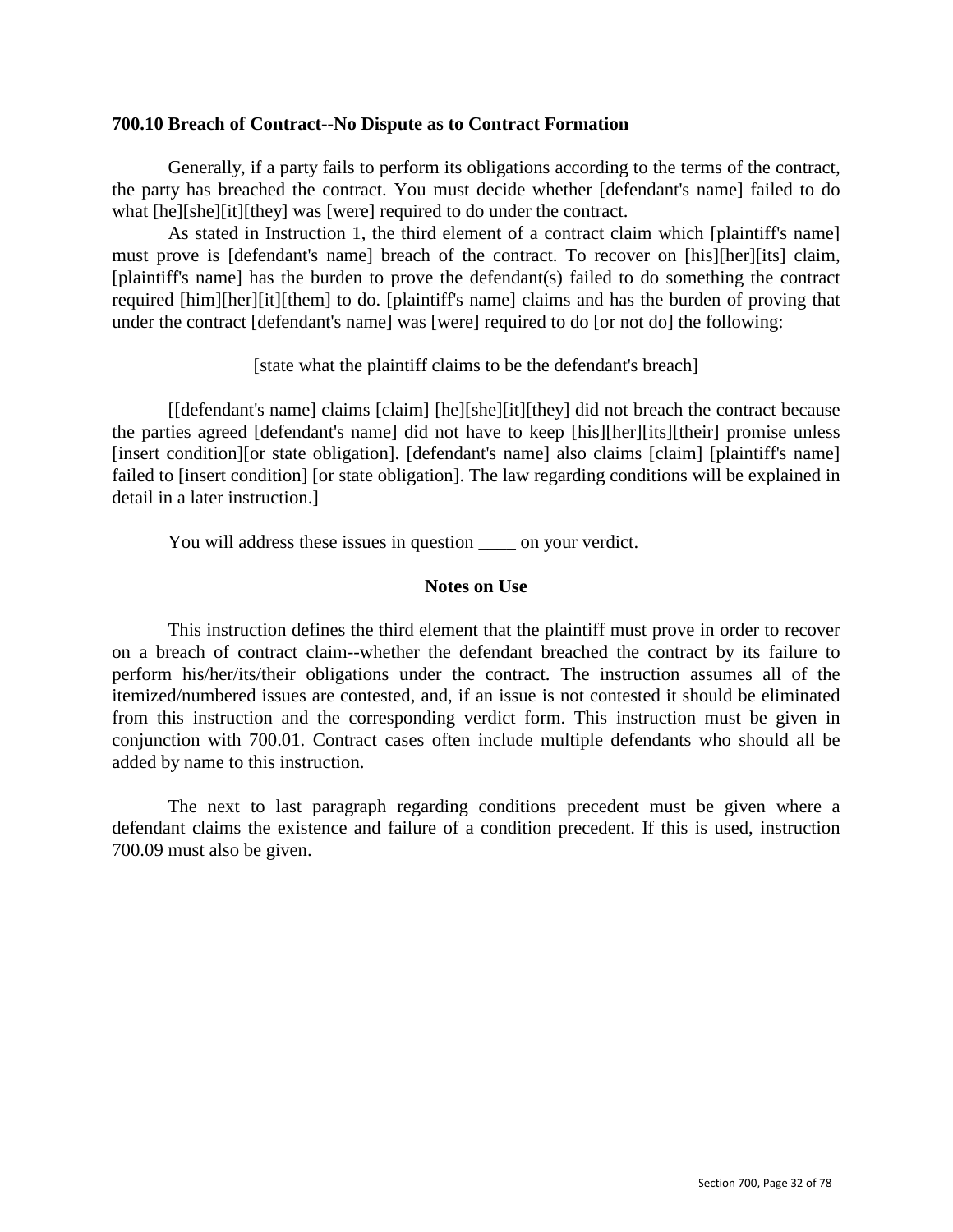**700.10 Breach of Contract--No Dispute as to Contract Formation**

Generally, if a party fails to perform its obligations according to the terms of the contract, the party has breached the contract. You must decide whether [defendant's name] failed to do what [he][she][it][they] was [were] required to do under the contract.

As stated in Instruction 1, the third element of a contract claim which [plaintiff's name] must prove is [defendant's name] breach of the contract. To recover on [his][her][its] claim, [plaintiff's name] has the burden to prove the defendant(s) failed to do something the contract required [him][her][it][them] to do. [plaintiff's name] claims and has the burden of proving that under the contract [defendant's name] was [were] required to do [or not do] the following:

[state what the plaintiff claims to be the defendant's breach]

[[defendant's name] claims [claim] [he][she][it][they] did not breach the contract because the parties agreed [defendant's name] did not have to keep [his][her][its][their] promise unless [insert condition][or state obligation]. [defendant's name] also claims [claim] [plaintiff's name] failed to [insert condition] [or state obligation]. The law regarding conditions will be explained in detail in a later instruction.]

You will address these issues in question ____ on your verdict.

**Notes on Use**

This instruction defines the third element that the plaintiff must prove in order to recover on a breach of contract claim--whether the defendant breached the contract by its failure to perform his/her/its/their obligations under the contract. The instruction assumes all of the itemized/numbered issues are contested, and, if an issue is not contested it should be eliminated from this instruction and the corresponding verdict form. This instruction must be given in conjunction with 700.01. Contract cases often include multiple defendants who should all be added by name to this instruction.

The next to last paragraph regarding conditions precedent must be given where a defendant claims the existence and failure of a condition precedent. If this is used, instruction 700.09 must also be given.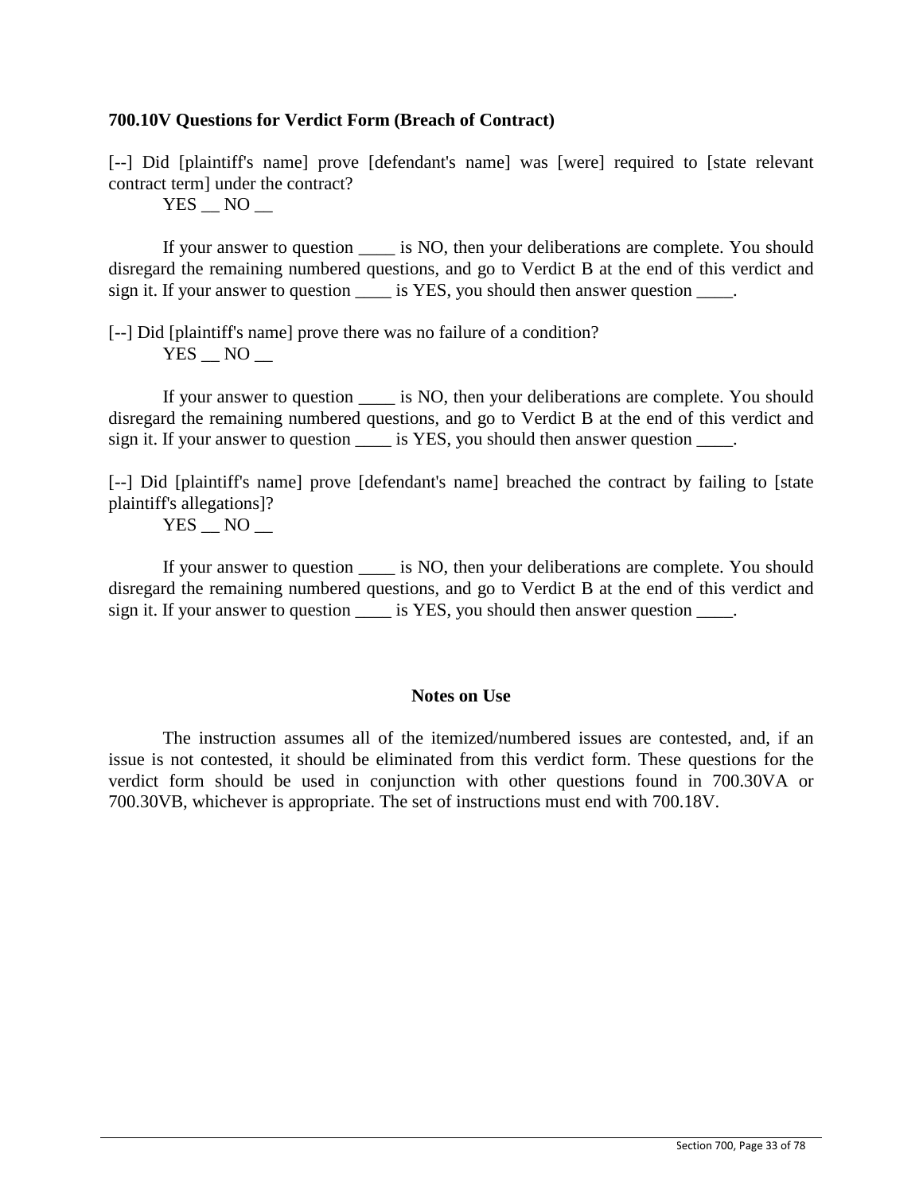**700.10V Questions for Verdict Form (Breach of Contract)**

[--] Did [plaintiff's name] prove [defendant's name] was [were] required to [state relevant contract term] under the contract?

YES __ NO __

If your answer to question ____ is NO, then your deliberations are complete. You should disregard the remaining numbered questions, and go to Verdict B at the end of this verdict and sign it. If your answer to question ____ is YES, you should then answer question ____.

[--] Did [plaintiff's name] prove there was no failure of a condition?

YES __ NO __

If your answer to question ____ is NO, then your deliberations are complete. You should disregard the remaining numbered questions, and go to Verdict B at the end of this verdict and sign it. If your answer to question ____ is YES, you should then answer question ____.

[--] Did [plaintiff's name] prove [defendant's name] breached the contract by failing to [state plaintiff's allegations]?

YES __ NO __

If your answer to question ____ is NO, then your deliberations are complete. You should disregard the remaining numbered questions, and go to Verdict B at the end of this verdict and sign it. If your answer to question ____ is YES, you should then answer question ____.

**Notes on Use**

The instruction assumes all of the itemized/numbered issues are contested, and, if an issue is not contested, it should be eliminated from this verdict form. These questions for the verdict form should be used in conjunction with other questions found in 700.30VA or 700.30VB, whichever is appropriate. The set of instructions must end with 700.18V.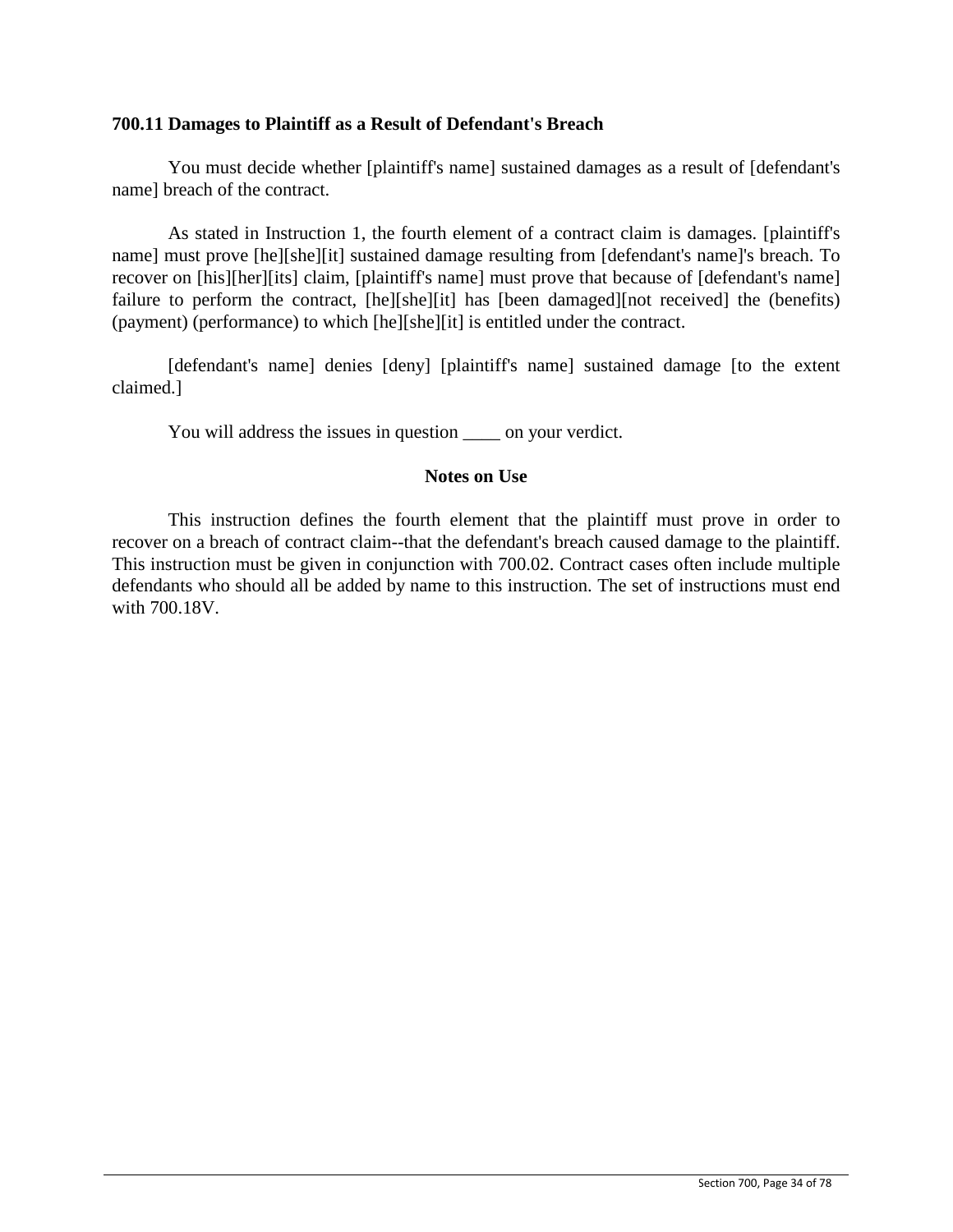**700.11 Damages to Plaintiff as a Result of Defendant's Breach**

You must decide whether [plaintiff's name] sustained damages as a result of [defendant's name] breach of the contract.

As stated in Instruction 1, the fourth element of a contract claim is damages. [plaintiff's name] must prove [he][she][it] sustained damage resulting from [defendant's name]'s breach. To recover on [his][her][its] claim, [plaintiff's name] must prove that because of [defendant's name] failure to perform the contract, [he][she][it] has [been damaged][not received] the (benefits) (payment) (performance) to which [he][she][it] is entitled under the contract.

[defendant's name] denies [deny] [plaintiff's name] sustained damage [to the extent claimed.]

You will address the issues in question ____ on your verdict.

**Notes on Use**

This instruction defines the fourth element that the plaintiff must prove in order to recover on a breach of contract claim--that the defendant's breach caused damage to the plaintiff. This instruction must be given in conjunction with 700.02. Contract cases often include multiple defendants who should all be added by name to this instruction. The set of instructions must end with 700.18V.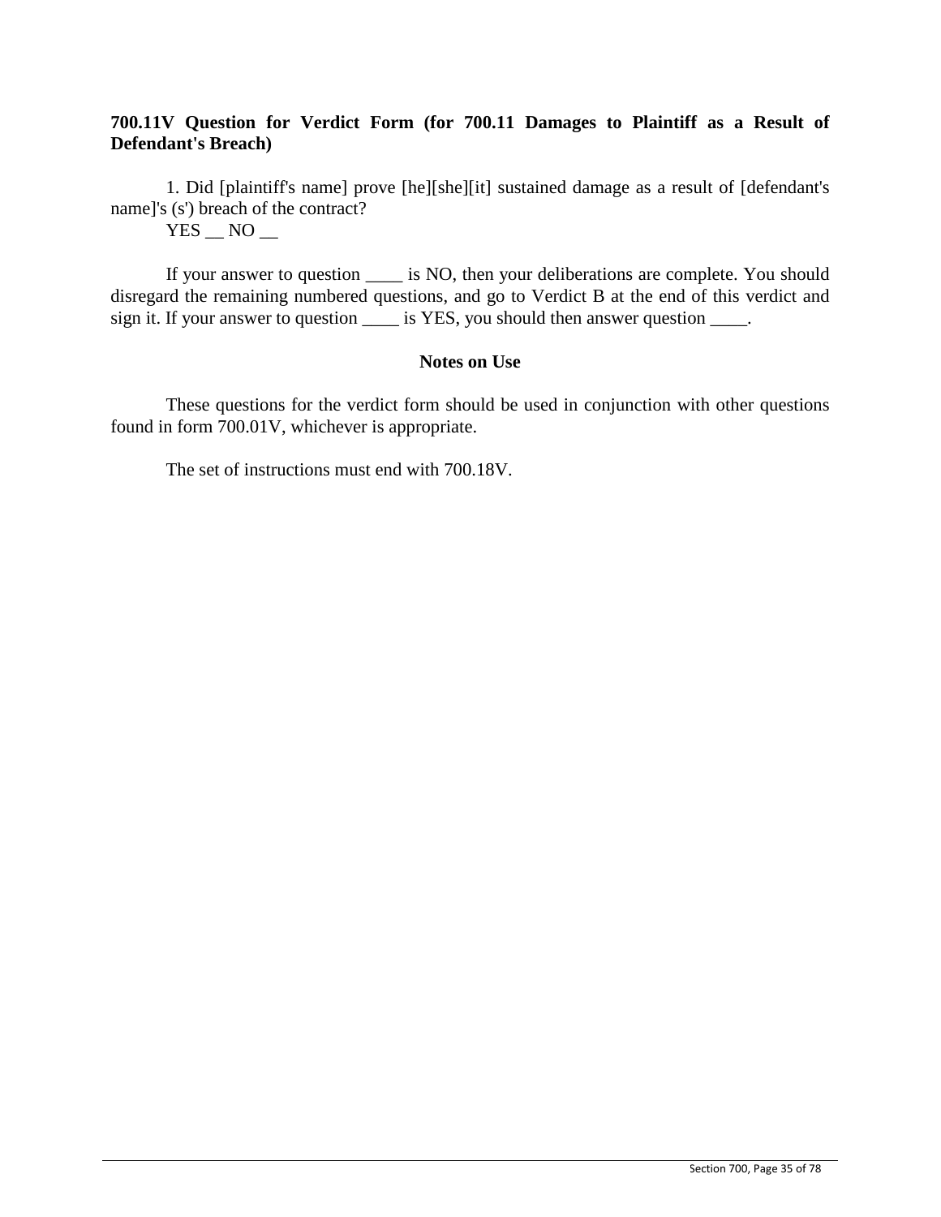**700.11V Question for Verdict Form (for 700.11 Damages to Plaintiff as a Result of Defendant's Breach)**

1. Did [plaintiff's name] prove [he][she][it] sustained damage as a result of [defendant's name]'s (s') breach of the contract?

YES __ NO __

If your answer to question ____ is NO, then your deliberations are complete. You should disregard the remaining numbered questions, and go to Verdict B at the end of this verdict and sign it. If your answer to question ____ is YES, you should then answer question ____.

**Notes on Use**

These questions for the verdict form should be used in conjunction with other questions found in form 700.01V, whichever is appropriate.

The set of instructions must end with 700.18V.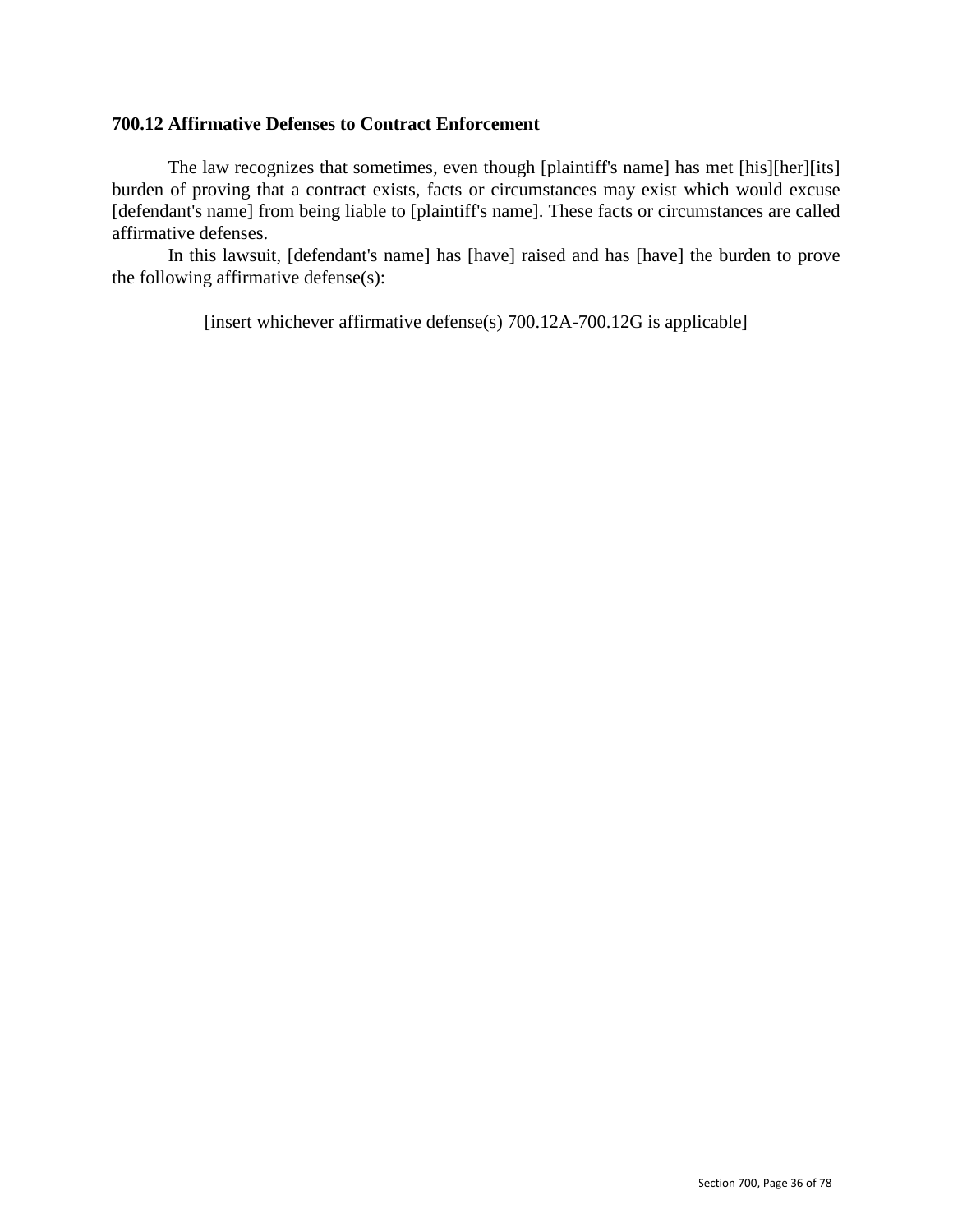**700.12 Affirmative Defenses to Contract Enforcement**

The law recognizes that sometimes, even though [plaintiff's name] has met [his][her][its] burden of proving that a contract exists, facts or circumstances may exist which would excuse [defendant's name] from being liable to [plaintiff's name]. These facts or circumstances are called affirmative defenses.

In this lawsuit, [defendant's name] has [have] raised and has [have] the burden to prove the following affirmative defense(s):

[insert whichever affirmative defense(s) 700.12A-700.12G is applicable]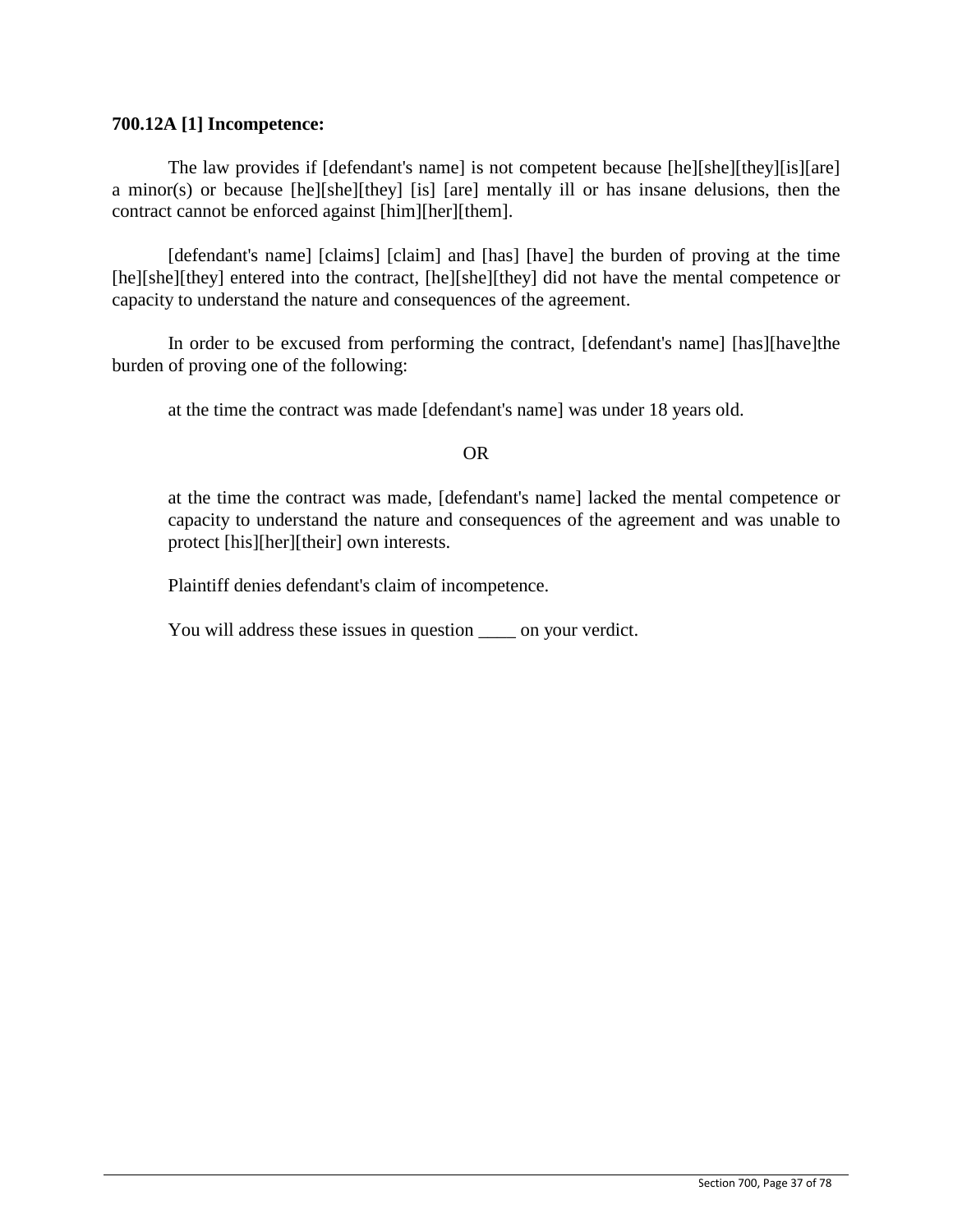**700.12A [1] Incompetence:**

The law provides if [defendant's name] is not competent because [he][she][they][is][are] a minor(s) or because [he][she][they] [is] [are] mentally ill or has insane delusions, then the contract cannot be enforced against [him][her][them].

[defendant's name] [claims] [claim] and [has] [have] the burden of proving at the time [he][she][they] entered into the contract, [he][she][they] did not have the mental competence or capacity to understand the nature and consequences of the agreement.

In order to be excused from performing the contract, [defendant's name] [has][have]the burden of proving one of the following:

at the time the contract was made [defendant's name] was under 18 years old.

OR

at the time the contract was made, [defendant's name] lacked the mental competence or capacity to understand the nature and consequences of the agreement and was unable to protect [his][her][their] own interests.

Plaintiff denies defendant's claim of incompetence.

You will address these issues in question ____ on your verdict.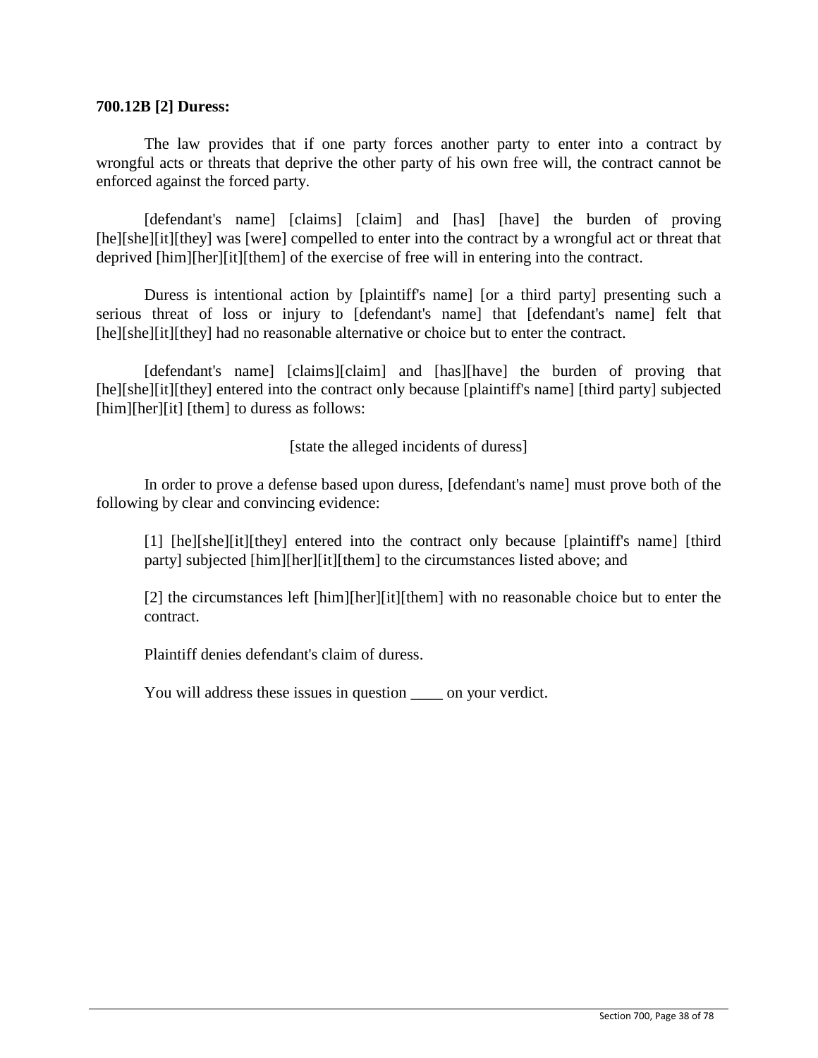**700.12B [2] Duress:**

The law provides that if one party forces another party to enter into a contract by wrongful acts or threats that deprive the other party of his own free will, the contract cannot be enforced against the forced party.

[defendant's name] [claims] [claim] and [has] [have] the burden of proving [he][she][it][they] was [were] compelled to enter into the contract by a wrongful act or threat that deprived [him][her][it][them] of the exercise of free will in entering into the contract.

Duress is intentional action by [plaintiff's name] [or a third party] presenting such a serious threat of loss or injury to [defendant's name] that [defendant's name] felt that [he][she][it][they] had no reasonable alternative or choice but to enter the contract.

[defendant's name] [claims][claim] and [has][have] the burden of proving that [he][she][it][they] entered into the contract only because [plaintiff's name] [third party] subjected [him][her][it] [them] to duress as follows:

[state the alleged incidents of duress]

In order to prove a defense based upon duress, [defendant's name] must prove both of the following by clear and convincing evidence:

[1] [he][she][it][they] entered into the contract only because [plaintiff's name] [third party] subjected [him][her][it][them] to the circumstances listed above; and

[2] the circumstances left [him][her][it][them] with no reasonable choice but to enter the contract.

Plaintiff denies defendant's claim of duress.

You will address these issues in question ____ on your verdict.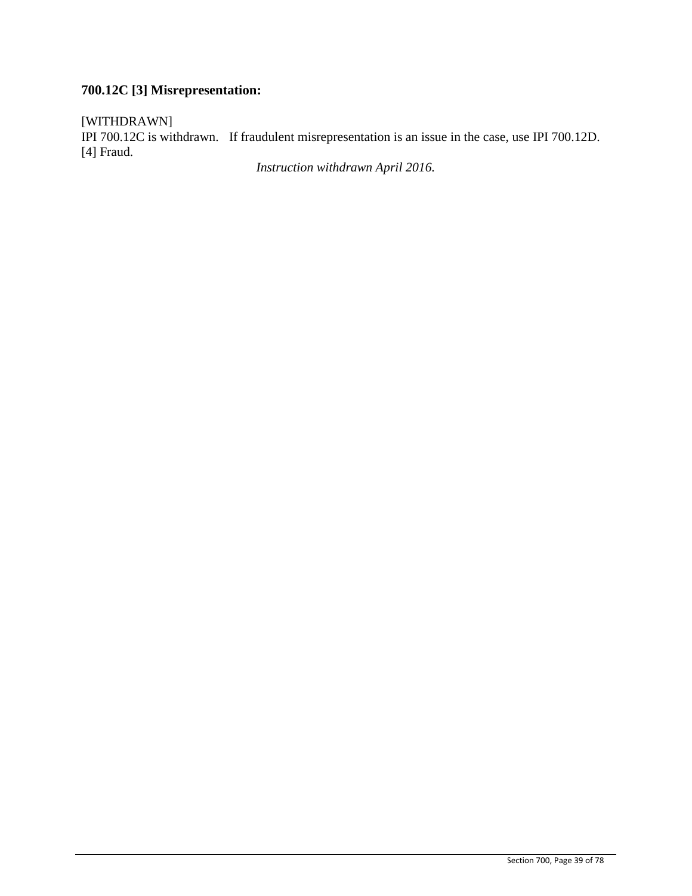**700.12C [3] Misrepresentation:**

[WITHDRAWN]
IPI 700.12C is withdrawn. If fraudulent misrepresentation is an issue in the case, use IPI 700.12D. [4] Fraud.

*Instruction withdrawn April 2016.*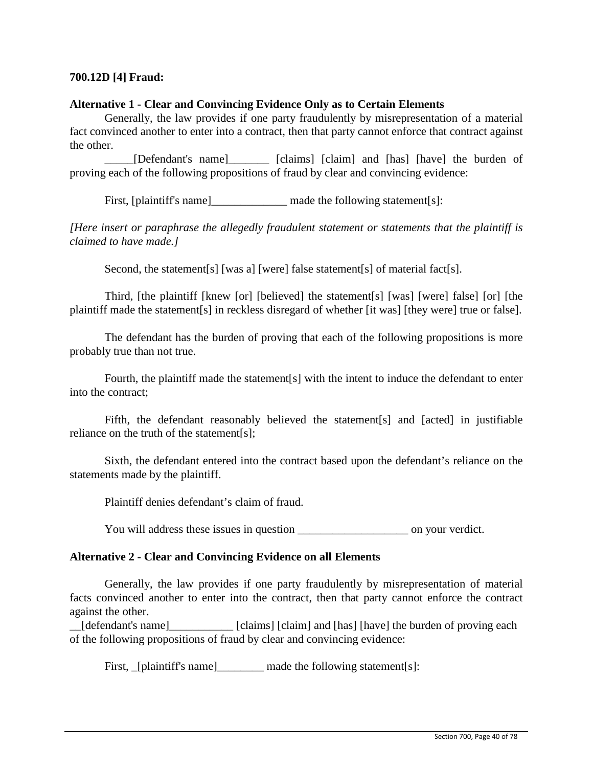**700.12D [4] Fraud:**

**Alternative 1 - Clear and Convincing Evidence Only as to Certain Elements**

Generally, the law provides if one party fraudulently by misrepresentation of a material fact convinced another to enter into a contract, then that party cannot enforce that contract against the other.

_____[Defendant's name]_______ [claims] [claim] and [has] [have] the burden of proving each of the following propositions of fraud by clear and convincing evidence:

First, [plaintiff's name]_____________ made the following statement[s]:

*[Here insert or paraphrase the allegedly fraudulent statement or statements that the plaintiff is claimed to have made.]*

Second, the statement[s] [was a] [were] false statement[s] of material fact[s].

Third, [the plaintiff [knew [or] [believed] the statement[s] [was] [were] false] [or] [the plaintiff made the statement[s] in reckless disregard of whether [it was] [they were] true or false].

The defendant has the burden of proving that each of the following propositions is more probably true than not true.

Fourth, the plaintiff made the statement[s] with the intent to induce the defendant to enter into the contract;

Fifth, the defendant reasonably believed the statement[s] and [acted] in justifiable reliance on the truth of the statement[s];

Sixth, the defendant entered into the contract based upon the defendant's reliance on the statements made by the plaintiff.

Plaintiff denies defendant's claim of fraud.

You will address these issues in question ___________________ on your verdict.

**Alternative 2 - Clear and Convincing Evidence on all Elements**

Generally, the law provides if one party fraudulently by misrepresentation of material facts convinced another to enter into the contract, then that party cannot enforce the contract against the other.

__[defendant's name]___________ [claims] [claim] and [has] [have] the burden of proving each of the following propositions of fraud by clear and convincing evidence:

First, _[plaintiff's name]________ made the following statement[s]: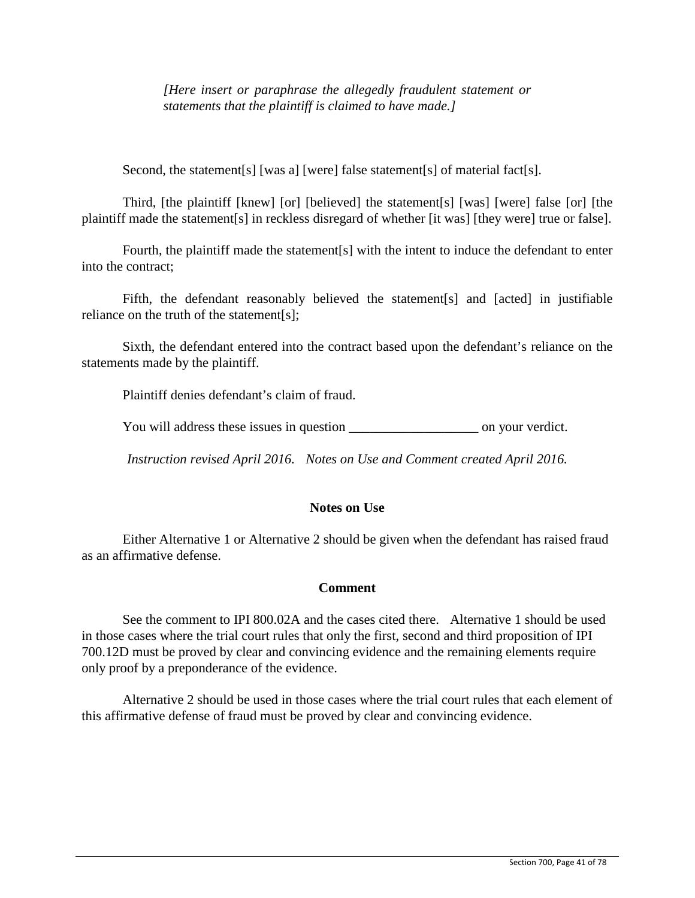*[Here insert or paraphrase the allegedly fraudulent statement or statements that the plaintiff is claimed to have made.]*

Second, the statement[s] [was a] [were] false statement[s] of material fact[s].

Third, [the plaintiff [knew] [or] [believed] the statement[s] [was] [were] false [or] [the plaintiff made the statement[s] in reckless disregard of whether [it was] [they were] true or false].

Fourth, the plaintiff made the statement[s] with the intent to induce the defendant to enter into the contract;

Fifth, the defendant reasonably believed the statement[s] and [acted] in justifiable reliance on the truth of the statement[s];

Sixth, the defendant entered into the contract based upon the defendant's reliance on the statements made by the plaintiff.

Plaintiff denies defendant's claim of fraud.

You will address these issues in question ___________________ on your verdict.

*Instruction revised April 2016. Notes on Use and Comment created April 2016.*

### Notes on Use

Either Alternative 1 or Alternative 2 should be given when the defendant has raised fraud as an affirmative defense.

### Comment

See the comment to IPI 800.02A and the cases cited there. Alternative 1 should be used in those cases where the trial court rules that only the first, second and third proposition of IPI 700.12D must be proved by clear and convincing evidence and the remaining elements require only proof by a preponderance of the evidence.

Alternative 2 should be used in those cases where the trial court rules that each element of this affirmative defense of fraud must be proved by clear and convincing evidence.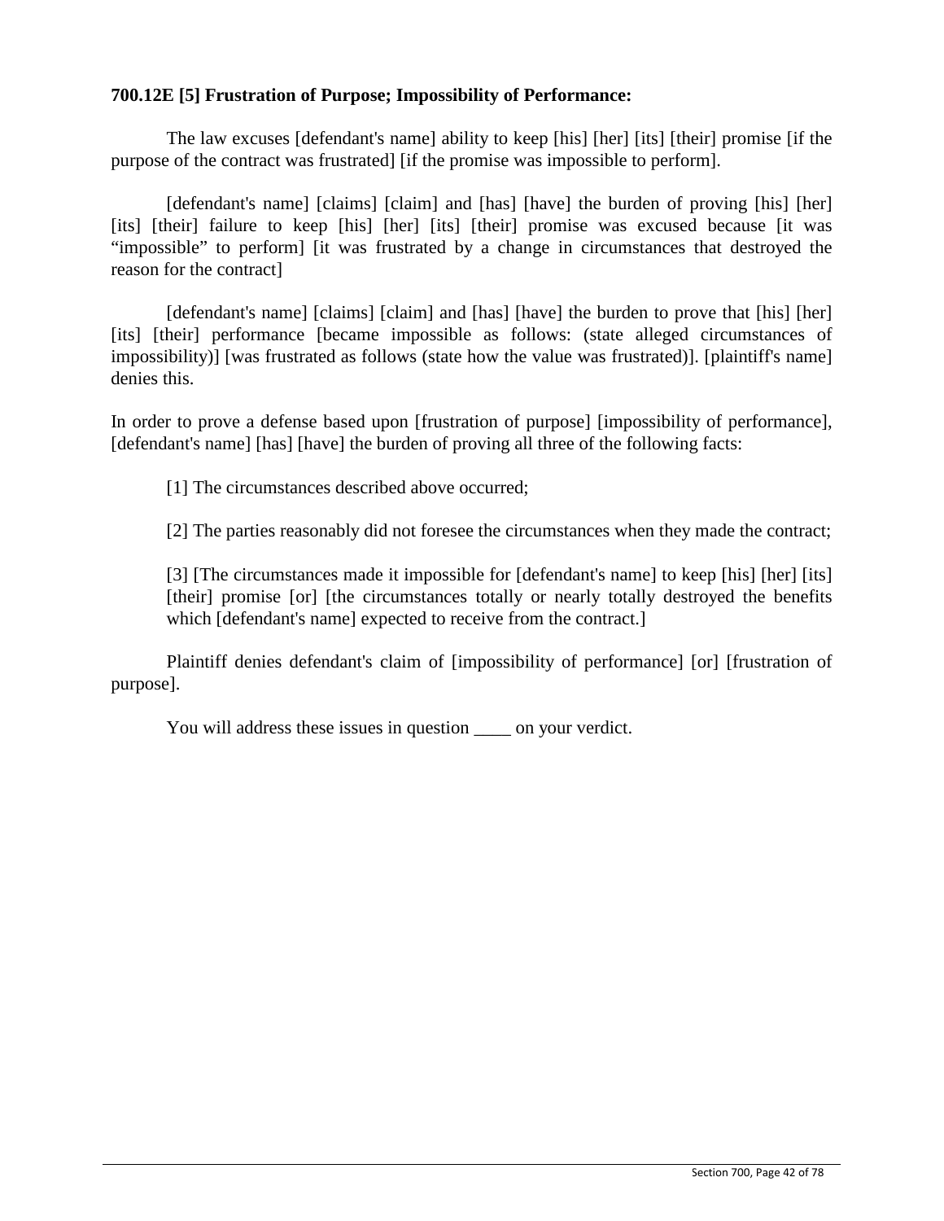**700.12E [5] Frustration of Purpose; Impossibility of Performance:**

The law excuses [defendant's name] ability to keep [his] [her] [its] [their] promise [if the purpose of the contract was frustrated] [if the promise was impossible to perform].

[defendant's name] [claims] [claim] and [has] [have] the burden of proving [his] [her] [its] [their] failure to keep [his] [her] [its] [their] promise was excused because [it was "impossible" to perform] [it was frustrated by a change in circumstances that destroyed the reason for the contract]

[defendant's name] [claims] [claim] and [has] [have] the burden to prove that [his] [her] [its] [their] performance [became impossible as follows: (state alleged circumstances of impossibility)] [was frustrated as follows (state how the value was frustrated)]. [plaintiff's name] denies this.

In order to prove a defense based upon [frustration of purpose] [impossibility of performance], [defendant's name] [has] [have] the burden of proving all three of the following facts:

[1] The circumstances described above occurred;

[2] The parties reasonably did not foresee the circumstances when they made the contract;

[3] [The circumstances made it impossible for [defendant's name] to keep [his] [her] [its] [their] promise [or] [the circumstances totally or nearly totally destroyed the benefits which [defendant's name] expected to receive from the contract.]

Plaintiff denies defendant's claim of [impossibility of performance] [or] [frustration of purpose].

You will address these issues in question ____ on your verdict.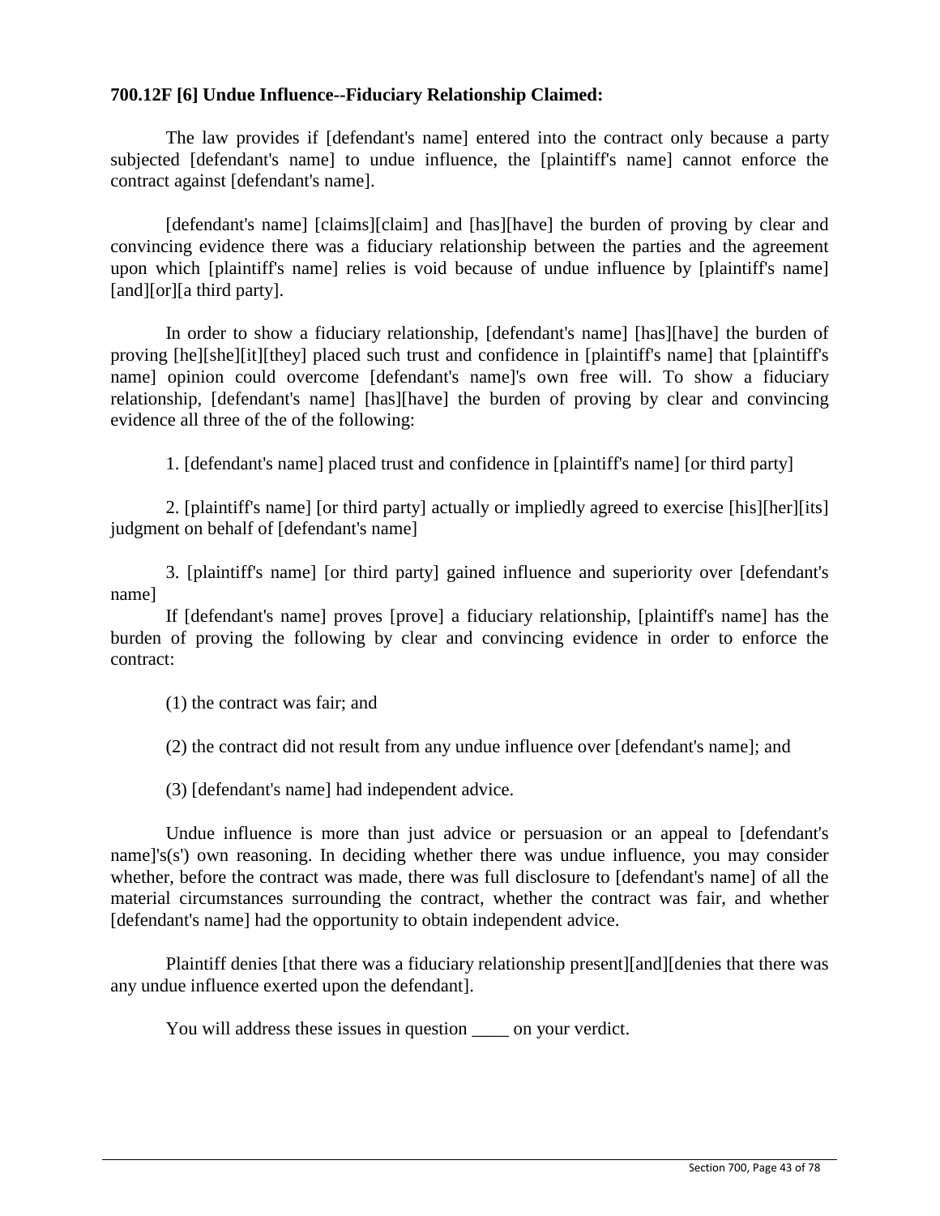**700.12F [6] Undue Influence--Fiduciary Relationship Claimed:**

The law provides if [defendant's name] entered into the contract only because a party subjected [defendant's name] to undue influence, the [plaintiff's name] cannot enforce the contract against [defendant's name].

[defendant's name] [claims][claim] and [has][have] the burden of proving by clear and convincing evidence there was a fiduciary relationship between the parties and the agreement upon which [plaintiff's name] relies is void because of undue influence by [plaintiff's name] [and][or][a third party].

In order to show a fiduciary relationship, [defendant's name] [has][have] the burden of proving [he][she][it][they] placed such trust and confidence in [plaintiff's name] that [plaintiff's name] opinion could overcome [defendant's name]'s own free will. To show a fiduciary relationship, [defendant's name] [has][have] the burden of proving by clear and convincing evidence all three of the of the following:

1. [defendant's name] placed trust and confidence in [plaintiff's name] [or third party]

2. [plaintiff's name] [or third party] actually or impliedly agreed to exercise [his][her][its] judgment on behalf of [defendant's name]

3. [plaintiff's name] [or third party] gained influence and superiority over [defendant's name]

If [defendant's name] proves [prove] a fiduciary relationship, [plaintiff's name] has the burden of proving the following by clear and convincing evidence in order to enforce the contract:

(1) the contract was fair; and

(2) the contract did not result from any undue influence over [defendant's name]; and

(3) [defendant's name] had independent advice.

Undue influence is more than just advice or persuasion or an appeal to [defendant's name]'s(s') own reasoning. In deciding whether there was undue influence, you may consider whether, before the contract was made, there was full disclosure to [defendant's name] of all the material circumstances surrounding the contract, whether the contract was fair, and whether [defendant's name] had the opportunity to obtain independent advice.

Plaintiff denies [that there was a fiduciary relationship present][and][denies that there was any undue influence exerted upon the defendant].

You will address these issues in question ____ on your verdict.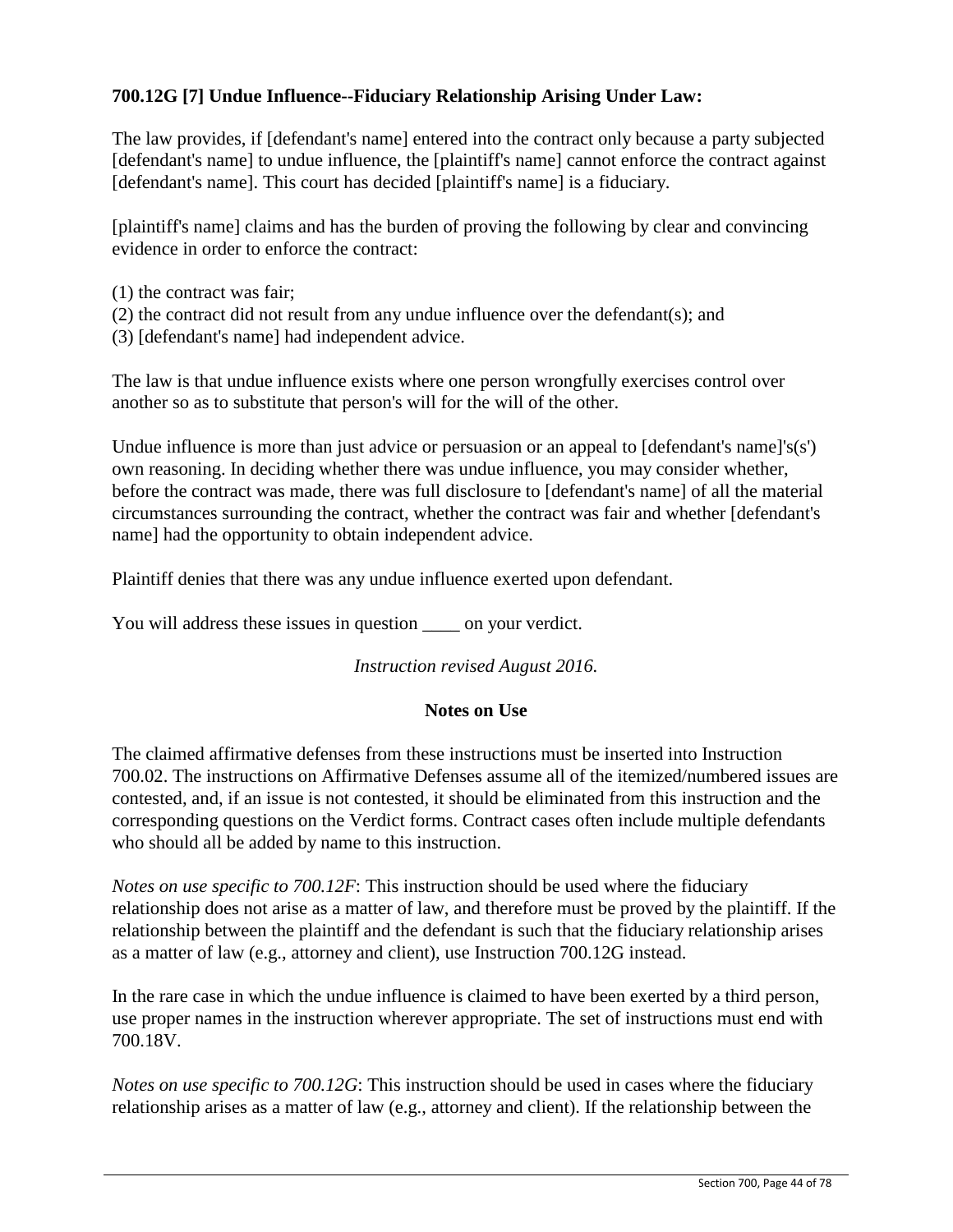**700.12G [7] Undue Influence--Fiduciary Relationship Arising Under Law:**

The law provides, if [defendant's name] entered into the contract only because a party subjected [defendant's name] to undue influence, the [plaintiff's name] cannot enforce the contract against [defendant's name]. This court has decided [plaintiff's name] is a fiduciary.

[plaintiff's name] claims and has the burden of proving the following by clear and convincing evidence in order to enforce the contract:

(1) the contract was fair;
(2) the contract did not result from any undue influence over the defendant(s); and
(3) [defendant's name] had independent advice.

The law is that undue influence exists where one person wrongfully exercises control over another so as to substitute that person's will for the will of the other.

Undue influence is more than just advice or persuasion or an appeal to [defendant's name]'s(s') own reasoning. In deciding whether there was undue influence, you may consider whether, before the contract was made, there was full disclosure to [defendant's name] of all the material circumstances surrounding the contract, whether the contract was fair and whether [defendant's name] had the opportunity to obtain independent advice.

Plaintiff denies that there was any undue influence exerted upon defendant.

You will address these issues in question ____ on your verdict.

*Instruction revised August 2016.*

**Notes on Use**

The claimed affirmative defenses from these instructions must be inserted into Instruction 700.02. The instructions on Affirmative Defenses assume all of the itemized/numbered issues are contested, and, if an issue is not contested, it should be eliminated from this instruction and the corresponding questions on the Verdict forms. Contract cases often include multiple defendants who should all be added by name to this instruction.

*Notes on use specific to 700.12F*: This instruction should be used where the fiduciary relationship does not arise as a matter of law, and therefore must be proved by the plaintiff. If the relationship between the plaintiff and the defendant is such that the fiduciary relationship arises as a matter of law (e.g., attorney and client), use Instruction 700.12G instead.

In the rare case in which the undue influence is claimed to have been exerted by a third person, use proper names in the instruction wherever appropriate. The set of instructions must end with 700.18V.

*Notes on use specific to 700.12G*: This instruction should be used in cases where the fiduciary relationship arises as a matter of law (e.g., attorney and client). If the relationship between the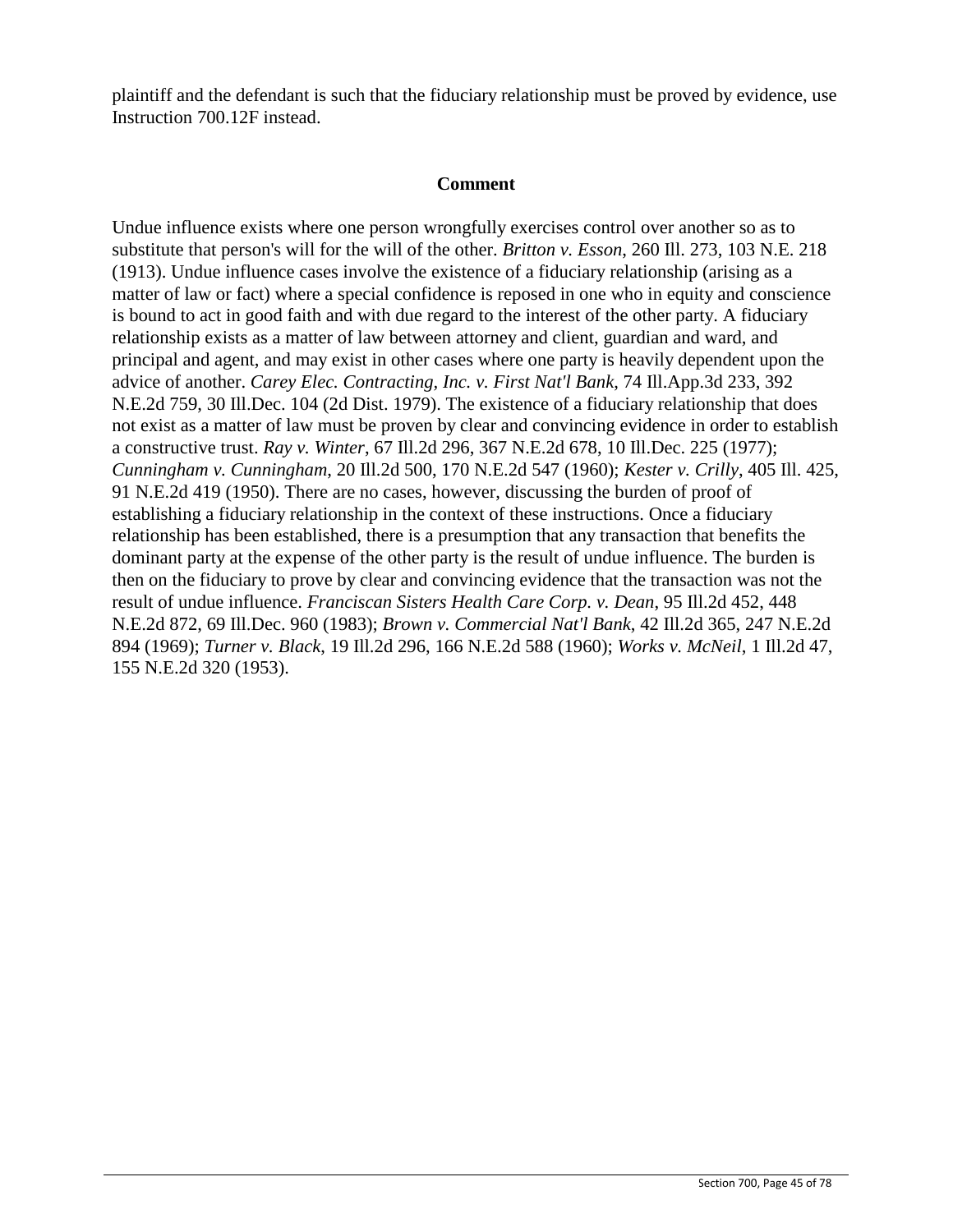plaintiff and the defendant is such that the fiduciary relationship must be proved by evidence, use Instruction 700.12F instead.

## Comment

Undue influence exists where one person wrongfully exercises control over another so as to substitute that person's will for the will of the other. *Britton v. Esson*, 260 Ill. 273, 103 N.E. 218 (1913). Undue influence cases involve the existence of a fiduciary relationship (arising as a matter of law or fact) where a special confidence is reposed in one who in equity and conscience is bound to act in good faith and with due regard to the interest of the other party. A fiduciary relationship exists as a matter of law between attorney and client, guardian and ward, and principal and agent, and may exist in other cases where one party is heavily dependent upon the advice of another. *Carey Elec. Contracting, Inc. v. First Nat'l Bank*, 74 Ill.App.3d 233, 392 N.E.2d 759, 30 Ill.Dec. 104 (2d Dist. 1979). The existence of a fiduciary relationship that does not exist as a matter of law must be proven by clear and convincing evidence in order to establish a constructive trust. *Ray v. Winter*, 67 Ill.2d 296, 367 N.E.2d 678, 10 Ill.Dec. 225 (1977); *Cunningham v. Cunningham*, 20 Ill.2d 500, 170 N.E.2d 547 (1960); *Kester v. Crilly*, 405 Ill. 425, 91 N.E.2d 419 (1950). There are no cases, however, discussing the burden of proof of establishing a fiduciary relationship in the context of these instructions. Once a fiduciary relationship has been established, there is a presumption that any transaction that benefits the dominant party at the expense of the other party is the result of undue influence. The burden is then on the fiduciary to prove by clear and convincing evidence that the transaction was not the result of undue influence. *Franciscan Sisters Health Care Corp. v. Dean*, 95 Ill.2d 452, 448 N.E.2d 872, 69 Ill.Dec. 960 (1983); *Brown v. Commercial Nat'l Bank*, 42 Ill.2d 365, 247 N.E.2d 894 (1969); *Turner v. Black*, 19 Ill.2d 296, 166 N.E.2d 588 (1960); *Works v. McNeil*, 1 Ill.2d 47, 155 N.E.2d 320 (1953).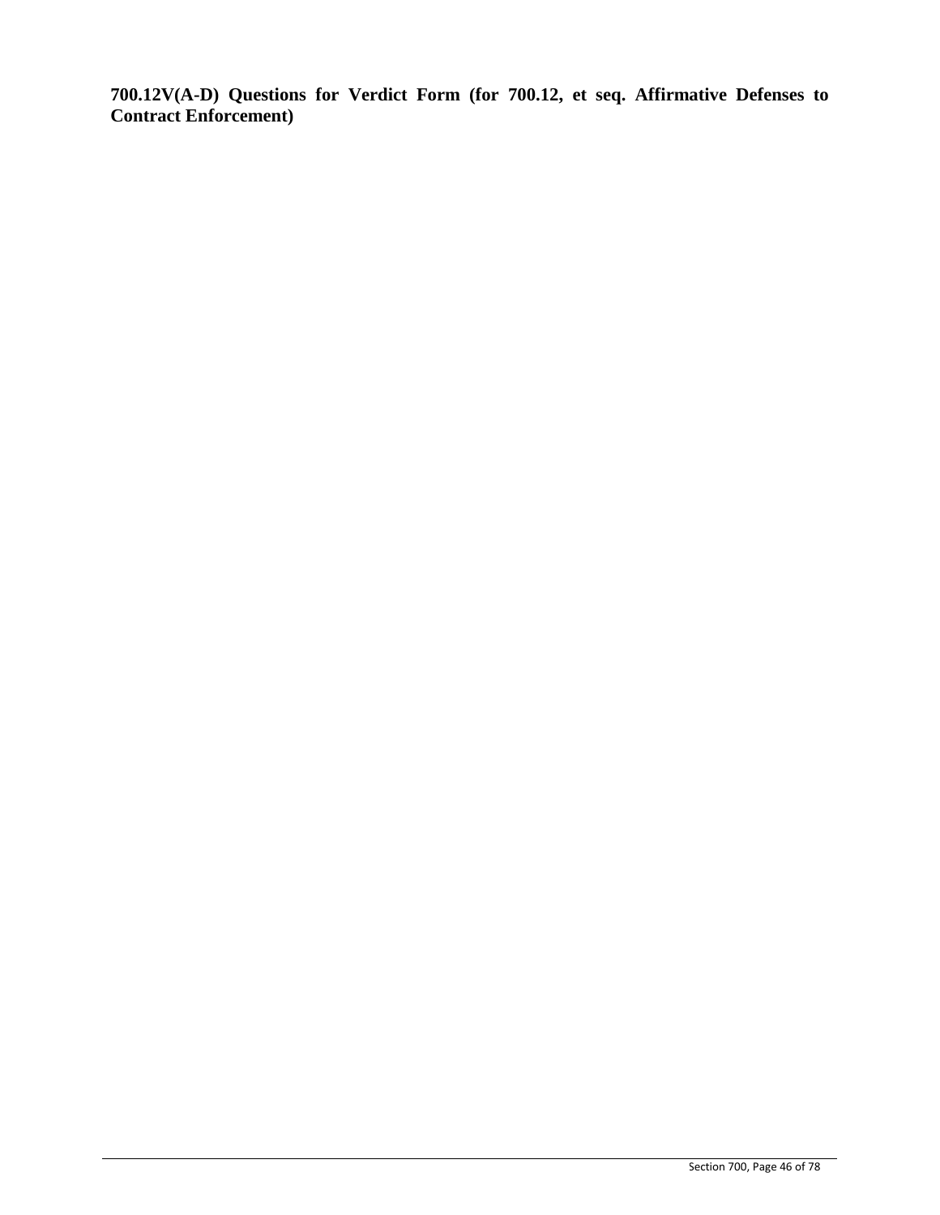**700.12V(A-D) Questions for Verdict Form (for 700.12, et seq. Affirmative Defenses to Contract Enforcement)**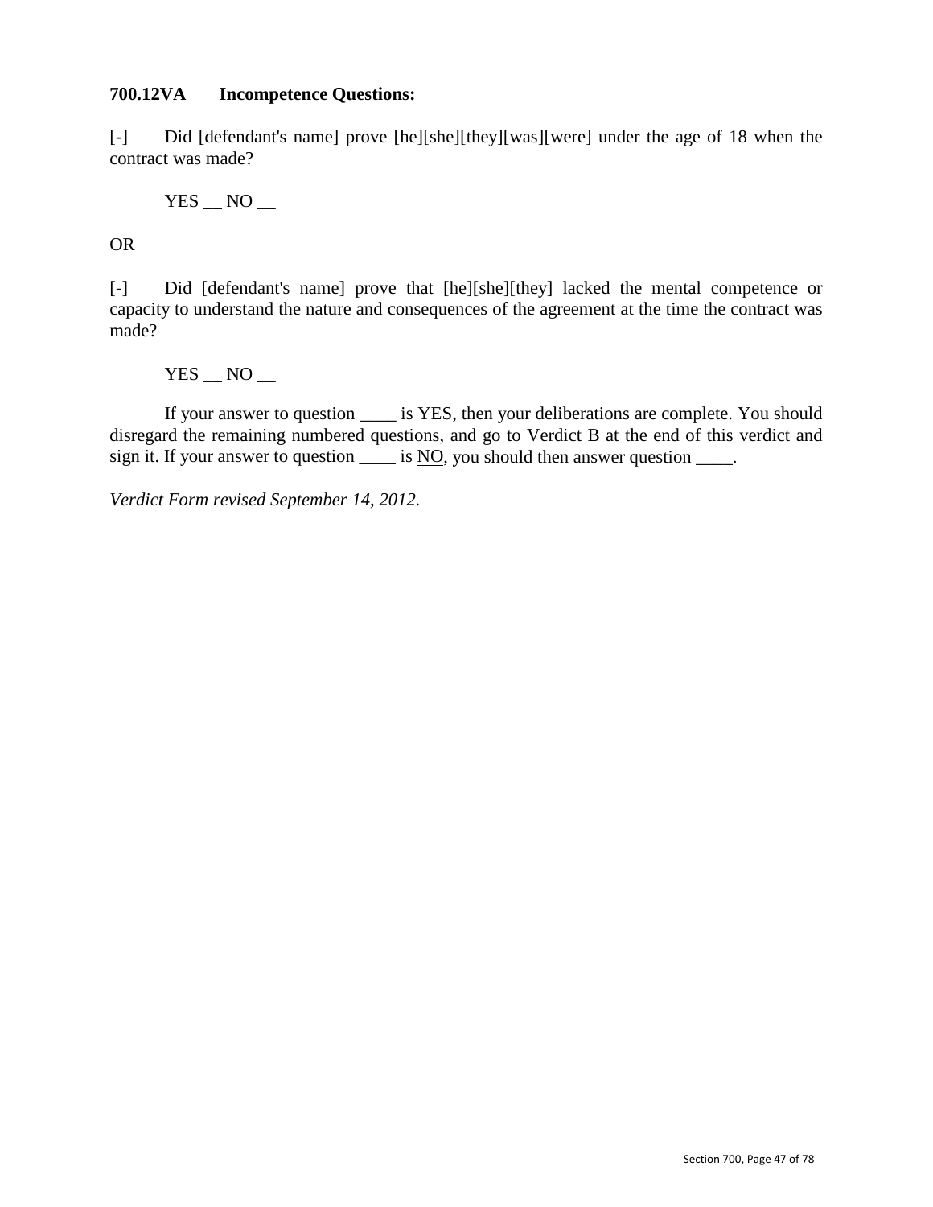**700.12VA Incompetence Questions:**

[-] Did [defendant's name] prove [he][she][they][was][were] under the age of 18 when the contract was made?

YES __ NO __

OR

[-] Did [defendant's name] prove that [he][she][they] lacked the mental competence or capacity to understand the nature and consequences of the agreement at the time the contract was made?

YES __ NO __

If your answer to question ____ is YES, then your deliberations are complete. You should disregard the remaining numbered questions, and go to Verdict B at the end of this verdict and sign it. If your answer to question ____ is NO, you should then answer question ____.

*Verdict Form revised September 14, 2012.*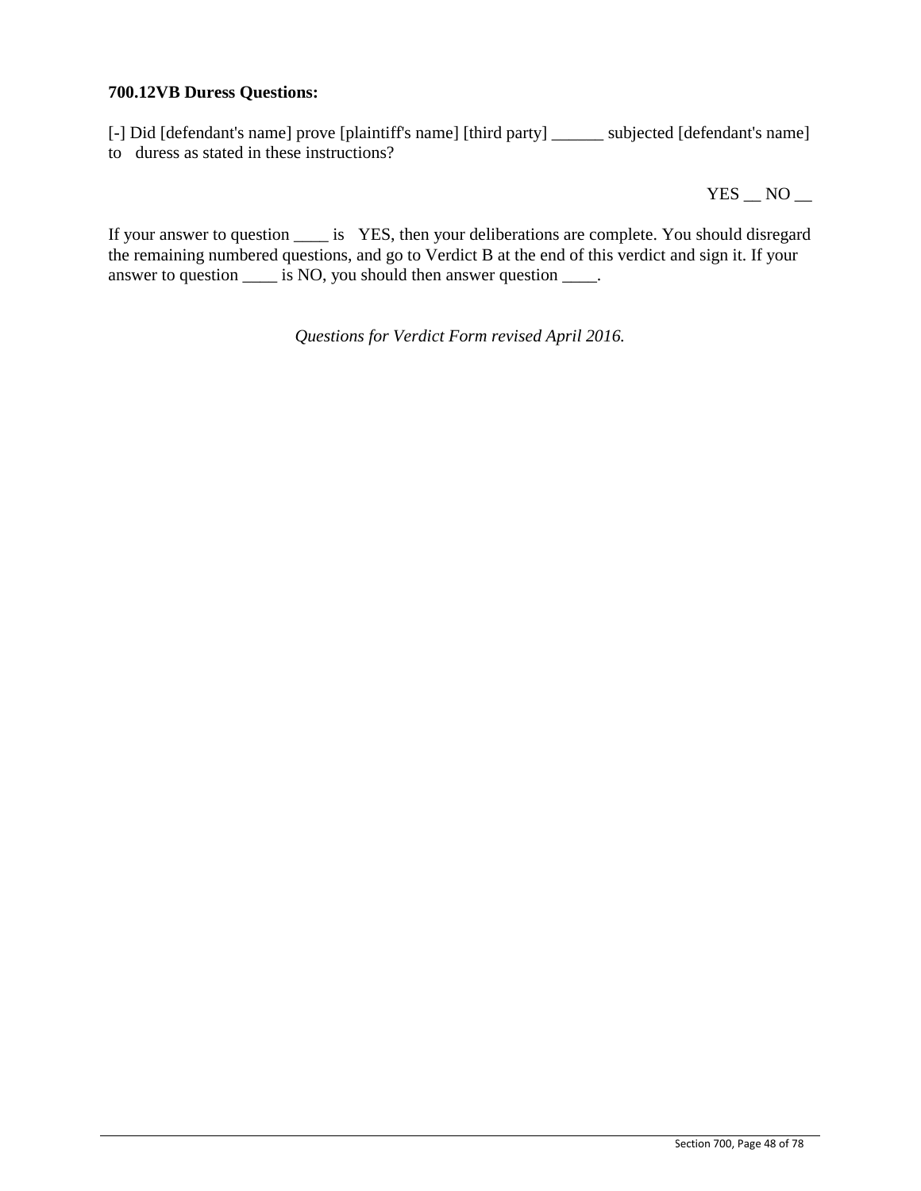**700.12VB Duress Questions:**

[-] Did [defendant's name] prove [plaintiff's name] [third party] ______ subjected [defendant's name] to duress as stated in these instructions?

YES __ NO __

If your answer to question ____ is YES, then your deliberations are complete. You should disregard the remaining numbered questions, and go to Verdict B at the end of this verdict and sign it. If your answer to question ____ is NO, you should then answer question ____.

*Questions for Verdict Form revised April 2016.*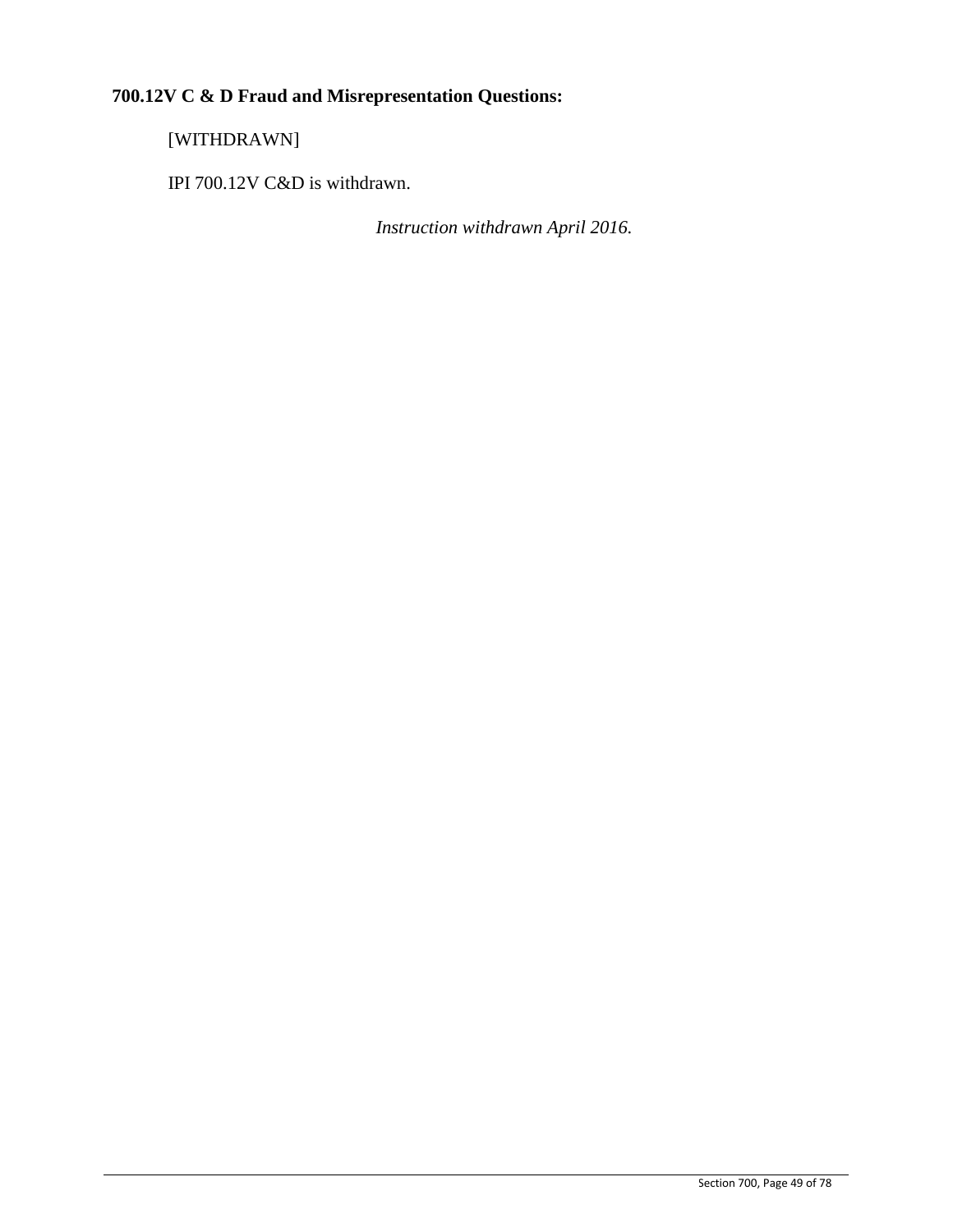**700.12V C & D Fraud and Misrepresentation Questions:**

[WITHDRAWN]

IPI 700.12V C&D is withdrawn.

*Instruction withdrawn April 2016.*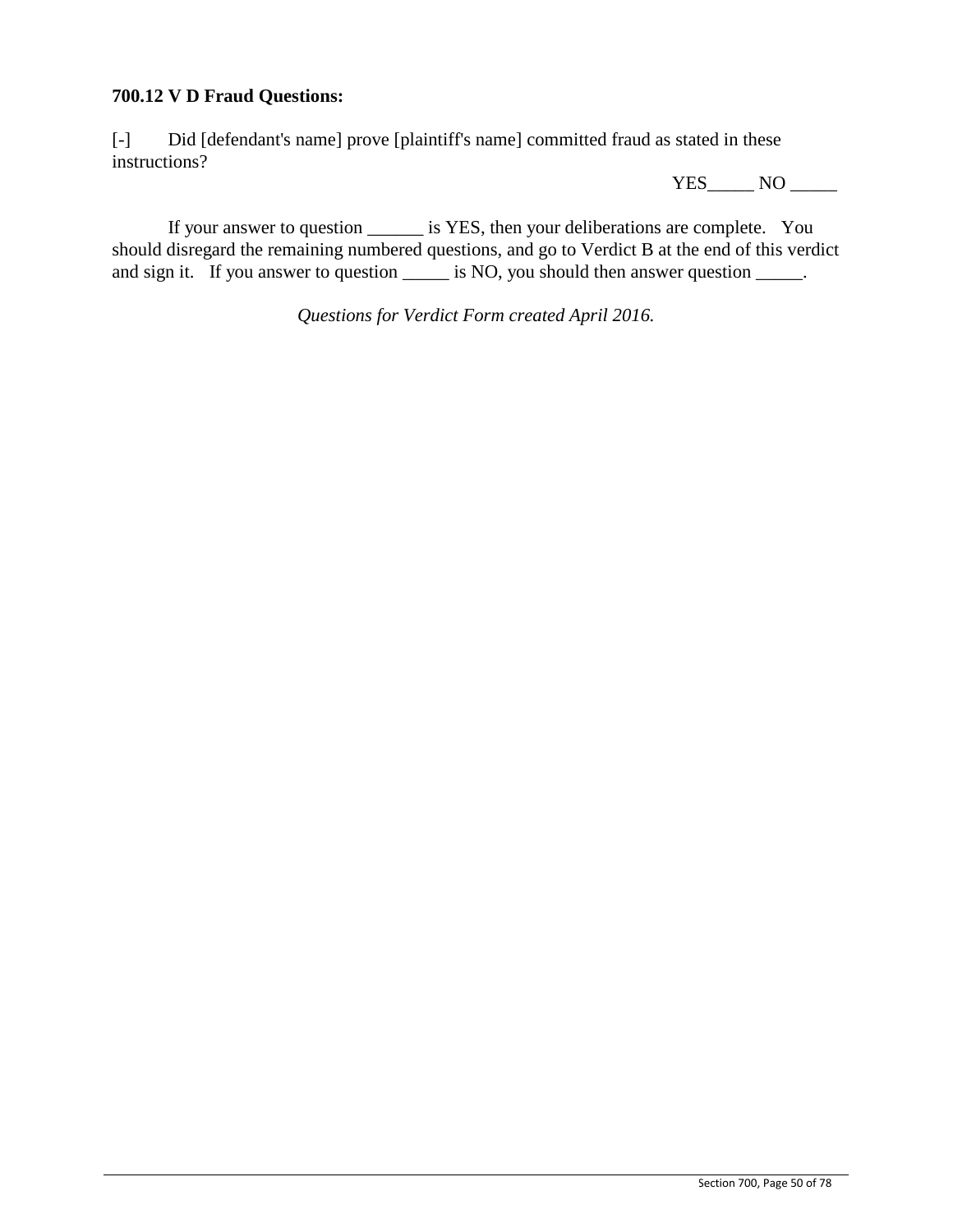**700.12 V D Fraud Questions:**

[-] Did [defendant's name] prove [plaintiff's name] committed fraud as stated in these instructions?

YES_____ NO _____

If your answer to question ______ is YES, then your deliberations are complete. You should disregard the remaining numbered questions, and go to Verdict B at the end of this verdict and sign it. If you answer to question _____ is NO, you should then answer question _____.

*Questions for Verdict Form created April 2016.*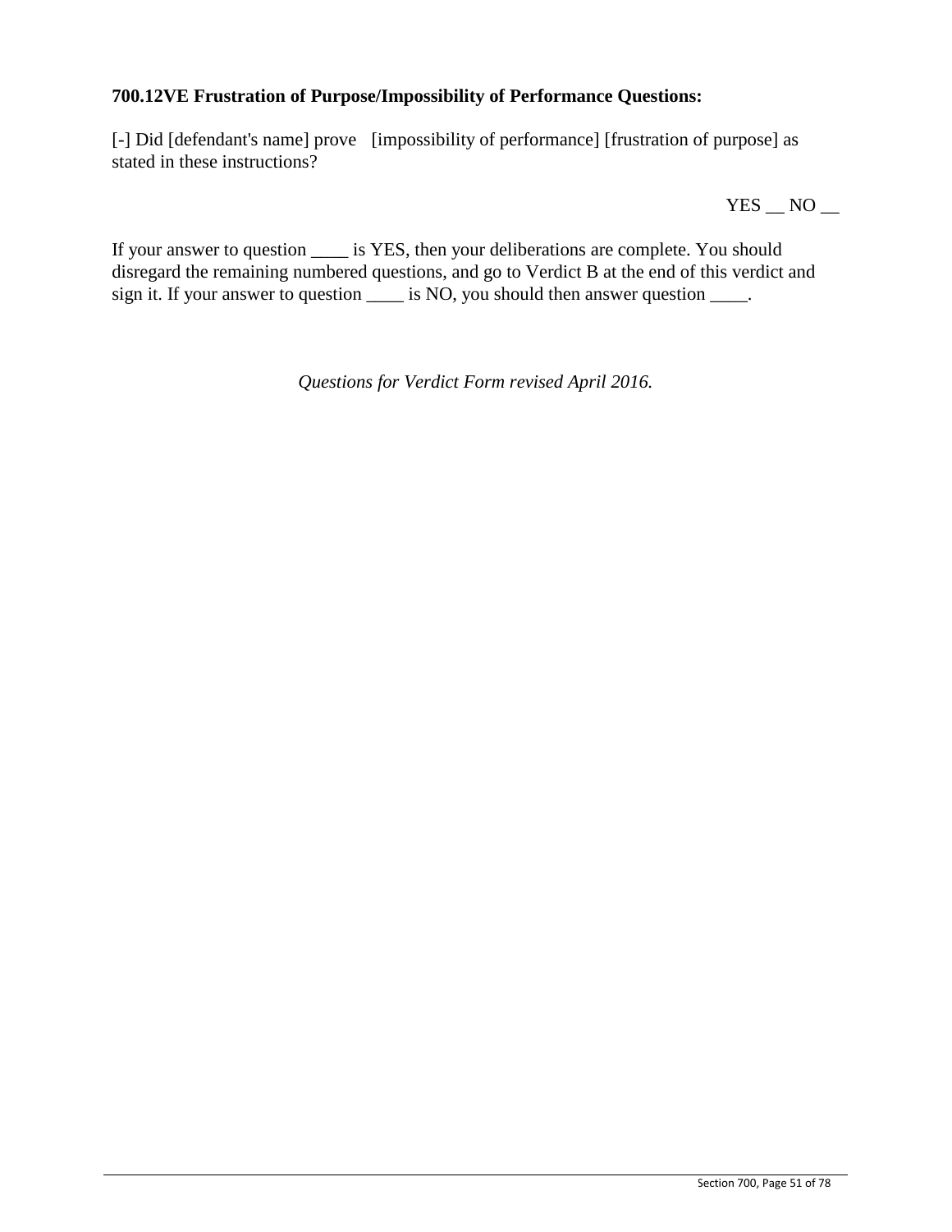**700.12VE Frustration of Purpose/Impossibility of Performance Questions:**

[-] Did [defendant's name] prove [impossibility of performance] [frustration of purpose] as stated in these instructions?

YES __ NO __

If your answer to question ____ is YES, then your deliberations are complete. You should disregard the remaining numbered questions, and go to Verdict B at the end of this verdict and sign it. If your answer to question ____ is NO, you should then answer question ____.

*Questions for Verdict Form revised April 2016.*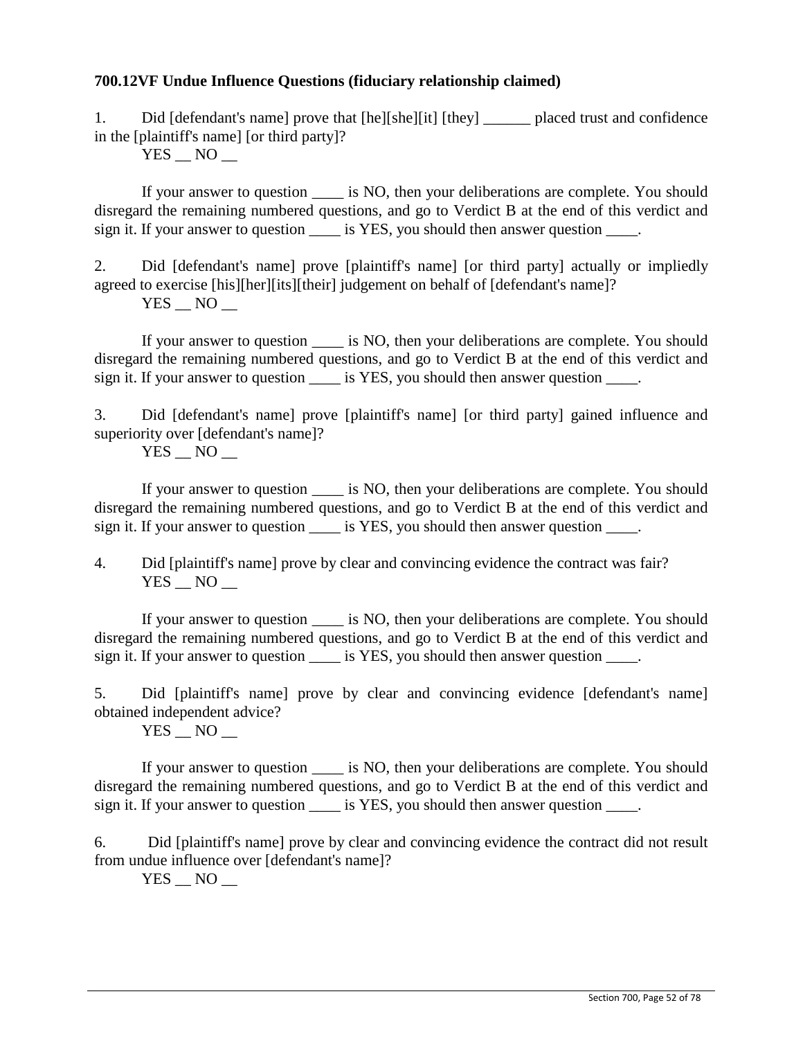**700.12VF Undue Influence Questions (fiduciary relationship claimed)**

1. Did [defendant's name] prove that [he][she][it] [they] ______ placed trust and confidence in the [plaintiff's name] [or third party]?

   YES __ NO __

   If your answer to question ____ is NO, then your deliberations are complete. You should disregard the remaining numbered questions, and go to Verdict B at the end of this verdict and sign it. If your answer to question ____ is YES, you should then answer question ____.

2. Did [defendant's name] prove [plaintiff's name] [or third party] actually or impliedly agreed to exercise [his][her][its][their] judgement on behalf of [defendant's name]?

   YES __ NO __

   If your answer to question ____ is NO, then your deliberations are complete. You should disregard the remaining numbered questions, and go to Verdict B at the end of this verdict and sign it. If your answer to question ____ is YES, you should then answer question ____.

3. Did [defendant's name] prove [plaintiff's name] [or third party] gained influence and superiority over [defendant's name]?

   YES __ NO __

   If your answer to question ____ is NO, then your deliberations are complete. You should disregard the remaining numbered questions, and go to Verdict B at the end of this verdict and sign it. If your answer to question ____ is YES, you should then answer question ____.

4. Did [plaintiff's name] prove by clear and convincing evidence the contract was fair?

   YES __ NO __

   If your answer to question ____ is NO, then your deliberations are complete. You should disregard the remaining numbered questions, and go to Verdict B at the end of this verdict and sign it. If your answer to question ____ is YES, you should then answer question ____.

5. Did [plaintiff's name] prove by clear and convincing evidence [defendant's name] obtained independent advice?

   YES __ NO __

   If your answer to question ____ is NO, then your deliberations are complete. You should disregard the remaining numbered questions, and go to Verdict B at the end of this verdict and sign it. If your answer to question ____ is YES, you should then answer question ____.

6. Did [plaintiff's name] prove by clear and convincing evidence the contract did not result from undue influence over [defendant's name]?

   YES __ NO __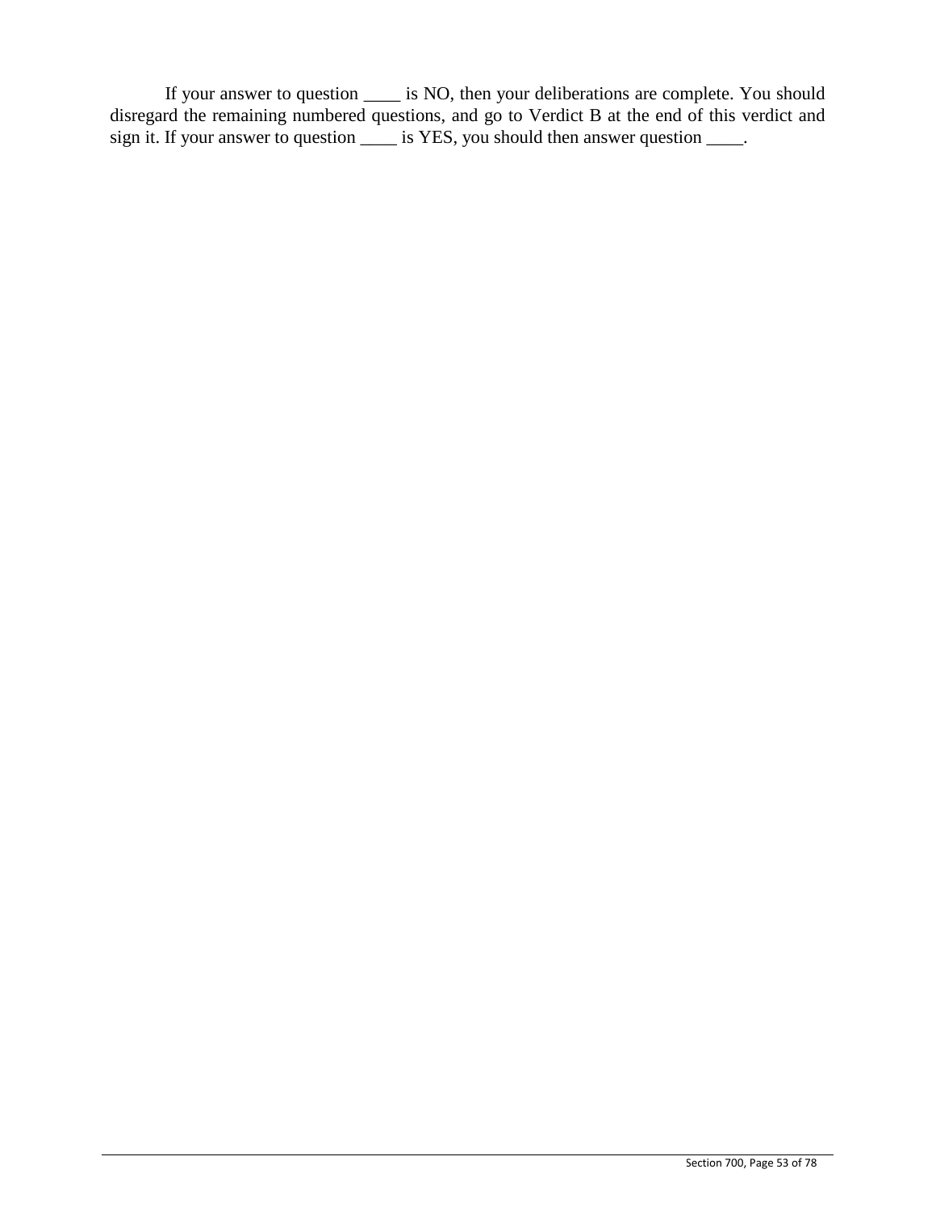If your answer to question ____ is NO, then your deliberations are complete. You should disregard the remaining numbered questions, and go to Verdict B at the end of this verdict and sign it. If your answer to question ____ is YES, you should then answer question ____.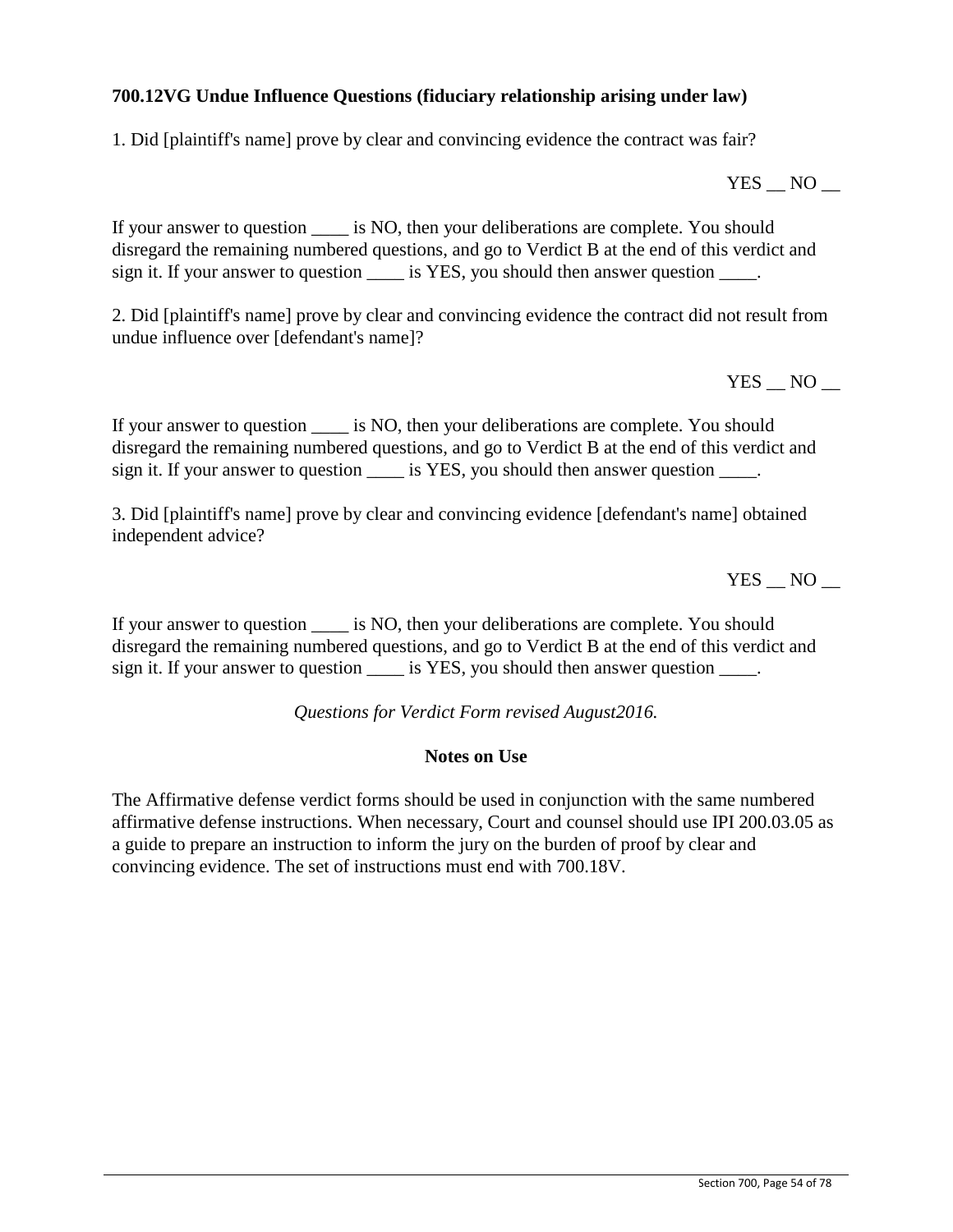**700.12VG Undue Influence Questions (fiduciary relationship arising under law)**

1. Did [plaintiff's name] prove by clear and convincing evidence the contract was fair?

YES __ NO __

If your answer to question ____ is NO, then your deliberations are complete. You should disregard the remaining numbered questions, and go to Verdict B at the end of this verdict and sign it. If your answer to question ____ is YES, you should then answer question ____.

2. Did [plaintiff's name] prove by clear and convincing evidence the contract did not result from undue influence over [defendant's name]?

YES __ NO __

If your answer to question ____ is NO, then your deliberations are complete. You should disregard the remaining numbered questions, and go to Verdict B at the end of this verdict and sign it. If your answer to question ____ is YES, you should then answer question ____.

3. Did [plaintiff's name] prove by clear and convincing evidence [defendant's name] obtained independent advice?

YES __ NO __

If your answer to question ____ is NO, then your deliberations are complete. You should disregard the remaining numbered questions, and go to Verdict B at the end of this verdict and sign it. If your answer to question ____ is YES, you should then answer question ____.

*Questions for Verdict Form revised August2016.*

**Notes on Use**

The Affirmative defense verdict forms should be used in conjunction with the same numbered affirmative defense instructions. When necessary, Court and counsel should use IPI 200.03.05 as a guide to prepare an instruction to inform the jury on the burden of proof by clear and convincing evidence. The set of instructions must end with 700.18V.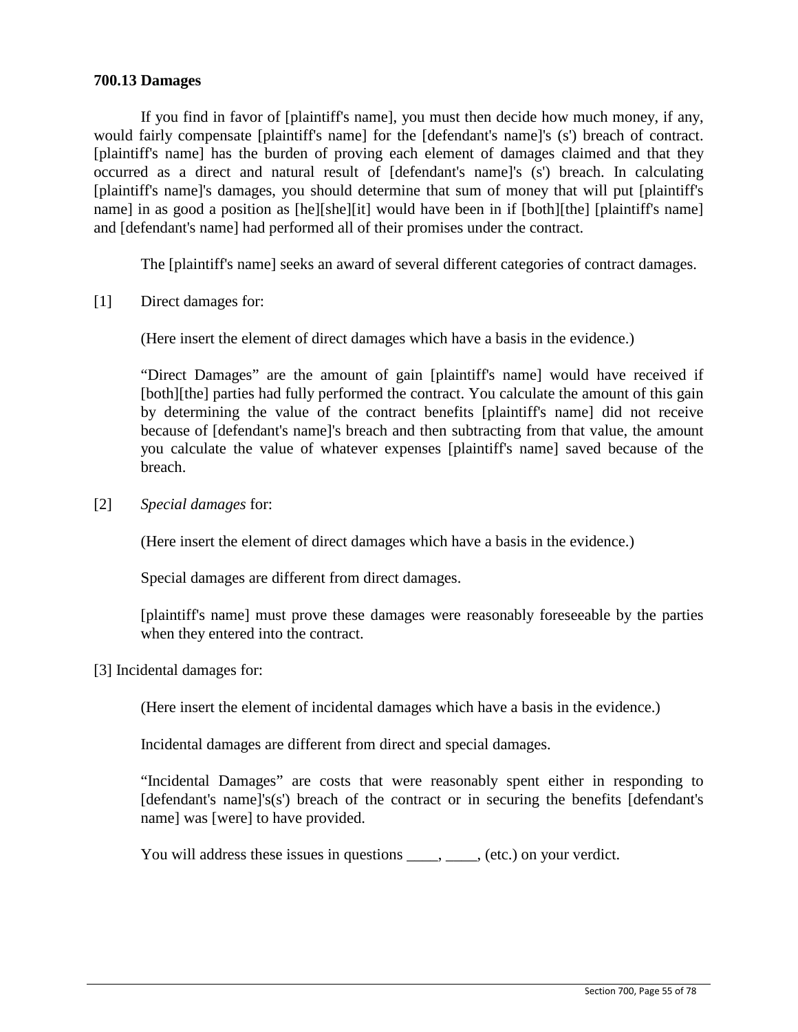**700.13 Damages**

If you find in favor of [plaintiff's name], you must then decide how much money, if any, would fairly compensate [plaintiff's name] for the [defendant's name]'s (s') breach of contract. [plaintiff's name] has the burden of proving each element of damages claimed and that they occurred as a direct and natural result of [defendant's name]'s (s') breach. In calculating [plaintiff's name]'s damages, you should determine that sum of money that will put [plaintiff's name] in as good a position as [he][she][it] would have been in if [both][the] [plaintiff's name] and [defendant's name] had performed all of their promises under the contract.

The [plaintiff's name] seeks an award of several different categories of contract damages.

[1] Direct damages for:

> (Here insert the element of direct damages which have a basis in the evidence.)
>
> "Direct Damages" are the amount of gain [plaintiff's name] would have received if [both][the] parties had fully performed the contract. You calculate the amount of this gain by determining the value of the contract benefits [plaintiff's name] did not receive because of [defendant's name]'s breach and then subtracting from that value, the amount you calculate the value of whatever expenses [plaintiff's name] saved because of the breach.

[2] *Special damages* for:

> (Here insert the element of direct damages which have a basis in the evidence.)
>
> Special damages are different from direct damages.
>
> [plaintiff's name] must prove these damages were reasonably foreseeable by the parties when they entered into the contract.

[3] Incidental damages for:

> (Here insert the element of incidental damages which have a basis in the evidence.)
>
> Incidental damages are different from direct and special damages.
>
> "Incidental Damages" are costs that were reasonably spent either in responding to [defendant's name]'s(s') breach of the contract or in securing the benefits [defendant's name] was [were] to have provided.
>
> You will address these issues in questions ____, ____, (etc.) on your verdict.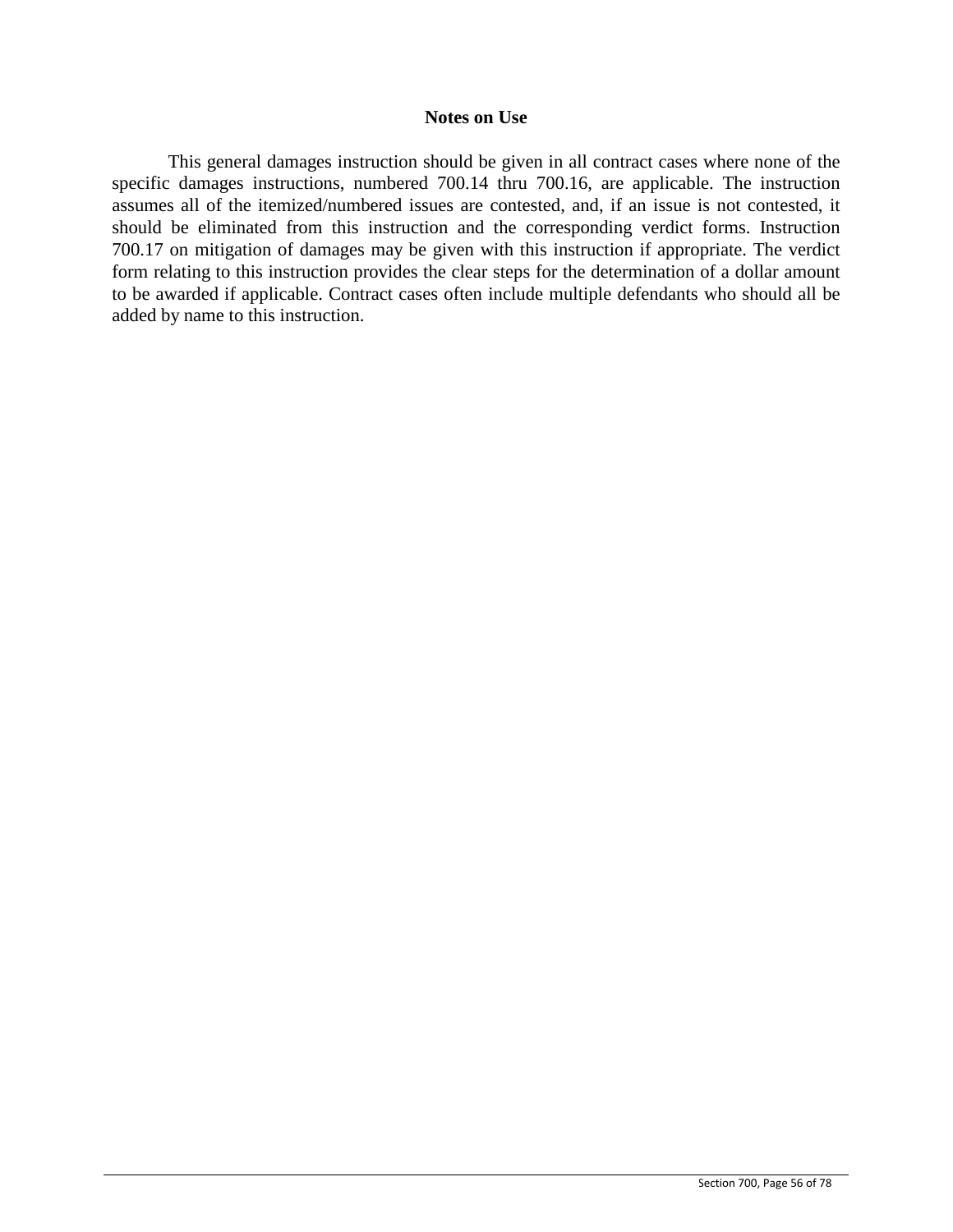## Notes on Use

This general damages instruction should be given in all contract cases where none of the specific damages instructions, numbered 700.14 thru 700.16, are applicable. The instruction assumes all of the itemized/numbered issues are contested, and, if an issue is not contested, it should be eliminated from this instruction and the corresponding verdict forms. Instruction 700.17 on mitigation of damages may be given with this instruction if appropriate. The verdict form relating to this instruction provides the clear steps for the determination of a dollar amount to be awarded if applicable. Contract cases often include multiple defendants who should all be added by name to this instruction.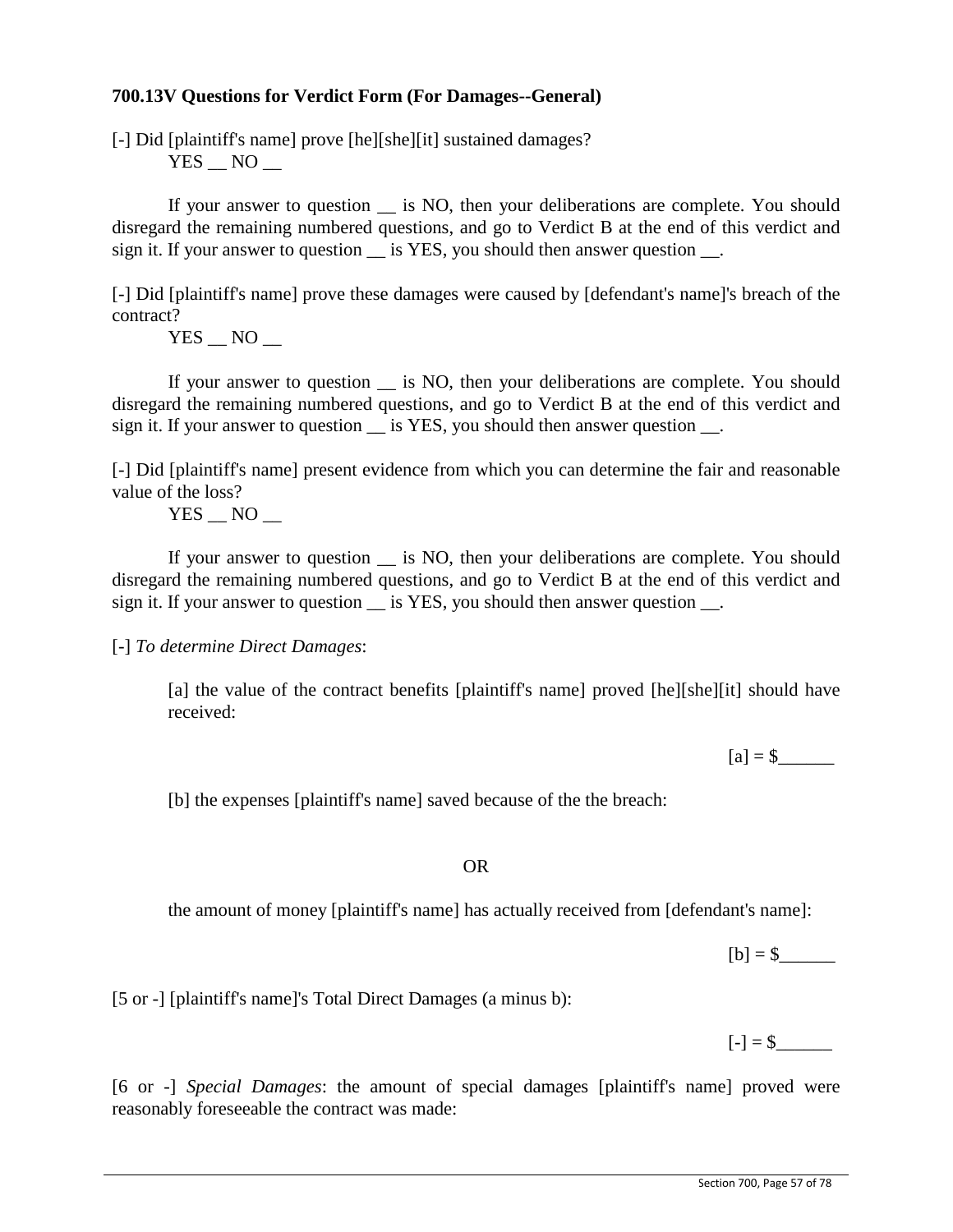**700.13V Questions for Verdict Form (For Damages--General)**

[-] Did [plaintiff's name] prove [he][she][it] sustained damages?
YES __ NO __

If your answer to question __ is NO, then your deliberations are complete. You should disregard the remaining numbered questions, and go to Verdict B at the end of this verdict and sign it. If your answer to question __ is YES, you should then answer question __.

[-] Did [plaintiff's name] prove these damages were caused by [defendant's name]'s breach of the contract?
YES __ NO __

If your answer to question __ is NO, then your deliberations are complete. You should disregard the remaining numbered questions, and go to Verdict B at the end of this verdict and sign it. If your answer to question __ is YES, you should then answer question __.

[-] Did [plaintiff's name] present evidence from which you can determine the fair and reasonable value of the loss?
YES __ NO __

If your answer to question __ is NO, then your deliberations are complete. You should disregard the remaining numbered questions, and go to Verdict B at the end of this verdict and sign it. If your answer to question __ is YES, you should then answer question __.

[-] *To determine Direct Damages*:

[a] the value of the contract benefits [plaintiff's name] proved [he][she][it] should have received:

[a] = $______

[b] the expenses [plaintiff's name] saved because of the the breach:

OR

the amount of money [plaintiff's name] has actually received from [defendant's name]:

[b] = $______

[5 or -] [plaintiff's name]'s Total Direct Damages (a minus b):

[-] = $______

[6 or -] *Special Damages*: the amount of special damages [plaintiff's name] proved were reasonably foreseeable the contract was made: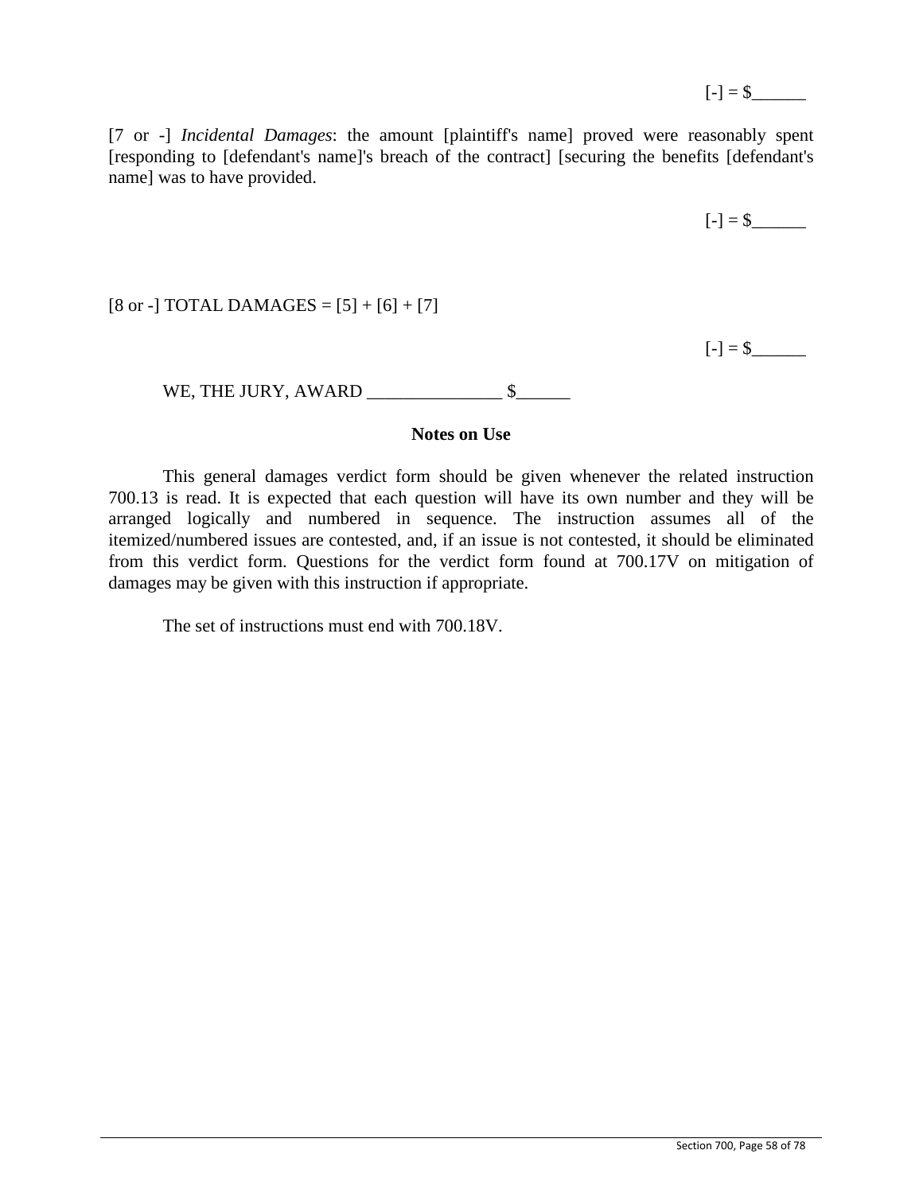[-] = $______

[7 or -] *Incidental Damages*: the amount [plaintiff's name] proved were reasonably spent [responding to [defendant's name]'s breach of the contract] [securing the benefits [defendant's name] was to have provided.

[-] = $______

[8 or -] TOTAL DAMAGES = [5] + [6] + [7]

[-] = $______

WE, THE JURY, AWARD _______________ $______

**Notes on Use**

This general damages verdict form should be given whenever the related instruction 700.13 is read. It is expected that each question will have its own number and they will be arranged logically and numbered in sequence. The instruction assumes all of the itemized/numbered issues are contested, and, if an issue is not contested, it should be eliminated from this verdict form. Questions for the verdict form found at 700.17V on mitigation of damages may be given with this instruction if appropriate.

The set of instructions must end with 700.18V.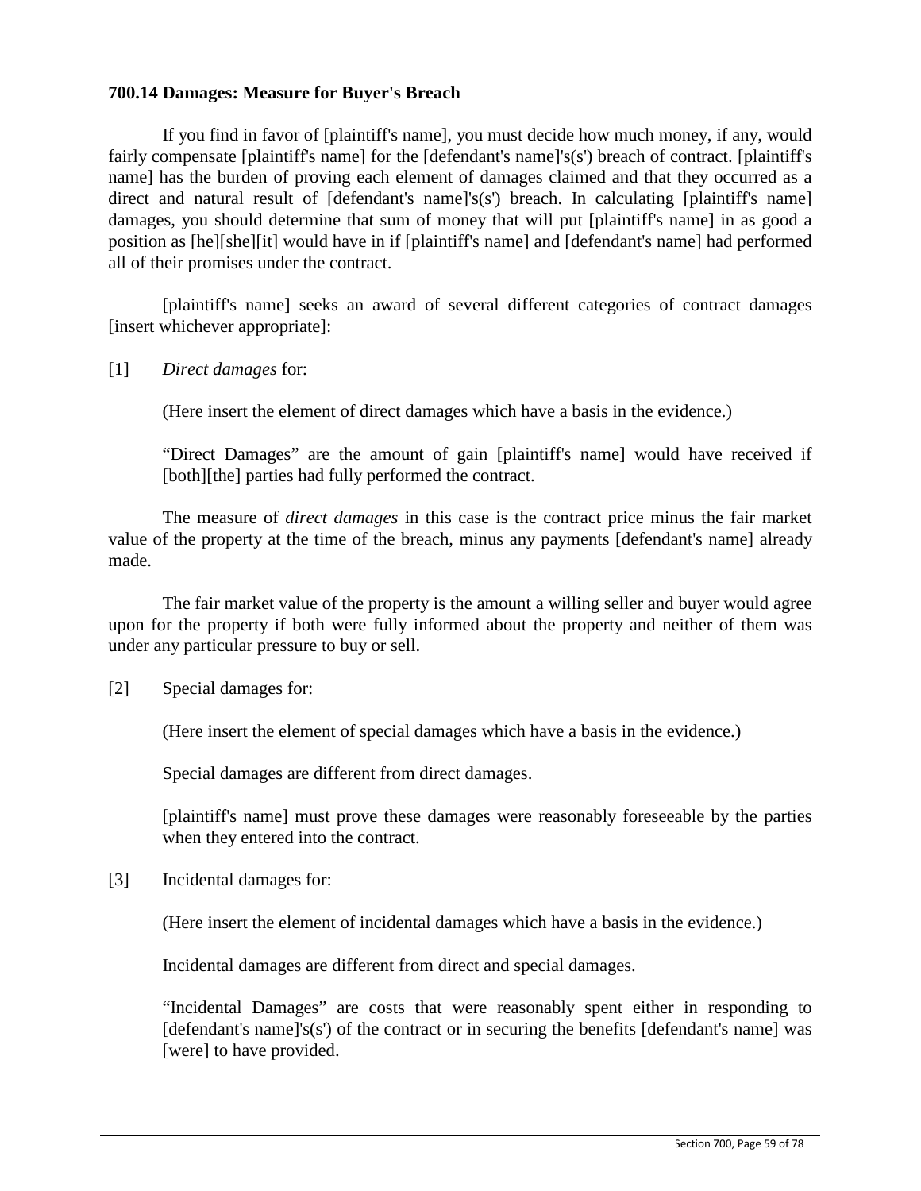**700.14 Damages: Measure for Buyer's Breach**

If you find in favor of [plaintiff's name], you must decide how much money, if any, would fairly compensate [plaintiff's name] for the [defendant's name]'s(s') breach of contract. [plaintiff's name] has the burden of proving each element of damages claimed and that they occurred as a direct and natural result of [defendant's name]'s(s') breach. In calculating [plaintiff's name] damages, you should determine that sum of money that will put [plaintiff's name] in as good a position as [he][she][it] would have in if [plaintiff's name] and [defendant's name] had performed all of their promises under the contract.

[plaintiff's name] seeks an award of several different categories of contract damages [insert whichever appropriate]:

[1] *Direct damages* for:

(Here insert the element of direct damages which have a basis in the evidence.)

"Direct Damages" are the amount of gain [plaintiff's name] would have received if [both][the] parties had fully performed the contract.

The measure of *direct damages* in this case is the contract price minus the fair market value of the property at the time of the breach, minus any payments [defendant's name] already made.

The fair market value of the property is the amount a willing seller and buyer would agree upon for the property if both were fully informed about the property and neither of them was under any particular pressure to buy or sell.

[2] Special damages for:

(Here insert the element of special damages which have a basis in the evidence.)

Special damages are different from direct damages.

[plaintiff's name] must prove these damages were reasonably foreseeable by the parties when they entered into the contract.

[3] Incidental damages for:

(Here insert the element of incidental damages which have a basis in the evidence.)

Incidental damages are different from direct and special damages.

"Incidental Damages" are costs that were reasonably spent either in responding to [defendant's name]'s(s') of the contract or in securing the benefits [defendant's name] was [were] to have provided.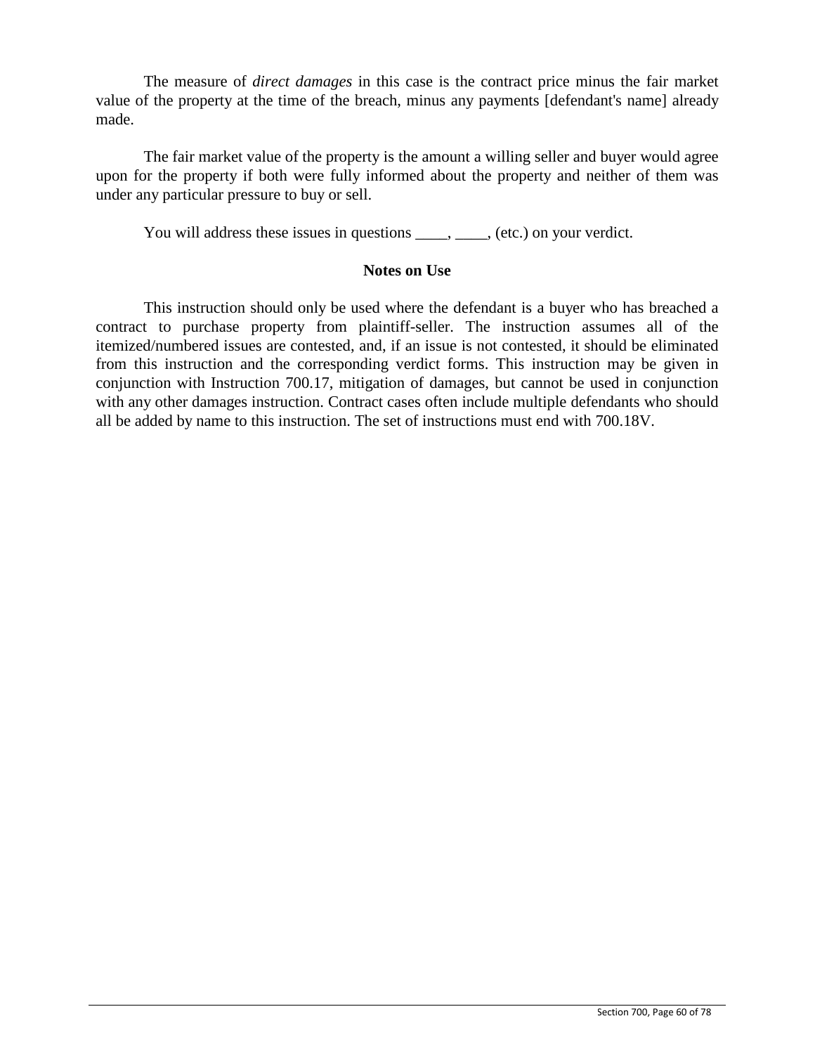The measure of *direct damages* in this case is the contract price minus the fair market value of the property at the time of the breach, minus any payments [defendant's name] already made.

The fair market value of the property is the amount a willing seller and buyer would agree upon for the property if both were fully informed about the property and neither of them was under any particular pressure to buy or sell.

You will address these issues in questions ____, ____, (etc.) on your verdict.

**Notes on Use**

This instruction should only be used where the defendant is a buyer who has breached a contract to purchase property from plaintiff-seller. The instruction assumes all of the itemized/numbered issues are contested, and, if an issue is not contested, it should be eliminated from this instruction and the corresponding verdict forms. This instruction may be given in conjunction with Instruction 700.17, mitigation of damages, but cannot be used in conjunction with any other damages instruction. Contract cases often include multiple defendants who should all be added by name to this instruction. The set of instructions must end with 700.18V.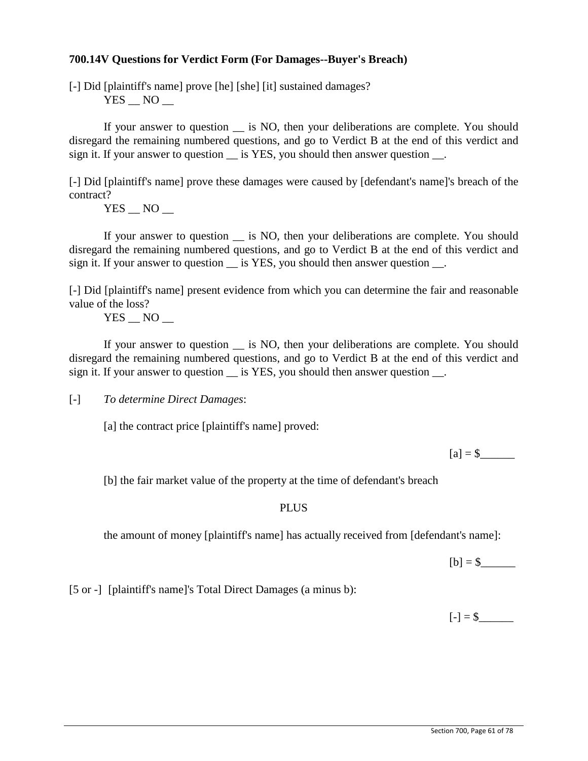**700.14V Questions for Verdict Form (For Damages--Buyer's Breach)**

[-] Did [plaintiff's name] prove [he] [she] [it] sustained damages?

YES __ NO __

If your answer to question __ is NO, then your deliberations are complete. You should disregard the remaining numbered questions, and go to Verdict B at the end of this verdict and sign it. If your answer to question __ is YES, you should then answer question __.

[-] Did [plaintiff's name] prove these damages were caused by [defendant's name]'s breach of the contract?

YES __ NO __

If your answer to question __ is NO, then your deliberations are complete. You should disregard the remaining numbered questions, and go to Verdict B at the end of this verdict and sign it. If your answer to question __ is YES, you should then answer question __.

[-] Did [plaintiff's name] present evidence from which you can determine the fair and reasonable value of the loss?

YES __ NO __

If your answer to question __ is NO, then your deliberations are complete. You should disregard the remaining numbered questions, and go to Verdict B at the end of this verdict and sign it. If your answer to question __ is YES, you should then answer question __.

[-] *To determine Direct Damages*:

[a] the contract price [plaintiff's name] proved:

[a] = $______

[b] the fair market value of the property at the time of defendant's breach

PLUS

the amount of money [plaintiff's name] has actually received from [defendant's name]:

[b] = $______

[5 or -] [plaintiff's name]'s Total Direct Damages (a minus b):

[-] = $______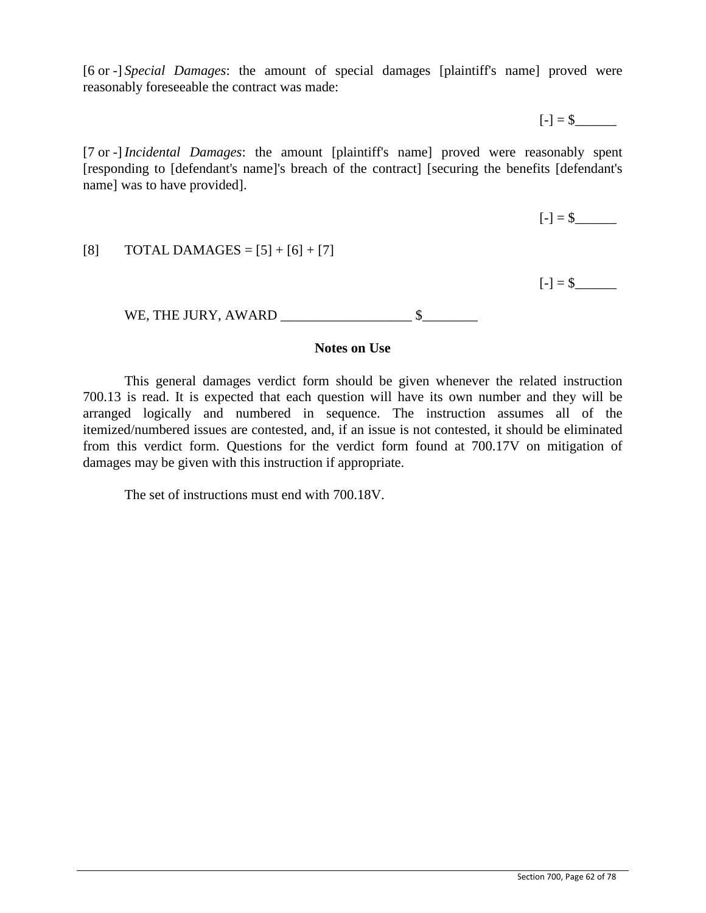[6 or -] *Special Damages*: the amount of special damages [plaintiff's name] proved were reasonably foreseeable the contract was made:

[-] = $______

[7 or -] *Incidental Damages*: the amount [plaintiff's name] proved were reasonably spent [responding to [defendant's name]'s breach of the contract] [securing the benefits [defendant's name] was to have provided].

[-] = $______

[8] TOTAL DAMAGES = [5] + [6] + [7]

[-] = $______

WE, THE JURY, AWARD ___________________ $________

**Notes on Use**

This general damages verdict form should be given whenever the related instruction 700.13 is read. It is expected that each question will have its own number and they will be arranged logically and numbered in sequence. The instruction assumes all of the itemized/numbered issues are contested, and, if an issue is not contested, it should be eliminated from this verdict form. Questions for the verdict form found at 700.17V on mitigation of damages may be given with this instruction if appropriate.

The set of instructions must end with 700.18V.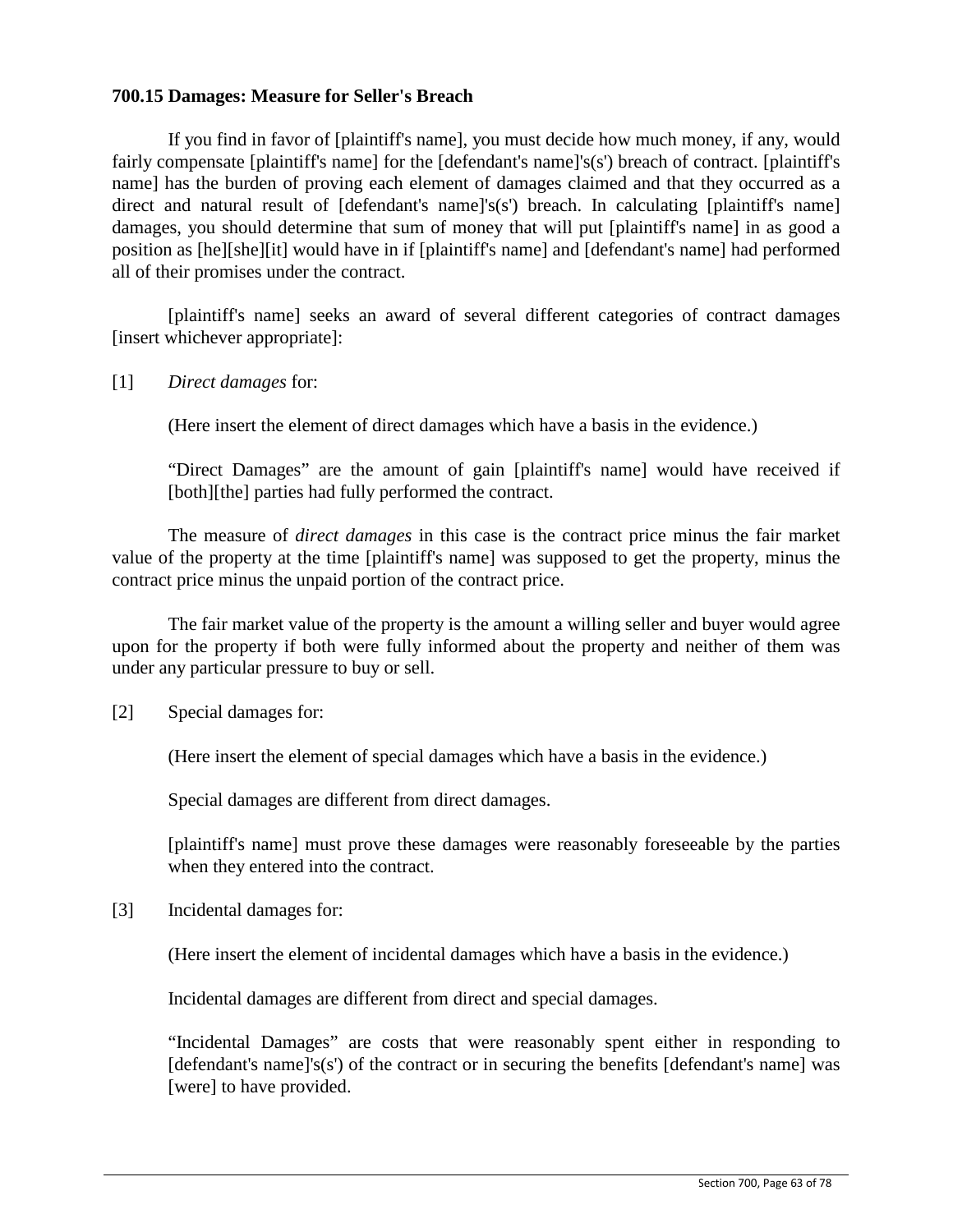**700.15 Damages: Measure for Seller's Breach**

If you find in favor of [plaintiff's name], you must decide how much money, if any, would fairly compensate [plaintiff's name] for the [defendant's name]'s(s') breach of contract. [plaintiff's name] has the burden of proving each element of damages claimed and that they occurred as a direct and natural result of [defendant's name]'s(s') breach. In calculating [plaintiff's name] damages, you should determine that sum of money that will put [plaintiff's name] in as good a position as [he][she][it] would have in if [plaintiff's name] and [defendant's name] had performed all of their promises under the contract.

[plaintiff's name] seeks an award of several different categories of contract damages [insert whichever appropriate]:

[1] *Direct damages* for:

(Here insert the element of direct damages which have a basis in the evidence.)

"Direct Damages" are the amount of gain [plaintiff's name] would have received if [both][the] parties had fully performed the contract.

The measure of *direct damages* in this case is the contract price minus the fair market value of the property at the time [plaintiff's name] was supposed to get the property, minus the contract price minus the unpaid portion of the contract price.

The fair market value of the property is the amount a willing seller and buyer would agree upon for the property if both were fully informed about the property and neither of them was under any particular pressure to buy or sell.

[2] Special damages for:

(Here insert the element of special damages which have a basis in the evidence.)

Special damages are different from direct damages.

[plaintiff's name] must prove these damages were reasonably foreseeable by the parties when they entered into the contract.

[3] Incidental damages for:

(Here insert the element of incidental damages which have a basis in the evidence.)

Incidental damages are different from direct and special damages.

"Incidental Damages" are costs that were reasonably spent either in responding to [defendant's name]'s(s') of the contract or in securing the benefits [defendant's name] was [were] to have provided.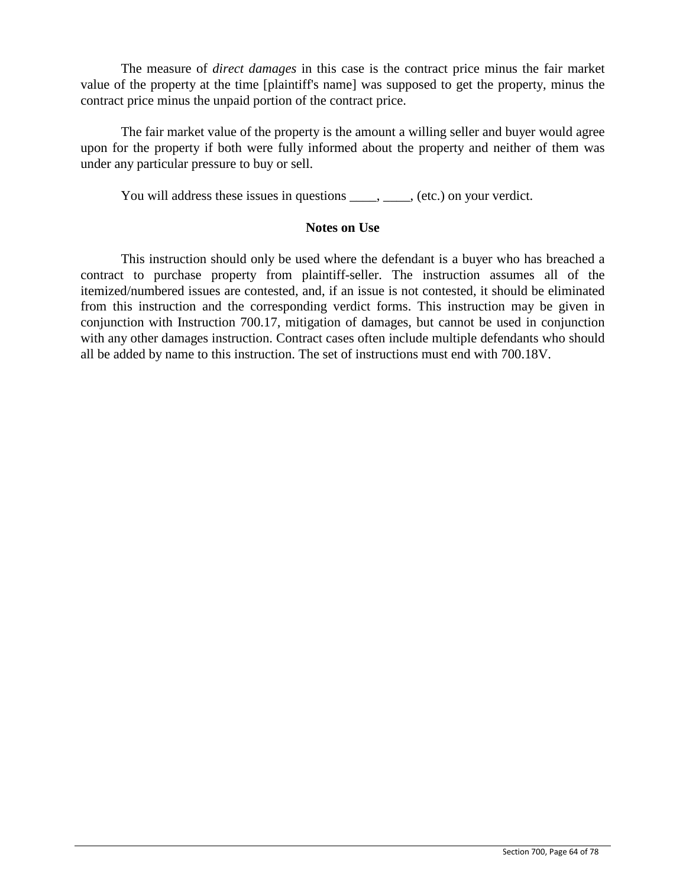The measure of *direct damages* in this case is the contract price minus the fair market value of the property at the time [plaintiff's name] was supposed to get the property, minus the contract price minus the unpaid portion of the contract price.

The fair market value of the property is the amount a willing seller and buyer would agree upon for the property if both were fully informed about the property and neither of them was under any particular pressure to buy or sell.

You will address these issues in questions ____, ____, (etc.) on your verdict.

**Notes on Use**

This instruction should only be used where the defendant is a buyer who has breached a contract to purchase property from plaintiff-seller. The instruction assumes all of the itemized/numbered issues are contested, and, if an issue is not contested, it should be eliminated from this instruction and the corresponding verdict forms. This instruction may be given in conjunction with Instruction 700.17, mitigation of damages, but cannot be used in conjunction with any other damages instruction. Contract cases often include multiple defendants who should all be added by name to this instruction. The set of instructions must end with 700.18V.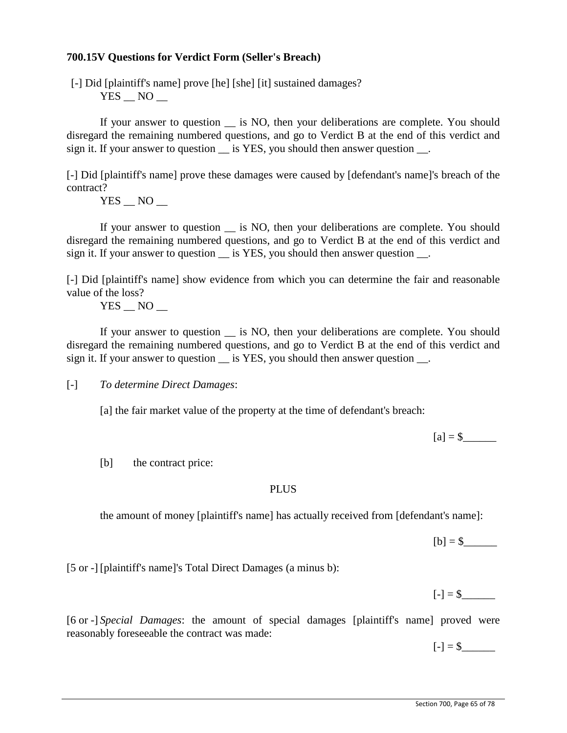**700.15V Questions for Verdict Form (Seller's Breach)**

[-] Did [plaintiff's name] prove [he] [she] [it] sustained damages?
YES __ NO __

If your answer to question __ is NO, then your deliberations are complete. You should disregard the remaining numbered questions, and go to Verdict B at the end of this verdict and sign it. If your answer to question __ is YES, you should then answer question __.

[-] Did [plaintiff's name] prove these damages were caused by [defendant's name]'s breach of the contract?
YES __ NO __

If your answer to question __ is NO, then your deliberations are complete. You should disregard the remaining numbered questions, and go to Verdict B at the end of this verdict and sign it. If your answer to question __ is YES, you should then answer question __.

[-] Did [plaintiff's name] show evidence from which you can determine the fair and reasonable value of the loss?
YES __ NO __

If your answer to question __ is NO, then your deliberations are complete. You should disregard the remaining numbered questions, and go to Verdict B at the end of this verdict and sign it. If your answer to question __ is YES, you should then answer question __.

[-] *To determine Direct Damages*:

[a] the fair market value of the property at the time of defendant's breach:

[a] = $______

[b] the contract price:

PLUS

the amount of money [plaintiff's name] has actually received from [defendant's name]:

[b] = $______

[5 or -] [plaintiff's name]'s Total Direct Damages (a minus b):

[-] = $______

[6 or -] *Special Damages*: the amount of special damages [plaintiff's name] proved were reasonably foreseeable the contract was made:

[-] = $______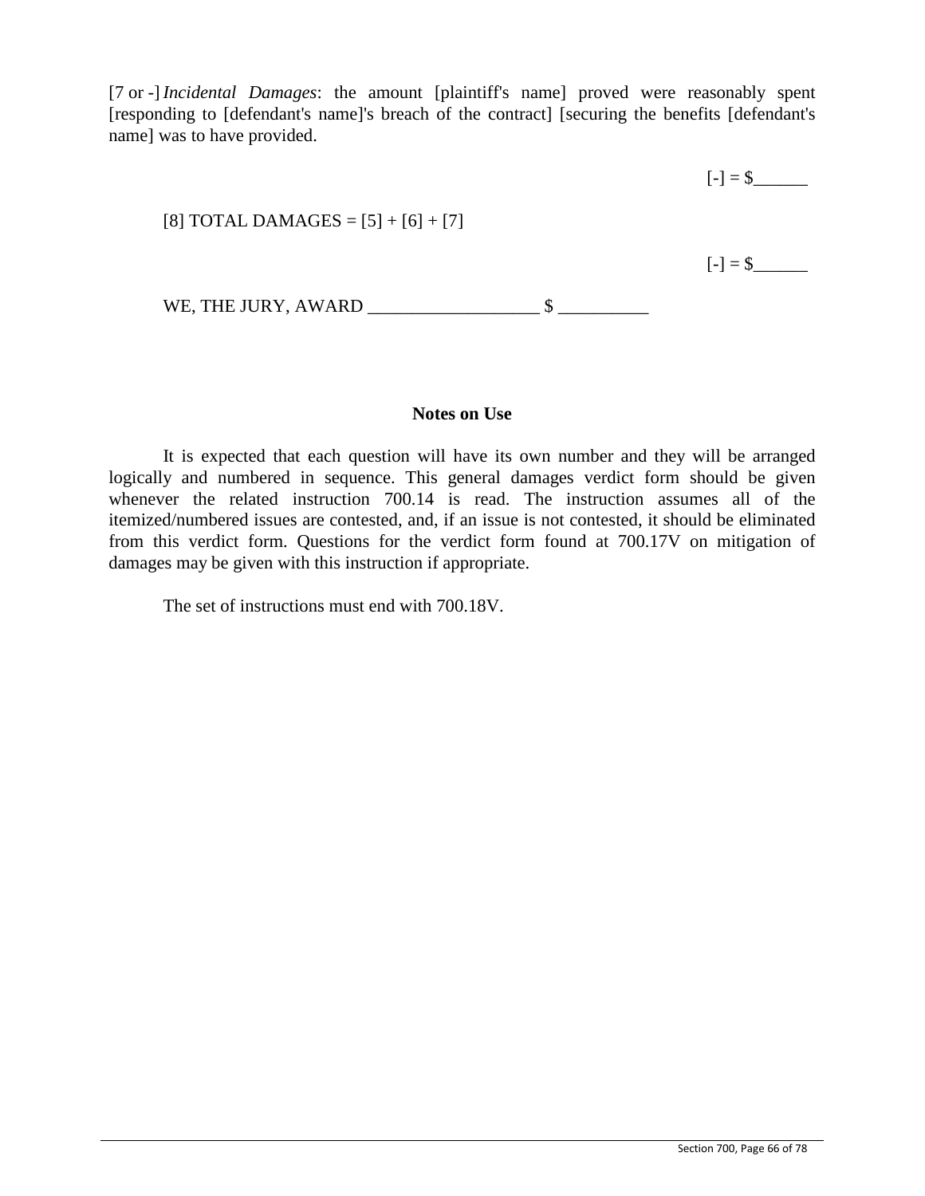[7 or -] *Incidental Damages*: the amount [plaintiff's name] proved were reasonably spent [responding to [defendant's name]'s breach of the contract] [securing the benefits [defendant's name] was to have provided.

[-] = $______

[8] TOTAL DAMAGES = [5] + [6] + [7]

[-] = $______

WE, THE JURY, AWARD ___________________ $ __________

**Notes on Use**

It is expected that each question will have its own number and they will be arranged logically and numbered in sequence. This general damages verdict form should be given whenever the related instruction 700.14 is read. The instruction assumes all of the itemized/numbered issues are contested, and, if an issue is not contested, it should be eliminated from this verdict form. Questions for the verdict form found at 700.17V on mitigation of damages may be given with this instruction if appropriate.

The set of instructions must end with 700.18V.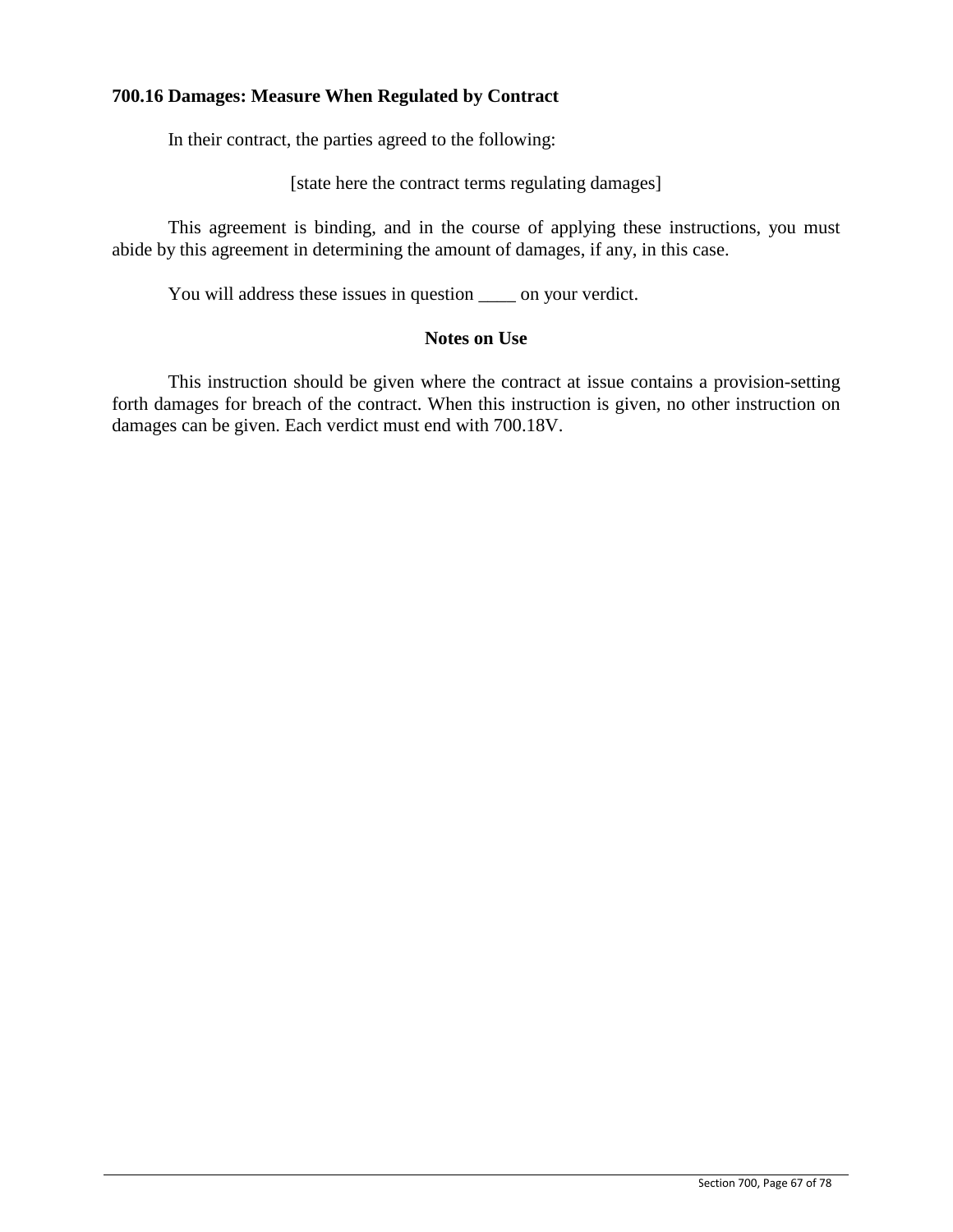**700.16 Damages: Measure When Regulated by Contract**

In their contract, the parties agreed to the following:

[state here the contract terms regulating damages]

This agreement is binding, and in the course of applying these instructions, you must abide by this agreement in determining the amount of damages, if any, in this case.

You will address these issues in question ____ on your verdict.

**Notes on Use**

This instruction should be given where the contract at issue contains a provision-setting forth damages for breach of the contract. When this instruction is given, no other instruction on damages can be given. Each verdict must end with 700.18V.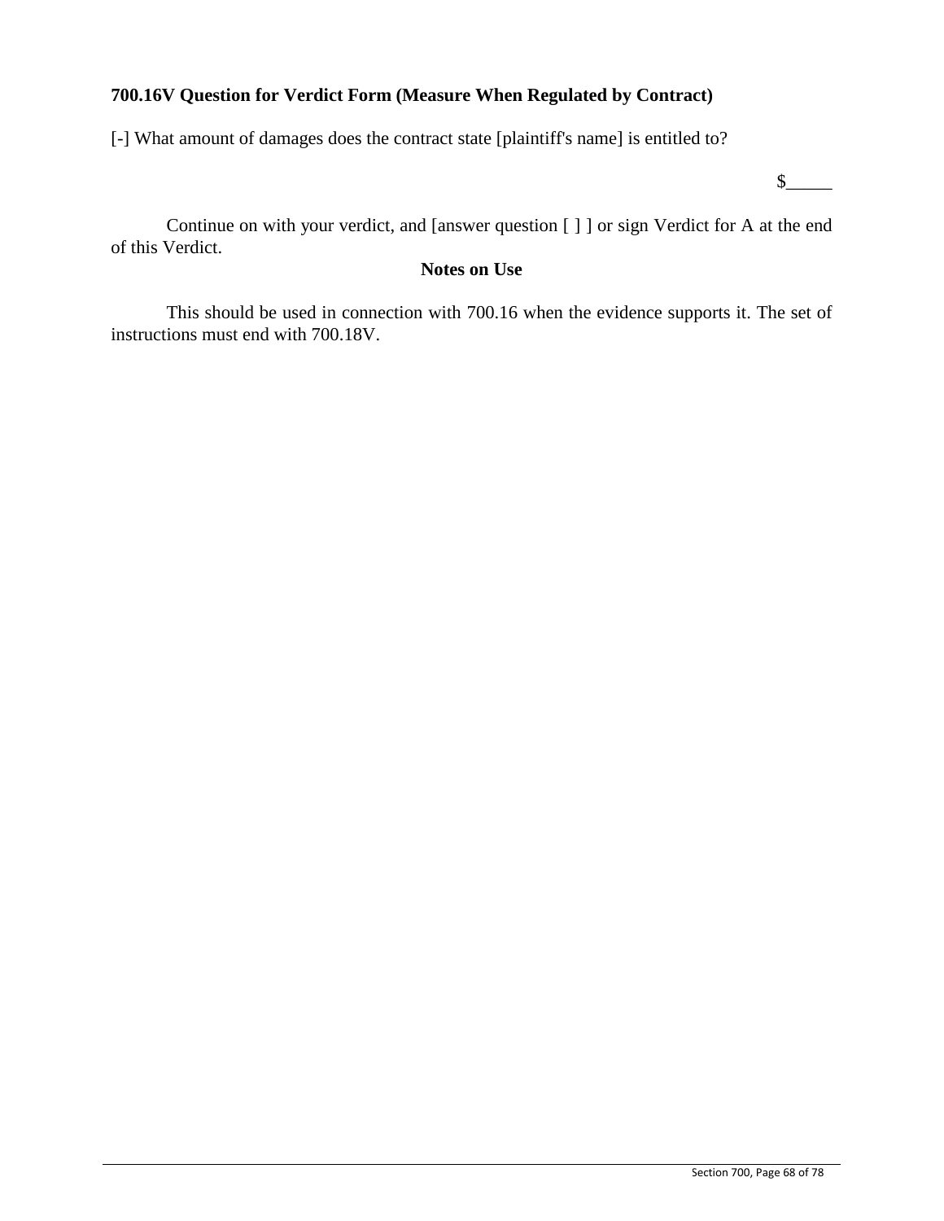**700.16V Question for Verdict Form (Measure When Regulated by Contract)**

[-] What amount of damages does the contract state [plaintiff's name] is entitled to?

$_____

Continue on with your verdict, and [answer question [ ] ] or sign Verdict for A at the end of this Verdict.

**Notes on Use**

This should be used in connection with 700.16 when the evidence supports it. The set of instructions must end with 700.18V.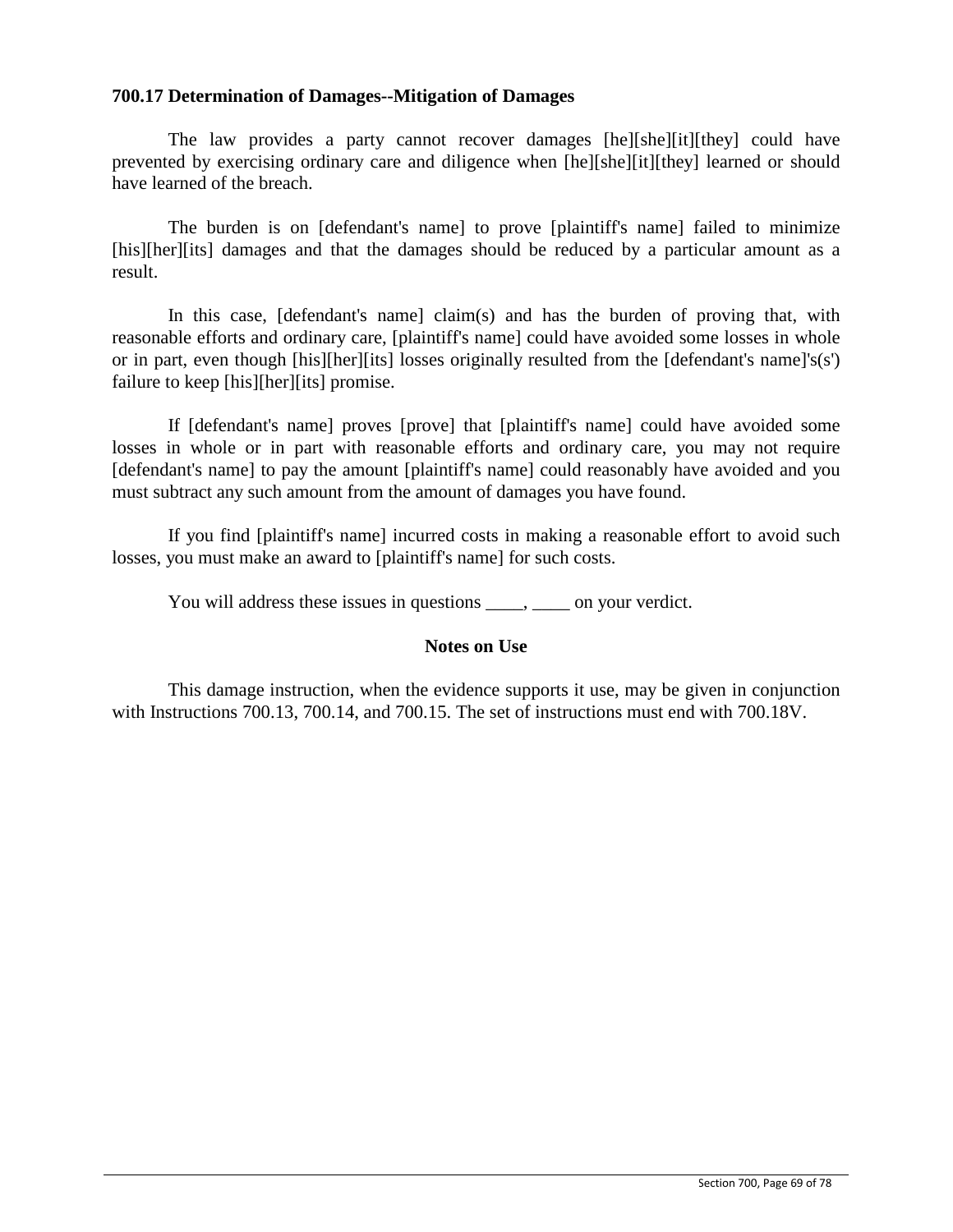**700.17 Determination of Damages--Mitigation of Damages**

The law provides a party cannot recover damages [he][she][it][they] could have prevented by exercising ordinary care and diligence when [he][she][it][they] learned or should have learned of the breach.

The burden is on [defendant's name] to prove [plaintiff's name] failed to minimize [his][her][its] damages and that the damages should be reduced by a particular amount as a result.

In this case, [defendant's name] claim(s) and has the burden of proving that, with reasonable efforts and ordinary care, [plaintiff's name] could have avoided some losses in whole or in part, even though [his][her][its] losses originally resulted from the [defendant's name]'s(s') failure to keep [his][her][its] promise.

If [defendant's name] proves [prove] that [plaintiff's name] could have avoided some losses in whole or in part with reasonable efforts and ordinary care, you may not require [defendant's name] to pay the amount [plaintiff's name] could reasonably have avoided and you must subtract any such amount from the amount of damages you have found.

If you find [plaintiff's name] incurred costs in making a reasonable effort to avoid such losses, you must make an award to [plaintiff's name] for such costs.

You will address these issues in questions ____, ____ on your verdict.

**Notes on Use**

This damage instruction, when the evidence supports it use, may be given in conjunction with Instructions 700.13, 700.14, and 700.15. The set of instructions must end with 700.18V.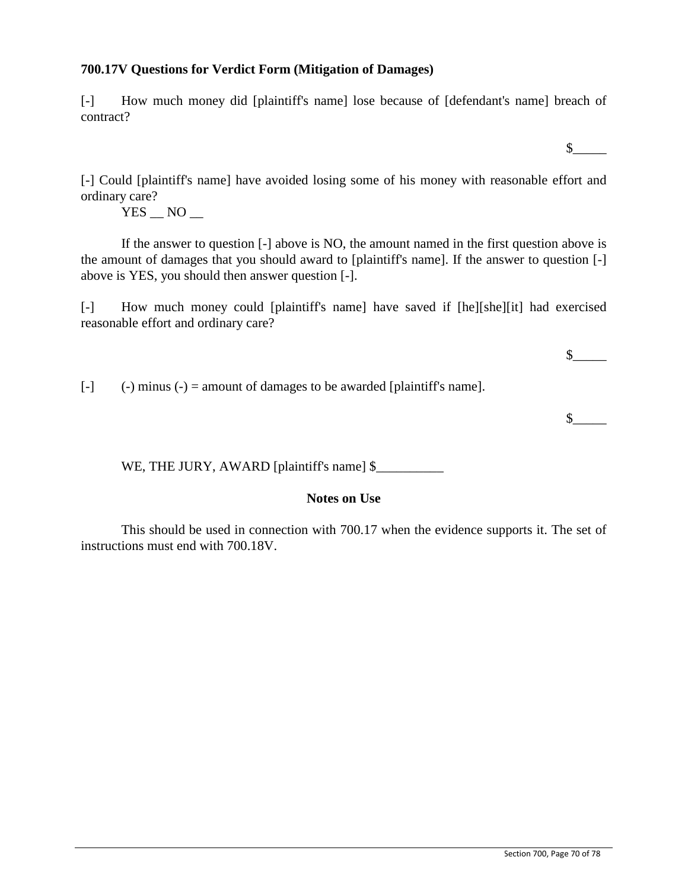**700.17V Questions for Verdict Form (Mitigation of Damages)**

[-] How much money did [plaintiff's name] lose because of [defendant's name] breach of contract?

$_____

[-] Could [plaintiff's name] have avoided losing some of his money with reasonable effort and ordinary care?

YES __ NO __

If the answer to question [-] above is NO, the amount named in the first question above is the amount of damages that you should award to [plaintiff's name]. If the answer to question [-] above is YES, you should then answer question [-].

[-] How much money could [plaintiff's name] have saved if [he][she][it] had exercised reasonable effort and ordinary care?

$_____

[-] (-) minus (-) = amount of damages to be awarded [plaintiff's name].

$_____

WE, THE JURY, AWARD [plaintiff's name] $__________

**Notes on Use**

This should be used in connection with 700.17 when the evidence supports it. The set of instructions must end with 700.18V.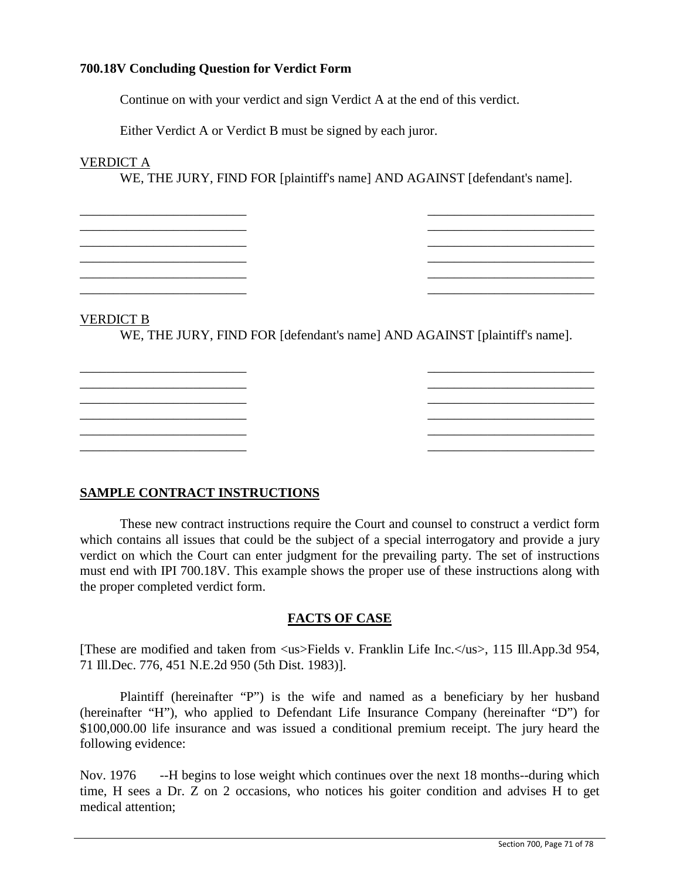**700.18V Concluding Question for Verdict Form**

Continue on with your verdict and sign Verdict A at the end of this verdict.

Either Verdict A or Verdict B must be signed by each juror.

VERDICT A

WE, THE JURY, FIND FOR [plaintiff's name] AND AGAINST [defendant's name].

\_\_\_\_\_\_\_\_\_\_\_\_\_\_\_\_\_\_\_\_\_\_\_\_\_\_ \_\_\_\_\_\_\_\_\_\_\_\_\_\_\_\_\_\_\_\_\_\_\_\_\_\_
\_\_\_\_\_\_\_\_\_\_\_\_\_\_\_\_\_\_\_\_\_\_\_\_\_\_ \_\_\_\_\_\_\_\_\_\_\_\_\_\_\_\_\_\_\_\_\_\_\_\_\_\_
\_\_\_\_\_\_\_\_\_\_\_\_\_\_\_\_\_\_\_\_\_\_\_\_\_\_ \_\_\_\_\_\_\_\_\_\_\_\_\_\_\_\_\_\_\_\_\_\_\_\_\_\_
\_\_\_\_\_\_\_\_\_\_\_\_\_\_\_\_\_\_\_\_\_\_\_\_\_\_ \_\_\_\_\_\_\_\_\_\_\_\_\_\_\_\_\_\_\_\_\_\_\_\_\_\_
\_\_\_\_\_\_\_\_\_\_\_\_\_\_\_\_\_\_\_\_\_\_\_\_\_\_ \_\_\_\_\_\_\_\_\_\_\_\_\_\_\_\_\_\_\_\_\_\_\_\_\_\_
\_\_\_\_\_\_\_\_\_\_\_\_\_\_\_\_\_\_\_\_\_\_\_\_\_\_ \_\_\_\_\_\_\_\_\_\_\_\_\_\_\_\_\_\_\_\_\_\_\_\_\_\_

VERDICT B

WE, THE JURY, FIND FOR [defendant's name] AND AGAINST [plaintiff's name].

\_\_\_\_\_\_\_\_\_\_\_\_\_\_\_\_\_\_\_\_\_\_\_\_\_\_ \_\_\_\_\_\_\_\_\_\_\_\_\_\_\_\_\_\_\_\_\_\_\_\_\_\_
\_\_\_\_\_\_\_\_\_\_\_\_\_\_\_\_\_\_\_\_\_\_\_\_\_\_ \_\_\_\_\_\_\_\_\_\_\_\_\_\_\_\_\_\_\_\_\_\_\_\_\_\_
\_\_\_\_\_\_\_\_\_\_\_\_\_\_\_\_\_\_\_\_\_\_\_\_\_\_ \_\_\_\_\_\_\_\_\_\_\_\_\_\_\_\_\_\_\_\_\_\_\_\_\_\_
\_\_\_\_\_\_\_\_\_\_\_\_\_\_\_\_\_\_\_\_\_\_\_\_\_\_ \_\_\_\_\_\_\_\_\_\_\_\_\_\_\_\_\_\_\_\_\_\_\_\_\_\_
\_\_\_\_\_\_\_\_\_\_\_\_\_\_\_\_\_\_\_\_\_\_\_\_\_\_ \_\_\_\_\_\_\_\_\_\_\_\_\_\_\_\_\_\_\_\_\_\_\_\_\_\_
\_\_\_\_\_\_\_\_\_\_\_\_\_\_\_\_\_\_\_\_\_\_\_\_\_\_ \_\_\_\_\_\_\_\_\_\_\_\_\_\_\_\_\_\_\_\_\_\_\_\_\_\_

**SAMPLE CONTRACT INSTRUCTIONS**

These new contract instructions require the Court and counsel to construct a verdict form which contains all issues that could be the subject of a special interrogatory and provide a jury verdict on which the Court can enter judgment for the prevailing party. The set of instructions must end with IPI 700.18V. This example shows the proper use of these instructions along with the proper completed verdict form.

**FACTS OF CASE**

[These are modified and taken from <us>Fields v. Franklin Life Inc.</us>, 115 Ill.App.3d 954, 71 Ill.Dec. 776, 451 N.E.2d 950 (5th Dist. 1983)].

Plaintiff (hereinafter "P") is the wife and named as a beneficiary by her husband (hereinafter "H"), who applied to Defendant Life Insurance Company (hereinafter "D") for $100,000.00 life insurance and was issued a conditional premium receipt. The jury heard the following evidence:

Nov. 1976 --H begins to lose weight which continues over the next 18 months--during which time, H sees a Dr. Z on 2 occasions, who notices his goiter condition and advises H to get medical attention;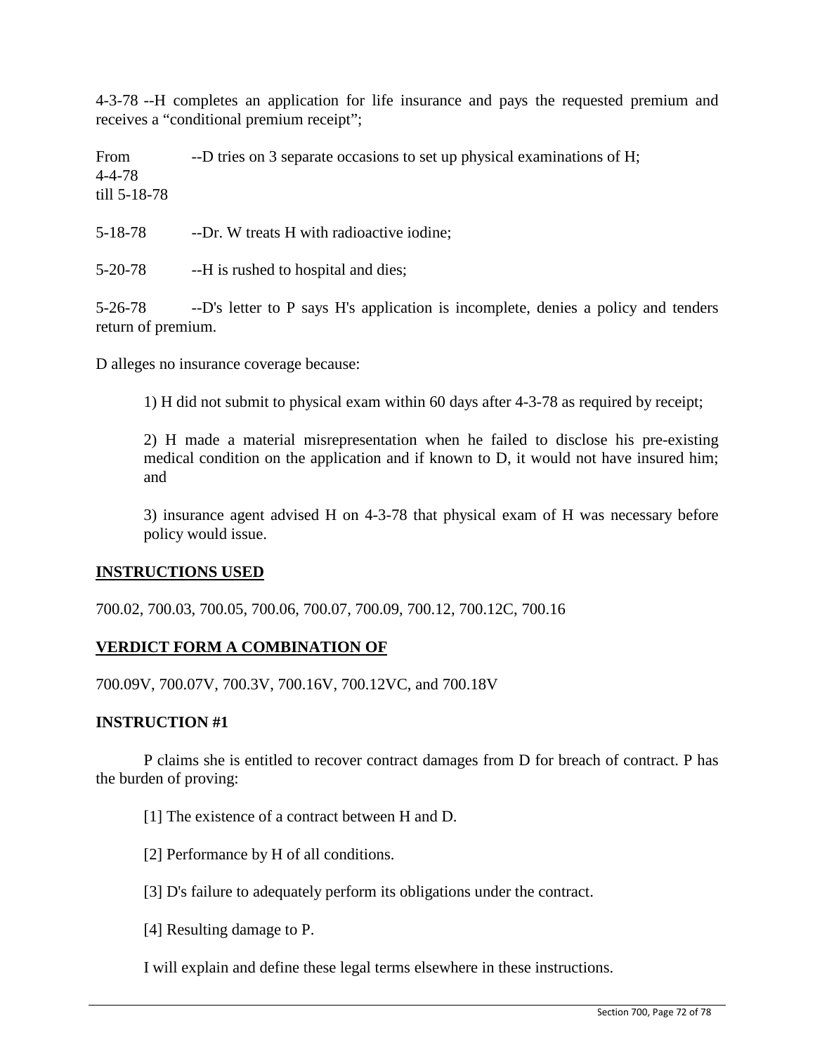4-3-78 --H completes an application for life insurance and pays the requested premium and receives a "conditional premium receipt";

From 4-4-78 till 5-18-78 --D tries on 3 separate occasions to set up physical examinations of H;

5-18-78 --Dr. W treats H with radioactive iodine;

5-20-78 --H is rushed to hospital and dies;

5-26-78 --D's letter to P says H's application is incomplete, denies a policy and tenders return of premium.

D alleges no insurance coverage because:

> 1) H did not submit to physical exam within 60 days after 4-3-78 as required by receipt;
>
> 2) H made a material misrepresentation when he failed to disclose his pre-existing medical condition on the application and if known to D, it would not have insured him; and
>
> 3) insurance agent advised H on 4-3-78 that physical exam of H was necessary before policy would issue.

## INSTRUCTIONS USED

700.02, 700.03, 700.05, 700.06, 700.07, 700.09, 700.12, 700.12C, 700.16

## VERDICT FORM A COMBINATION OF

700.09V, 700.07V, 700.3V, 700.16V, 700.12VC, and 700.18V

### INSTRUCTION #1

P claims she is entitled to recover contract damages from D for breach of contract. P has the burden of proving:

> [1] The existence of a contract between H and D.
>
> [2] Performance by H of all conditions.
>
> [3] D's failure to adequately perform its obligations under the contract.
>
> [4] Resulting damage to P.
>
> I will explain and define these legal terms elsewhere in these instructions.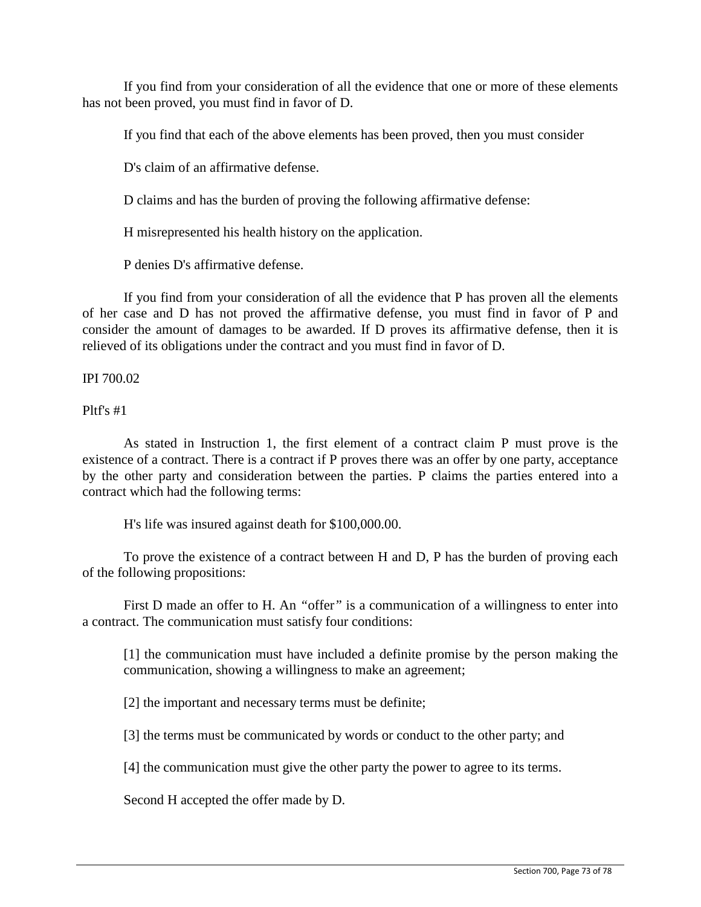If you find from your consideration of all the evidence that one or more of these elements has not been proved, you must find in favor of D.

If you find that each of the above elements has been proved, then you must consider

D's claim of an affirmative defense.

D claims and has the burden of proving the following affirmative defense:

H misrepresented his health history on the application.

P denies D's affirmative defense.

If you find from your consideration of all the evidence that P has proven all the elements of her case and D has not proved the affirmative defense, you must find in favor of P and consider the amount of damages to be awarded. If D proves its affirmative defense, then it is relieved of its obligations under the contract and you must find in favor of D.

IPI 700.02

Pltf's #1

As stated in Instruction 1, the first element of a contract claim P must prove is the existence of a contract. There is a contract if P proves there was an offer by one party, acceptance by the other party and consideration between the parties. P claims the parties entered into a contract which had the following terms:

H's life was insured against death for $100,000.00.

To prove the existence of a contract between H and D, P has the burden of proving each of the following propositions:

First D made an offer to H. An "offer" is a communication of a willingness to enter into a contract. The communication must satisfy four conditions:

> [1] the communication must have included a definite promise by the person making the communication, showing a willingness to make an agreement;
>
> [2] the important and necessary terms must be definite;
>
> [3] the terms must be communicated by words or conduct to the other party; and
>
> [4] the communication must give the other party the power to agree to its terms.

Second H accepted the offer made by D.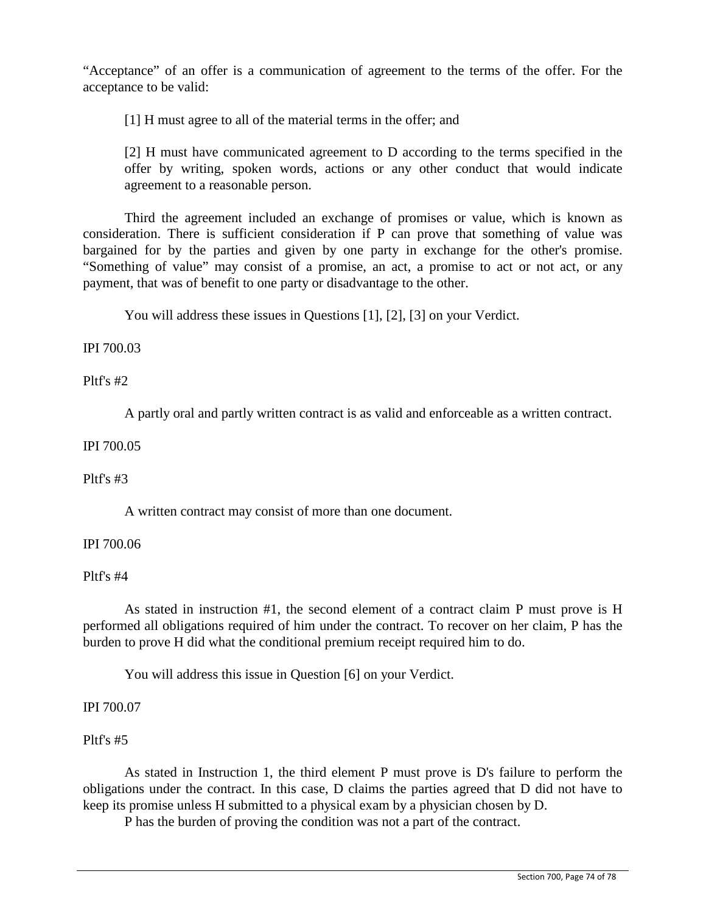"Acceptance" of an offer is a communication of agreement to the terms of the offer. For the acceptance to be valid:

> [1] H must agree to all of the material terms in the offer; and
>
> [2] H must have communicated agreement to D according to the terms specified in the offer by writing, spoken words, actions or any other conduct that would indicate agreement to a reasonable person.

Third the agreement included an exchange of promises or value, which is known as consideration. There is sufficient consideration if P can prove that something of value was bargained for by the parties and given by one party in exchange for the other's promise. "Something of value" may consist of a promise, an act, a promise to act or not act, or any payment, that was of benefit to one party or disadvantage to the other.

You will address these issues in Questions [1], [2], [3] on your Verdict.

IPI 700.03

Pltf's #2

A partly oral and partly written contract is as valid and enforceable as a written contract.

IPI 700.05

Pltf's #3

A written contract may consist of more than one document.

IPI 700.06

Pltf's #4

As stated in instruction #1, the second element of a contract claim P must prove is H performed all obligations required of him under the contract. To recover on her claim, P has the burden to prove H did what the conditional premium receipt required him to do.

You will address this issue in Question [6] on your Verdict.

IPI 700.07

Pltf's #5

As stated in Instruction 1, the third element P must prove is D's failure to perform the obligations under the contract. In this case, D claims the parties agreed that D did not have to keep its promise unless H submitted to a physical exam by a physician chosen by D.

P has the burden of proving the condition was not a part of the contract.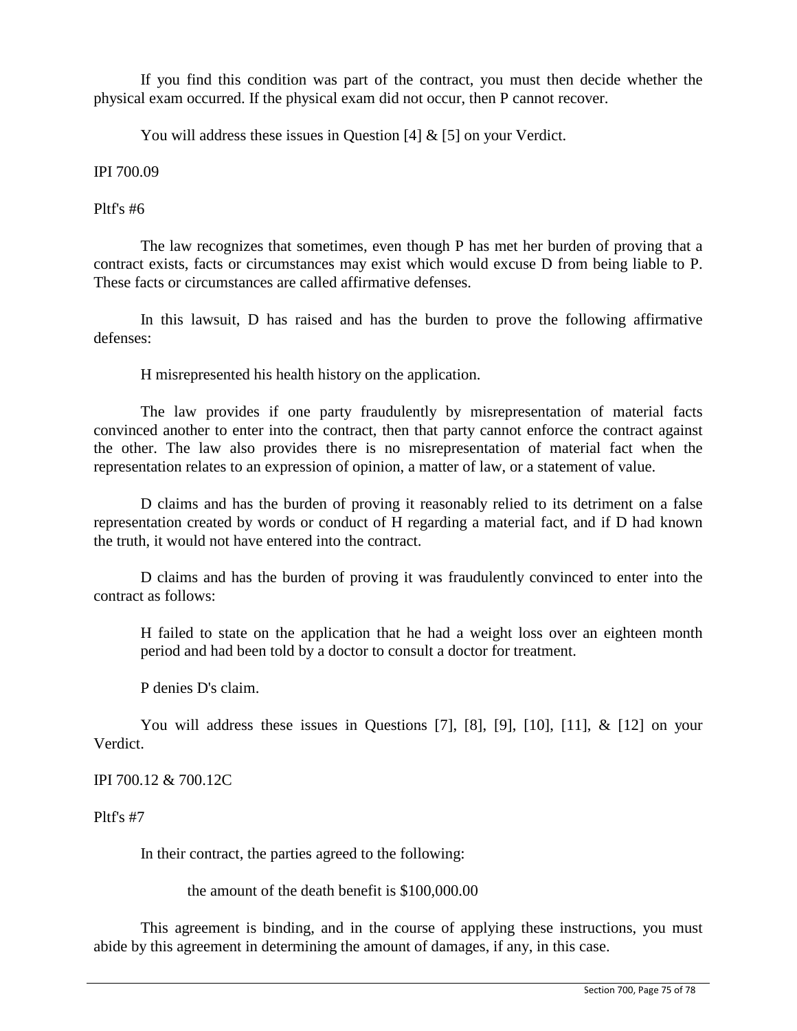If you find this condition was part of the contract, you must then decide whether the physical exam occurred. If the physical exam did not occur, then P cannot recover.

You will address these issues in Question [4] & [5] on your Verdict.

IPI 700.09

Pltf's #6

The law recognizes that sometimes, even though P has met her burden of proving that a contract exists, facts or circumstances may exist which would excuse D from being liable to P. These facts or circumstances are called affirmative defenses.

In this lawsuit, D has raised and has the burden to prove the following affirmative defenses:

H misrepresented his health history on the application.

The law provides if one party fraudulently by misrepresentation of material facts convinced another to enter into the contract, then that party cannot enforce the contract against the other. The law also provides there is no misrepresentation of material fact when the representation relates to an expression of opinion, a matter of law, or a statement of value.

D claims and has the burden of proving it reasonably relied to its detriment on a false representation created by words or conduct of H regarding a material fact, and if D had known the truth, it would not have entered into the contract.

D claims and has the burden of proving it was fraudulently convinced to enter into the contract as follows:

> H failed to state on the application that he had a weight loss over an eighteen month period and had been told by a doctor to consult a doctor for treatment.

P denies D's claim.

You will address these issues in Questions [7], [8], [9], [10], [11], & [12] on your Verdict.

IPI 700.12 & 700.12C

Pltf's #7

In their contract, the parties agreed to the following:

> the amount of the death benefit is $100,000.00

This agreement is binding, and in the course of applying these instructions, you must abide by this agreement in determining the amount of damages, if any, in this case.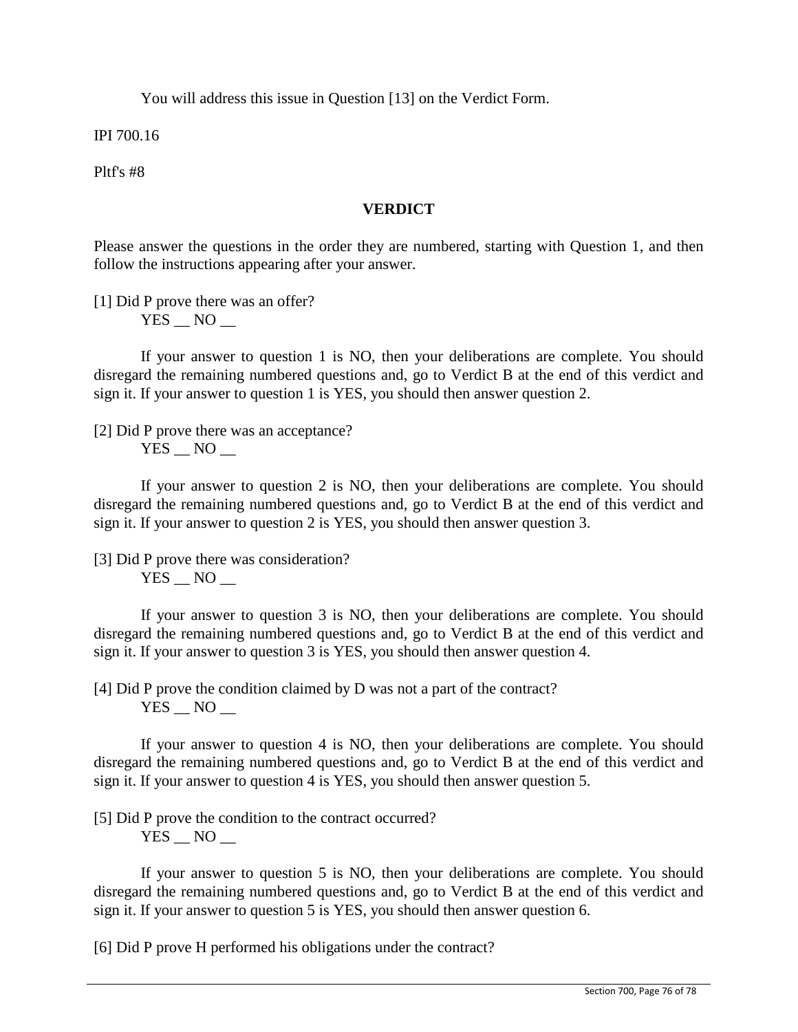You will address this issue in Question [13] on the Verdict Form.

IPI 700.16

Pltf's #8

**VERDICT**

Please answer the questions in the order they are numbered, starting with Question 1, and then follow the instructions appearing after your answer.

[1] Did P prove there was an offer?
YES __ NO __

If your answer to question 1 is NO, then your deliberations are complete. You should disregard the remaining numbered questions and, go to Verdict B at the end of this verdict and sign it. If your answer to question 1 is YES, you should then answer question 2.

[2] Did P prove there was an acceptance?
YES __ NO __

If your answer to question 2 is NO, then your deliberations are complete. You should disregard the remaining numbered questions and, go to Verdict B at the end of this verdict and sign it. If your answer to question 2 is YES, you should then answer question 3.

[3] Did P prove there was consideration?
YES __ NO __

If your answer to question 3 is NO, then your deliberations are complete. You should disregard the remaining numbered questions and, go to Verdict B at the end of this verdict and sign it. If your answer to question 3 is YES, you should then answer question 4.

[4] Did P prove the condition claimed by D was not a part of the contract?
YES __ NO __

If your answer to question 4 is NO, then your deliberations are complete. You should disregard the remaining numbered questions and, go to Verdict B at the end of this verdict and sign it. If your answer to question 4 is YES, you should then answer question 5.

[5] Did P prove the condition to the contract occurred?
YES __ NO __

If your answer to question 5 is NO, then your deliberations are complete. You should disregard the remaining numbered questions and, go to Verdict B at the end of this verdict and sign it. If your answer to question 5 is YES, you should then answer question 6.

[6] Did P prove H performed his obligations under the contract?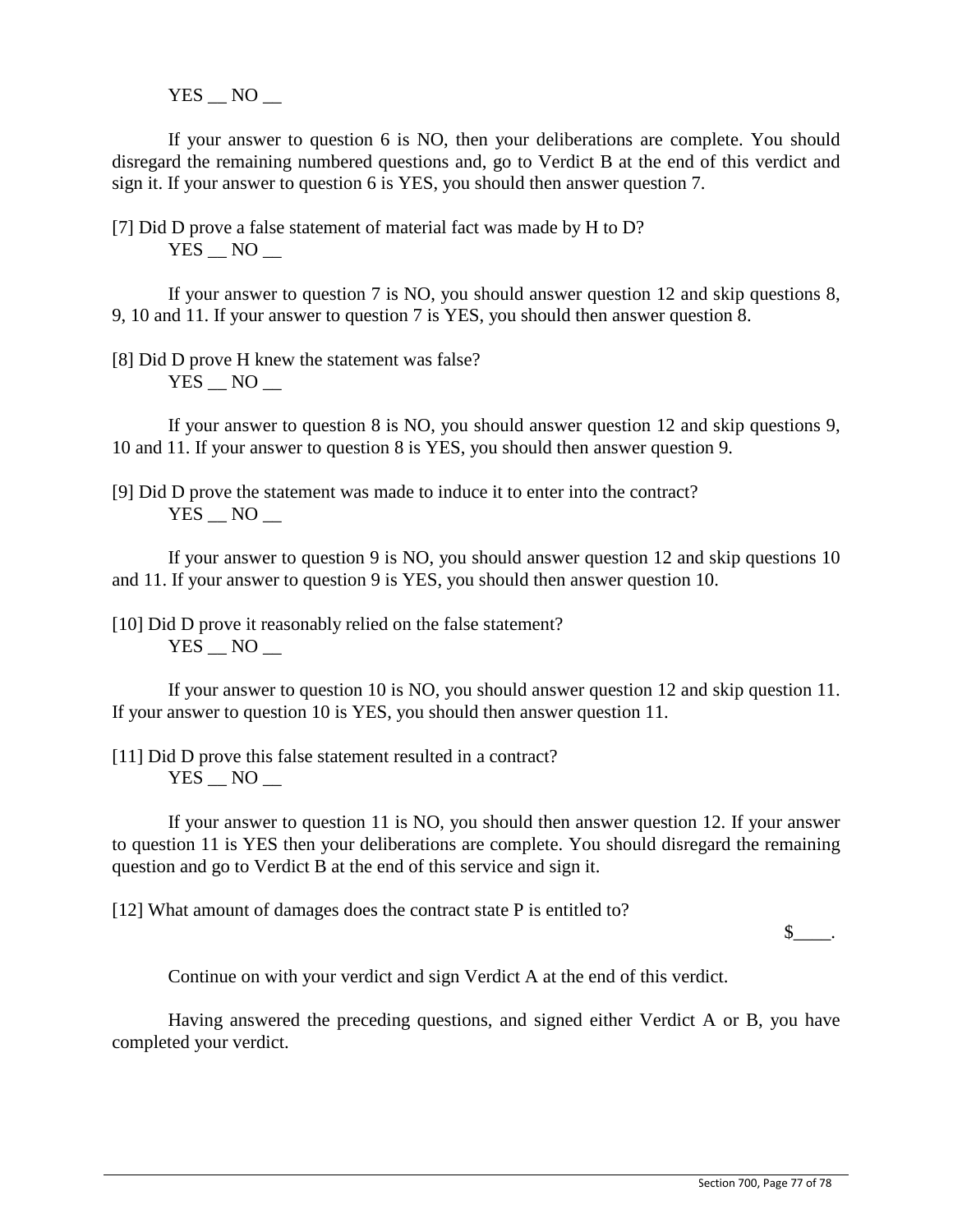YES __ NO __

If your answer to question 6 is NO, then your deliberations are complete. You should disregard the remaining numbered questions and, go to Verdict B at the end of this verdict and sign it. If your answer to question 6 is YES, you should then answer question 7.

[7] Did D prove a false statement of material fact was made by H to D?
YES __ NO __

If your answer to question 7 is NO, you should answer question 12 and skip questions 8, 9, 10 and 11. If your answer to question 7 is YES, you should then answer question 8.

[8] Did D prove H knew the statement was false?
YES __ NO __

If your answer to question 8 is NO, you should answer question 12 and skip questions 9, 10 and 11. If your answer to question 8 is YES, you should then answer question 9.

[9] Did D prove the statement was made to induce it to enter into the contract?
YES __ NO __

If your answer to question 9 is NO, you should answer question 12 and skip questions 10 and 11. If your answer to question 9 is YES, you should then answer question 10.

[10] Did D prove it reasonably relied on the false statement?
YES __ NO __

If your answer to question 10 is NO, you should answer question 12 and skip question 11. If your answer to question 10 is YES, you should then answer question 11.

[11] Did D prove this false statement resulted in a contract?
YES __ NO __

If your answer to question 11 is NO, you should then answer question 12. If your answer to question 11 is YES then your deliberations are complete. You should disregard the remaining question and go to Verdict B at the end of this service and sign it.

[12] What amount of damages does the contract state P is entitled to?

$____.

Continue on with your verdict and sign Verdict A at the end of this verdict.

Having answered the preceding questions, and signed either Verdict A or B, you have completed your verdict.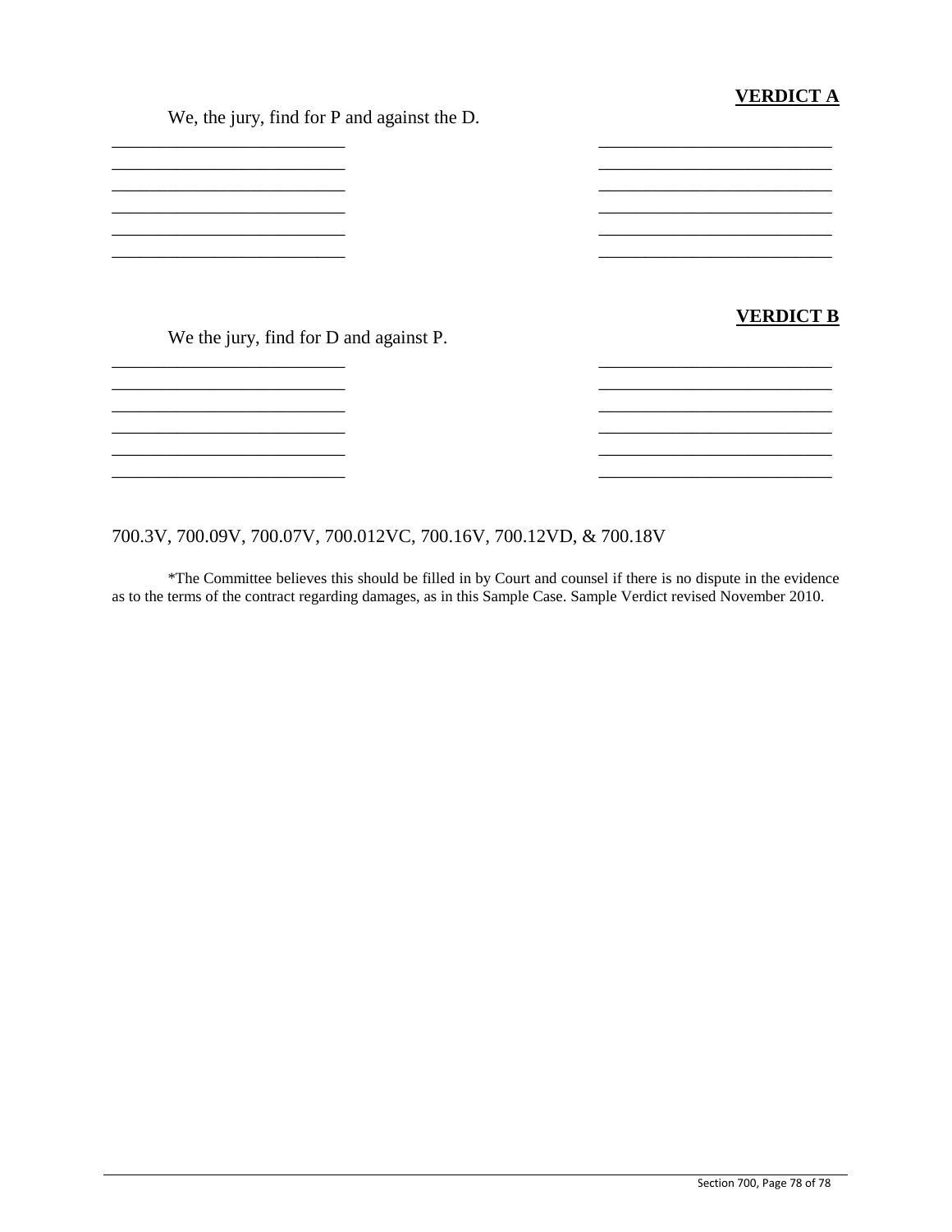**VERDICT A**

We, the jury, find for P and against the D.

| | |
|---|---|
| ___________________________ | ___________________________ |
| ___________________________ | ___________________________ |
| ___________________________ | ___________________________ |
| ___________________________ | ___________________________ |
| ___________________________ | ___________________________ |
| ___________________________ | ___________________________ |

**VERDICT B**

We the jury, find for D and against P.

| | |
|---|---|
| ___________________________ | ___________________________ |
| ___________________________ | ___________________________ |
| ___________________________ | ___________________________ |
| ___________________________ | ___________________________ |
| ___________________________ | ___________________________ |
| ___________________________ | ___________________________ |

700.3V, 700.09V, 700.07V, 700.012VC, 700.16V, 700.12VD, & 700.18V

*The Committee believes this should be filled in by Court and counsel if there is no dispute in the evidence as to the terms of the contract regarding damages, as in this Sample Case. Sample Verdict revised November 2010.